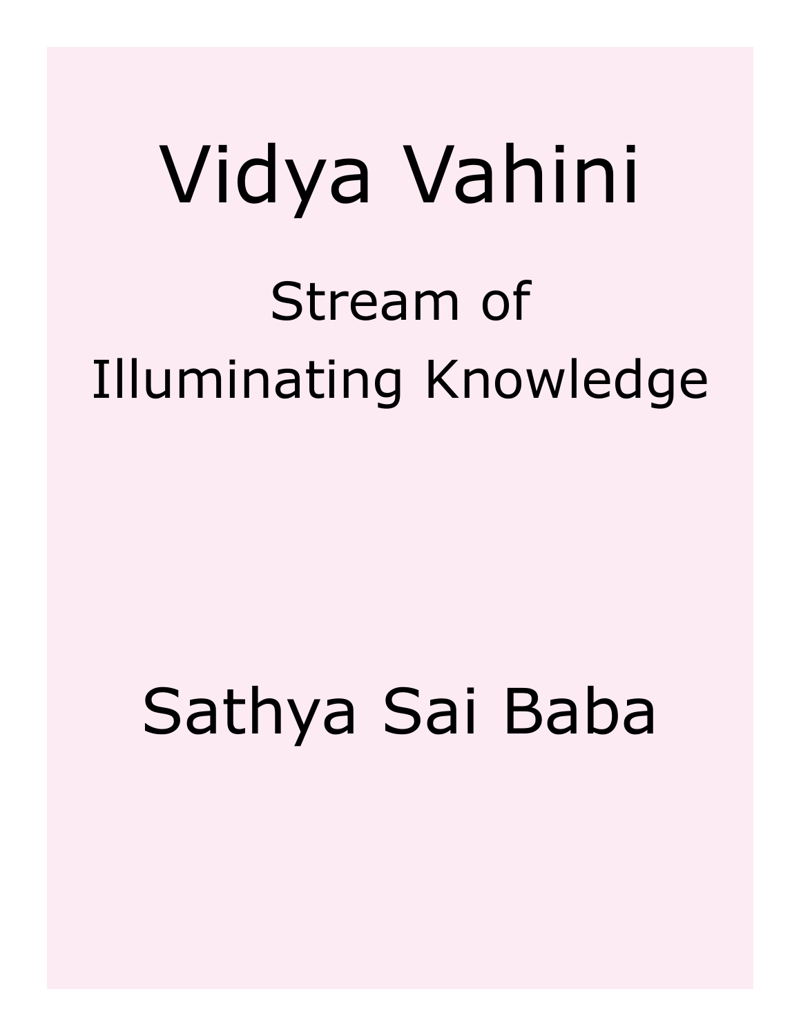# Vidya Vahini

## Stream of Illuminating Knowledge

## Sathya Sai Baba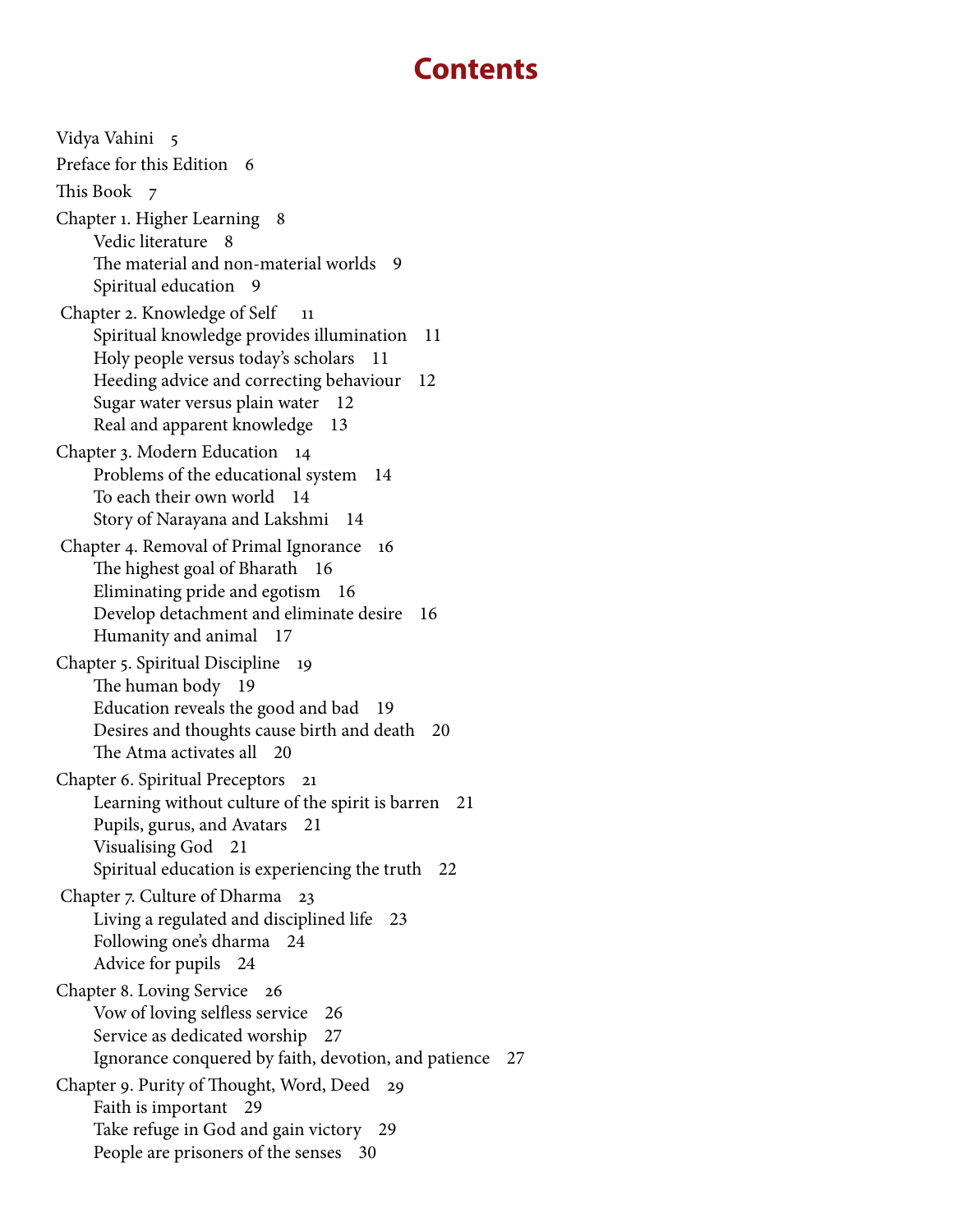# Contents

Vidya Vahini 5

Preface for this Edition 6

This Book 7

Chapter 1. Higher Learning 8
- Vedic literature 8
- The material and non-material worlds 9
- Spiritual education 9

Chapter 2. Knowledge of Self 11
- Spiritual knowledge provides illumination 11
- Holy people versus today's scholars 11
- Heeding advice and correcting behaviour 12
- Sugar water versus plain water 12
- Real and apparent knowledge 13

Chapter 3. Modern Education 14
- Problems of the educational system 14
- To each their own world 14
- Story of Narayana and Lakshmi 14

Chapter 4. Removal of Primal Ignorance 16
- The highest goal of Bharath 16
- Eliminating pride and egotism 16
- Develop detachment and eliminate desire 16
- Humanity and animal 17

Chapter 5. Spiritual Discipline 19
- The human body 19
- Education reveals the good and bad 19
- Desires and thoughts cause birth and death 20
- The Atma activates all 20

Chapter 6. Spiritual Preceptors 21
- Learning without culture of the spirit is barren 21
- Pupils, gurus, and Avatars 21
- Visualising God 21
- Spiritual education is experiencing the truth 22

Chapter 7. Culture of Dharma 23
- Living a regulated and disciplined life 23
- Following one's dharma 24
- Advice for pupils 24

Chapter 8. Loving Service 26
- Vow of loving selfless service 26
- Service as dedicated worship 27
- Ignorance conquered by faith, devotion, and patience 27

Chapter 9. Purity of Thought, Word, Deed 29
- Faith is important 29
- Take refuge in God and gain victory 29
- People are prisoners of the senses 30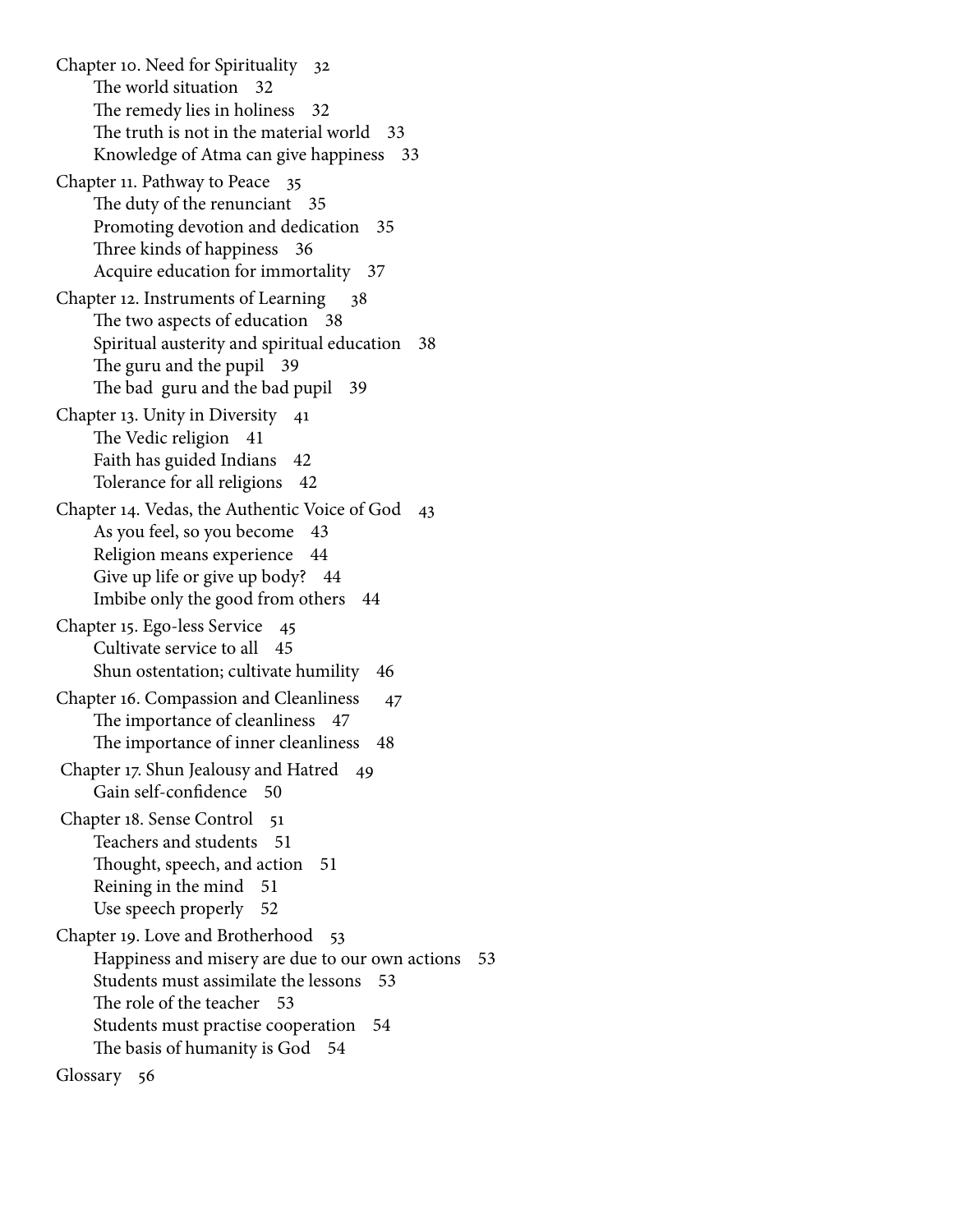Chapter 10. Need for Spirituality 32
- The world situation 32
- The remedy lies in holiness 32
- The truth is not in the material world 33
- Knowledge of Atma can give happiness 33

Chapter 11. Pathway to Peace 35
- The duty of the renunciant 35
- Promoting devotion and dedication 35
- Three kinds of happiness 36
- Acquire education for immortality 37

Chapter 12. Instruments of Learning 38
- The two aspects of education 38
- Spiritual austerity and spiritual education 38
- The guru and the pupil 39
- The bad guru and the bad pupil 39

Chapter 13. Unity in Diversity 41
- The Vedic religion 41
- Faith has guided Indians 42
- Tolerance for all religions 42

Chapter 14. Vedas, the Authentic Voice of God 43
- As you feel, so you become 43
- Religion means experience 44
- Give up life or give up body? 44
- Imbibe only the good from others 44

Chapter 15. Ego-less Service 45
- Cultivate service to all 45
- Shun ostentation; cultivate humility 46

Chapter 16. Compassion and Cleanliness 47
- The importance of cleanliness 47
- The importance of inner cleanliness 48

Chapter 17. Shun Jealousy and Hatred 49
- Gain self-confidence 50

Chapter 18. Sense Control 51
- Teachers and students 51
- Thought, speech, and action 51
- Reining in the mind 51
- Use speech properly 52

Chapter 19. Love and Brotherhood 53
- Happiness and misery are due to our own actions 53
- Students must assimilate the lessons 53
- The role of the teacher 53
- Students must practise cooperation 54
- The basis of humanity is God 54

Glossary 56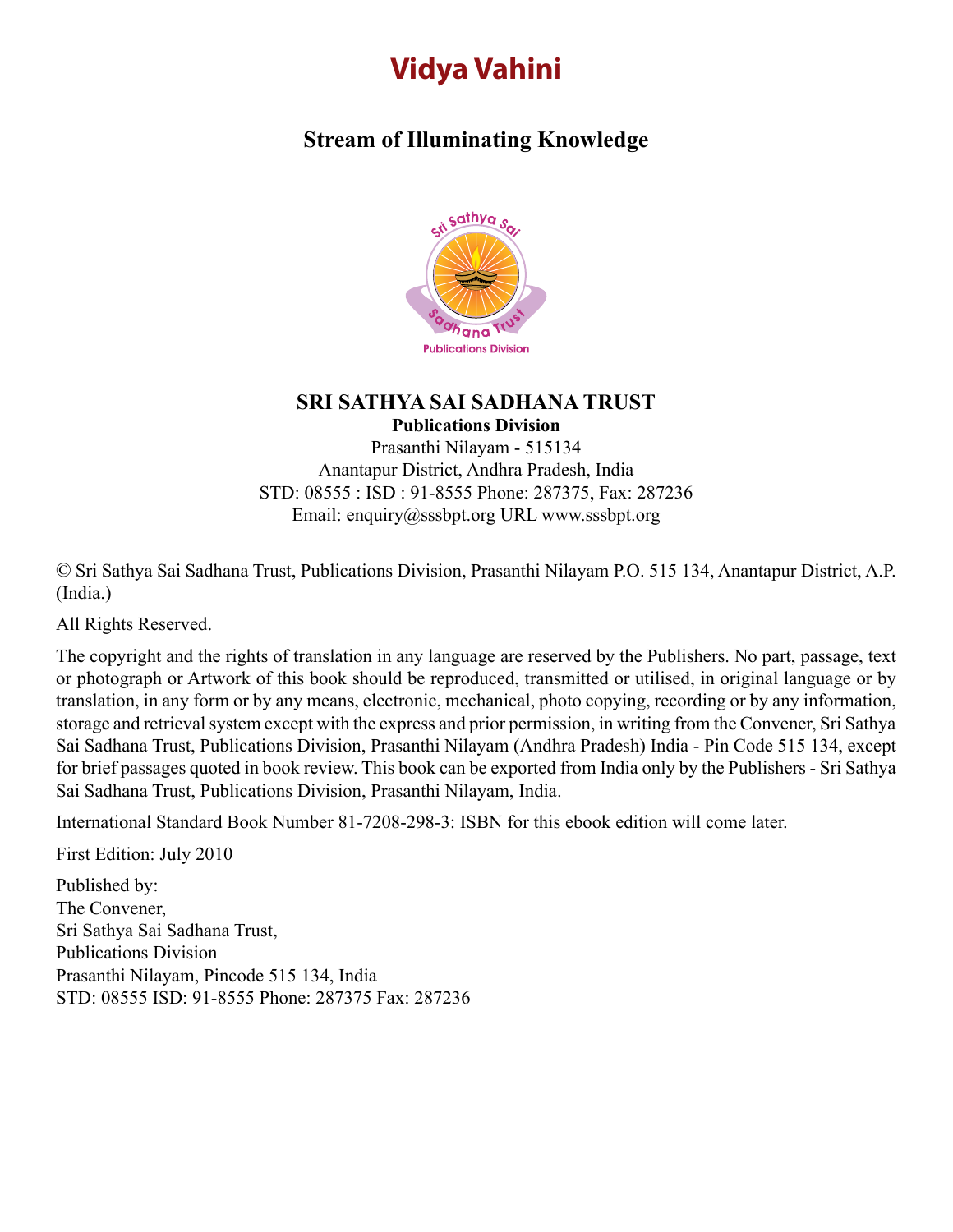# Vidya Vahini

## Stream of Illuminating Knowledge

**SRI SATHYA SAI SADHANA TRUST**
**Publications Division**
Prasanthi Nilayam - 515134
Anantapur District, Andhra Pradesh, India
STD: 08555 : ISD : 91-8555 Phone: 287375, Fax: 287236
Email: enquiry@sssbpt.org URL www.sssbpt.org

© Sri Sathya Sai Sadhana Trust, Publications Division, Prasanthi Nilayam P.O. 515 134, Anantapur District, A.P. (India.)

All Rights Reserved.

The copyright and the rights of translation in any language are reserved by the Publishers. No part, passage, text or photograph or Artwork of this book should be reproduced, transmitted or utilised, in original language or by translation, in any form or by any means, electronic, mechanical, photo copying, recording or by any information, storage and retrieval system except with the express and prior permission, in writing from the Convener, Sri Sathya Sai Sadhana Trust, Publications Division, Prasanthi Nilayam (Andhra Pradesh) India - Pin Code 515 134, except for brief passages quoted in book review. This book can be exported from India only by the Publishers - Sri Sathya Sai Sadhana Trust, Publications Division, Prasanthi Nilayam, India.

International Standard Book Number 81-7208-298-3: ISBN for this ebook edition will come later.

First Edition: July 2010

Published by:
The Convener,
Sri Sathya Sai Sadhana Trust,
Publications Division
Prasanthi Nilayam, Pincode 515 134, India
STD: 08555 ISD: 91-8555 Phone: 287375 Fax: 287236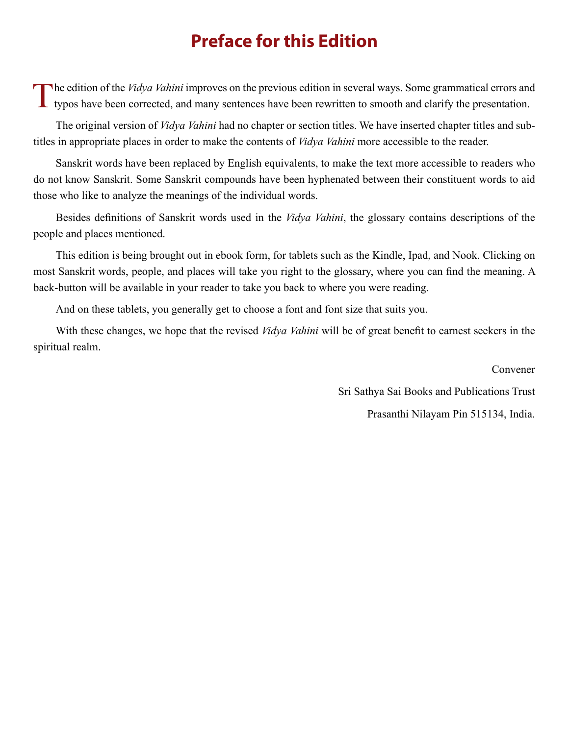# Preface for this Edition

The edition of the *Vidya Vahini* improves on the previous edition in several ways. Some grammatical errors and typos have been corrected, and many sentences have been rewritten to smooth and clarify the presentation.

The original version of *Vidya Vahini* had no chapter or section titles. We have inserted chapter titles and subtitles in appropriate places in order to make the contents of *Vidya Vahini* more accessible to the reader.

Sanskrit words have been replaced by English equivalents, to make the text more accessible to readers who do not know Sanskrit. Some Sanskrit compounds have been hyphenated between their constituent words to aid those who like to analyze the meanings of the individual words.

Besides definitions of Sanskrit words used in the *Vidya Vahini*, the glossary contains descriptions of the people and places mentioned.

This edition is being brought out in ebook form, for tablets such as the Kindle, Ipad, and Nook. Clicking on most Sanskrit words, people, and places will take you right to the glossary, where you can find the meaning. A back-button will be available in your reader to take you back to where you were reading.

And on these tablets, you generally get to choose a font and font size that suits you.

With these changes, we hope that the revised *Vidya Vahini* will be of great benefit to earnest seekers in the spiritual realm.

Convener

Sri Sathya Sai Books and Publications Trust

Prasanthi Nilayam Pin 515134, India.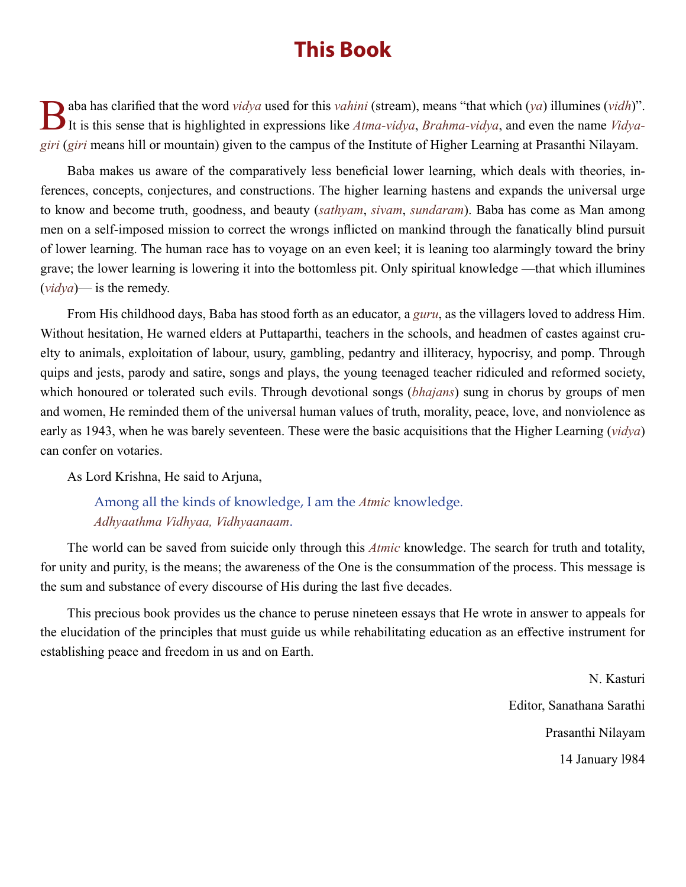# This Book

Baba has clarified that the word *vidya* used for this *vahini* (stream), means "that which (*ya*) illumines (*vidh*)". It is this sense that is highlighted in expressions like *Atma-vidya*, *Brahma-vidya*, and even the name *Vidyagiri* (*giri* means hill or mountain) given to the campus of the Institute of Higher Learning at Prasanthi Nilayam.

Baba makes us aware of the comparatively less beneficial lower learning, which deals with theories, inferences, concepts, conjectures, and constructions. The higher learning hastens and expands the universal urge to know and become truth, goodness, and beauty (*sathyam*, *sivam*, *sundaram*). Baba has come as Man among men on a self-imposed mission to correct the wrongs inflicted on mankind through the fanatically blind pursuit of lower learning. The human race has to voyage on an even keel; it is leaning too alarmingly toward the briny grave; the lower learning is lowering it into the bottomless pit. Only spiritual knowledge —that which illumines (*vidya*)— is the remedy.

From His childhood days, Baba has stood forth as an educator, a *guru*, as the villagers loved to address Him. Without hesitation, He warned elders at Puttaparthi, teachers in the schools, and headmen of castes against cruelty to animals, exploitation of labour, usury, gambling, pedantry and illiteracy, hypocrisy, and pomp. Through quips and jests, parody and satire, songs and plays, the young teenaged teacher ridiculed and reformed society, which honoured or tolerated such evils. Through devotional songs (*bhajans*) sung in chorus by groups of men and women, He reminded them of the universal human values of truth, morality, peace, love, and nonviolence as early as 1943, when he was barely seventeen. These were the basic acquisitions that the Higher Learning (*vidya*) can confer on votaries.

As Lord Krishna, He said to Arjuna,

> Among all the kinds of knowledge, I am the *Atmic* knowledge.
> *Adhyaathma Vidhyaa, Vidhyaanaam*.

The world can be saved from suicide only through this *Atmic* knowledge. The search for truth and totality, for unity and purity, is the means; the awareness of the One is the consummation of the process. This message is the sum and substance of every discourse of His during the last five decades.

This precious book provides us the chance to peruse nineteen essays that He wrote in answer to appeals for the elucidation of the principles that must guide us while rehabilitating education as an effective instrument for establishing peace and freedom in us and on Earth.

N. Kasturi

Editor, Sanathana Sarathi

Prasanthi Nilayam

14 January l984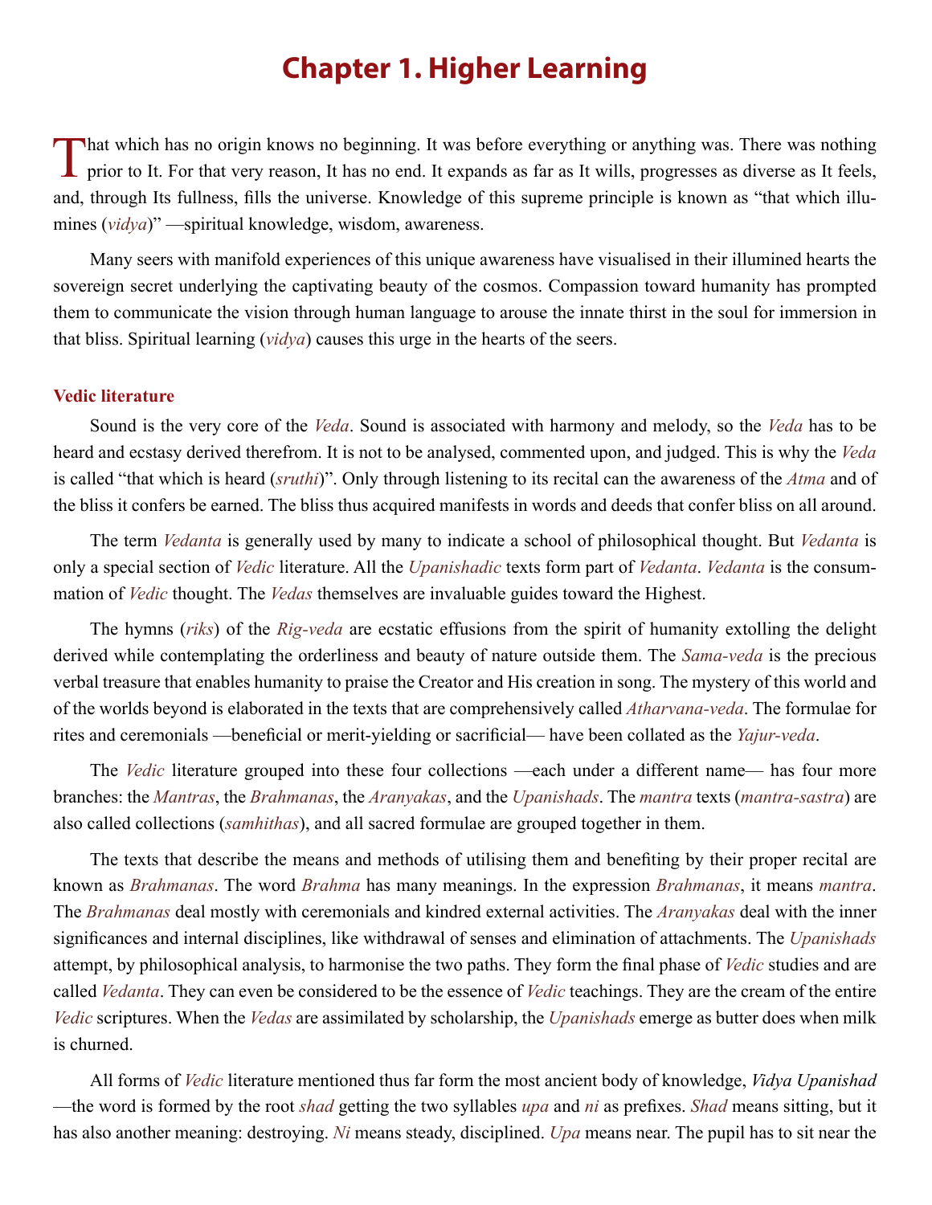# Chapter 1. Higher Learning

That which has no origin knows no beginning. It was before everything or anything was. There was nothing prior to It. For that very reason, It has no end. It expands as far as It wills, progresses as diverse as It feels, and, through Its fullness, fills the universe. Knowledge of this supreme principle is known as "that which illumines (*vidya*)" —spiritual knowledge, wisdom, awareness.

Many seers with manifold experiences of this unique awareness have visualised in their illumined hearts the sovereign secret underlying the captivating beauty of the cosmos. Compassion toward humanity has prompted them to communicate the vision through human language to arouse the innate thirst in the soul for immersion in that bliss. Spiritual learning (*vidya*) causes this urge in the hearts of the seers.

### Vedic literature

Sound is the very core of the *Veda*. Sound is associated with harmony and melody, so the *Veda* has to be heard and ecstasy derived therefrom. It is not to be analysed, commented upon, and judged. This is why the *Veda* is called "that which is heard (*sruthi*)". Only through listening to its recital can the awareness of the *Atma* and of the bliss it confers be earned. The bliss thus acquired manifests in words and deeds that confer bliss on all around.

The term *Vedanta* is generally used by many to indicate a school of philosophical thought. But *Vedanta* is only a special section of *Vedic* literature. All the *Upanishadic* texts form part of *Vedanta*. *Vedanta* is the consummation of *Vedic* thought. The *Vedas* themselves are invaluable guides toward the Highest.

The hymns (*riks*) of the *Rig-veda* are ecstatic effusions from the spirit of humanity extolling the delight derived while contemplating the orderliness and beauty of nature outside them. The *Sama-veda* is the precious verbal treasure that enables humanity to praise the Creator and His creation in song. The mystery of this world and of the worlds beyond is elaborated in the texts that are comprehensively called *Atharvana-veda*. The formulae for rites and ceremonials —beneficial or merit-yielding or sacrificial— have been collated as the *Yajur-veda*.

The *Vedic* literature grouped into these four collections —each under a different name— has four more branches: the *Mantras*, the *Brahmanas*, the *Aranyakas*, and the *Upanishads*. The *mantra* texts (*mantra-sastra*) are also called collections (*samhithas*), and all sacred formulae are grouped together in them.

The texts that describe the means and methods of utilising them and benefiting by their proper recital are known as *Brahmanas*. The word *Brahma* has many meanings. In the expression *Brahmanas*, it means *mantra*. The *Brahmanas* deal mostly with ceremonials and kindred external activities. The *Aranyakas* deal with the inner significances and internal disciplines, like withdrawal of senses and elimination of attachments. The *Upanishads* attempt, by philosophical analysis, to harmonise the two paths. They form the final phase of *Vedic* studies and are called *Vedanta*. They can even be considered to be the essence of *Vedic* teachings. They are the cream of the entire *Vedic* scriptures. When the *Vedas* are assimilated by scholarship, the *Upanishads* emerge as butter does when milk is churned.

All forms of *Vedic* literature mentioned thus far form the most ancient body of knowledge, *Vidya Upanishad* —the word is formed by the root *shad* getting the two syllables *upa* and *ni* as prefixes. *Shad* means sitting, but it has also another meaning: destroying. *Ni* means steady, disciplined. *Upa* means near. The pupil has to sit near the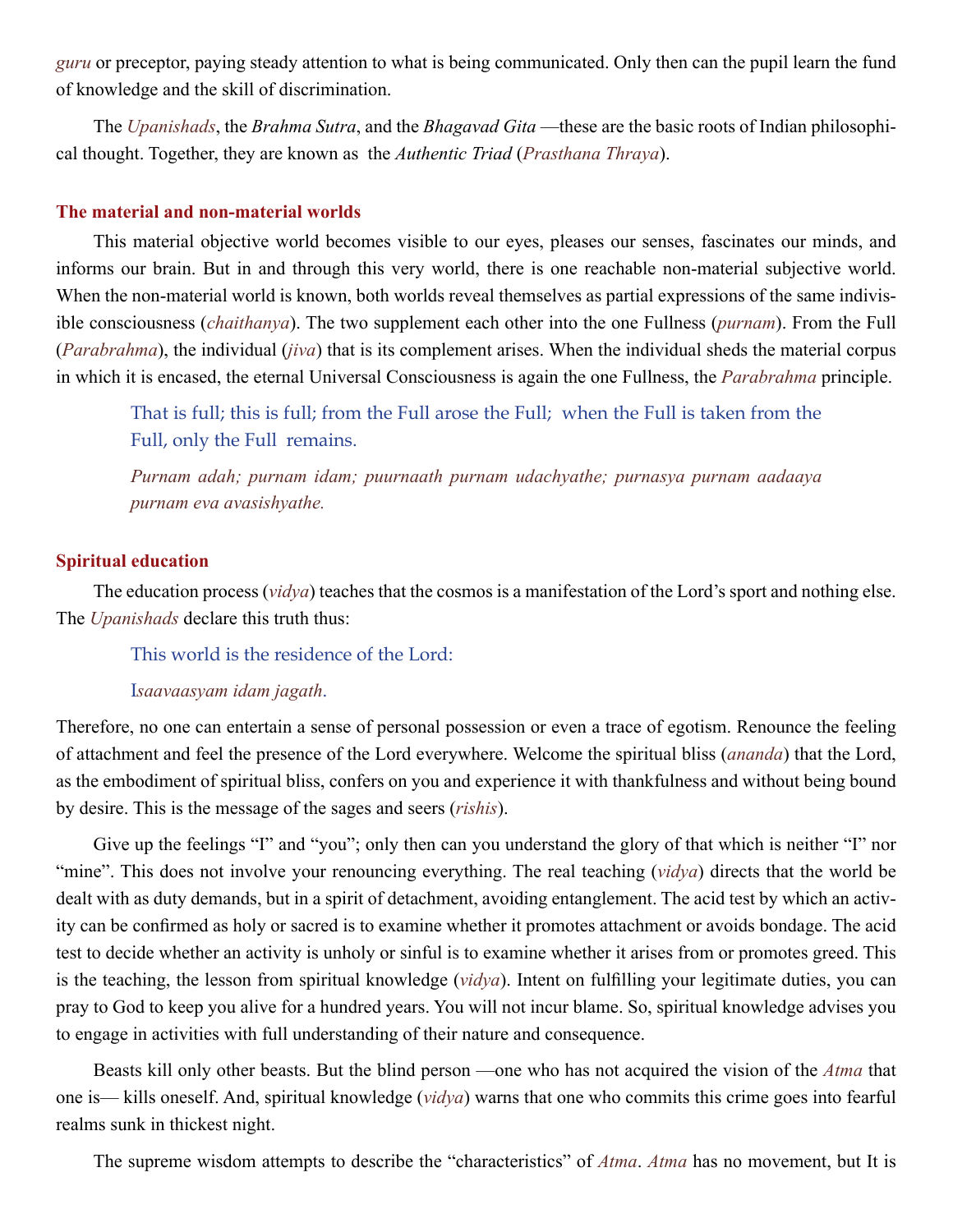*guru* or preceptor, paying steady attention to what is being communicated. Only then can the pupil learn the fund of knowledge and the skill of discrimination.

The *Upanishads*, the *Brahma Sutra*, and the *Bhagavad Gita* —these are the basic roots of Indian philosophical thought. Together, they are known as the *Authentic Triad* (*Prasthana Thraya*).

### The material and non-material worlds

This material objective world becomes visible to our eyes, pleases our senses, fascinates our minds, and informs our brain. But in and through this very world, there is one reachable non-material subjective world. When the non-material world is known, both worlds reveal themselves as partial expressions of the same indivisible consciousness (*chaithanya*). The two supplement each other into the one Fullness (*purnam*). From the Full (*Parabrahma*), the individual (*jiva*) that is its complement arises. When the individual sheds the material corpus in which it is encased, the eternal Universal Consciousness is again the one Fullness, the *Parabrahma* principle.

> That is full; this is full; from the Full arose the Full; when the Full is taken from the Full, only the Full remains.
>
> *Purnam adah; purnam idam; puurnaath purnam udachyathe; purnasya purnam aadaaya purnam eva avasishyathe.*

### Spiritual education

The education process (*vidya*) teaches that the cosmos is a manifestation of the Lord's sport and nothing else. The *Upanishads* declare this truth thus:

> This world is the residence of the Lord:
>
> I*saavaasyam idam jagath*.

Therefore, no one can entertain a sense of personal possession or even a trace of egotism. Renounce the feeling of attachment and feel the presence of the Lord everywhere. Welcome the spiritual bliss (*ananda*) that the Lord, as the embodiment of spiritual bliss, confers on you and experience it with thankfulness and without being bound by desire. This is the message of the sages and seers (*rishis*).

Give up the feelings "I" and "you"; only then can you understand the glory of that which is neither "I" nor "mine". This does not involve your renouncing everything. The real teaching (*vidya*) directs that the world be dealt with as duty demands, but in a spirit of detachment, avoiding entanglement. The acid test by which an activity can be confirmed as holy or sacred is to examine whether it promotes attachment or avoids bondage. The acid test to decide whether an activity is unholy or sinful is to examine whether it arises from or promotes greed. This is the teaching, the lesson from spiritual knowledge (*vidya*). Intent on fulfilling your legitimate duties, you can pray to God to keep you alive for a hundred years. You will not incur blame. So, spiritual knowledge advises you to engage in activities with full understanding of their nature and consequence.

Beasts kill only other beasts. But the blind person —one who has not acquired the vision of the *Atma* that one is— kills oneself. And, spiritual knowledge (*vidya*) warns that one who commits this crime goes into fearful realms sunk in thickest night.

The supreme wisdom attempts to describe the "characteristics" of *Atma*. *Atma* has no movement, but It is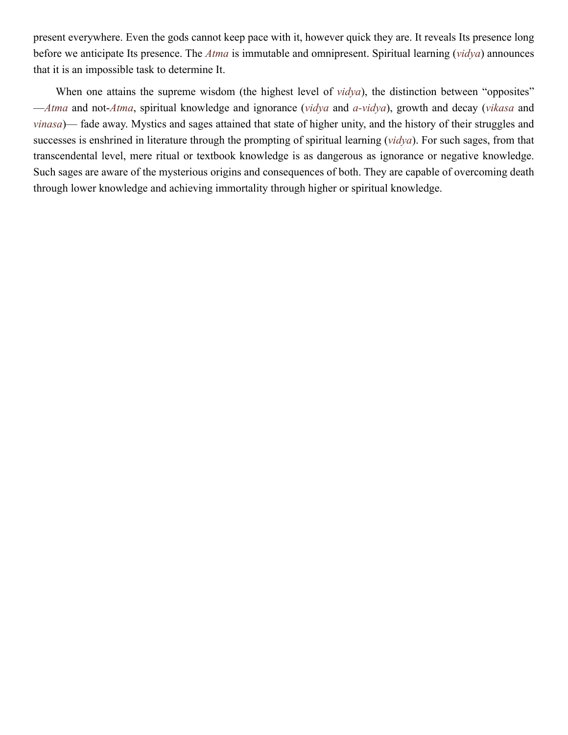present everywhere. Even the gods cannot keep pace with it, however quick they are. It reveals Its presence long before we anticipate Its presence. The *Atma* is immutable and omnipresent. Spiritual learning (*vidya*) announces that it is an impossible task to determine It.

When one attains the supreme wisdom (the highest level of *vidya*), the distinction between "opposites" —*Atma* and not-*Atma*, spiritual knowledge and ignorance (*vidya* and *a-vidya*), growth and decay (*vikasa* and *vinasa*)— fade away. Mystics and sages attained that state of higher unity, and the history of their struggles and successes is enshrined in literature through the prompting of spiritual learning (*vidya*). For such sages, from that transcendental level, mere ritual or textbook knowledge is as dangerous as ignorance or negative knowledge. Such sages are aware of the mysterious origins and consequences of both. They are capable of overcoming death through lower knowledge and achieving immortality through higher or spiritual knowledge.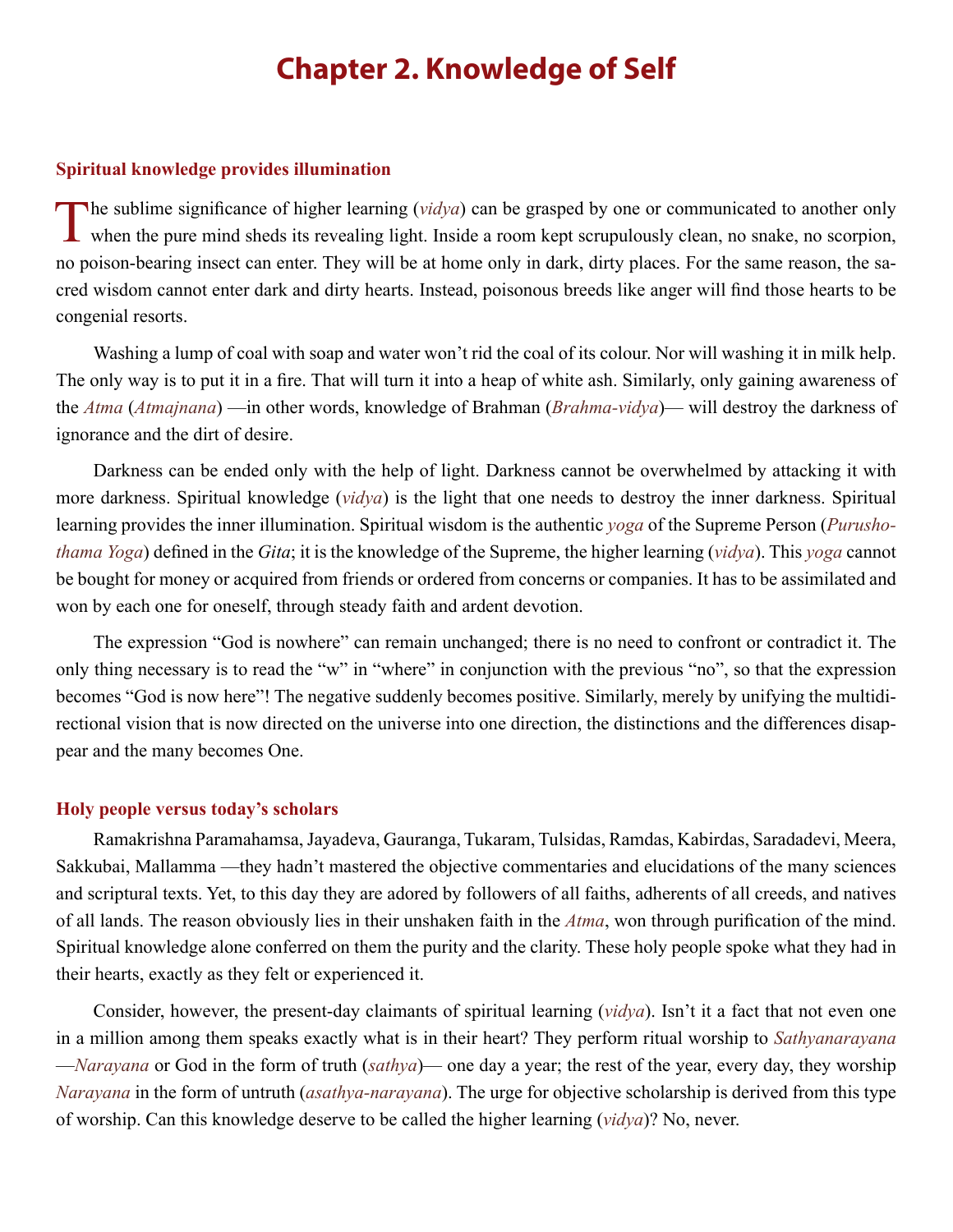# Chapter 2. Knowledge of Self

### Spiritual knowledge provides illumination

The sublime significance of higher learning (*vidya*) can be grasped by one or communicated to another only when the pure mind sheds its revealing light. Inside a room kept scrupulously clean, no snake, no scorpion, no poison-bearing insect can enter. They will be at home only in dark, dirty places. For the same reason, the sacred wisdom cannot enter dark and dirty hearts. Instead, poisonous breeds like anger will find those hearts to be congenial resorts.

Washing a lump of coal with soap and water won't rid the coal of its colour. Nor will washing it in milk help. The only way is to put it in a fire. That will turn it into a heap of white ash. Similarly, only gaining awareness of the *Atma* (*Atmajnana*) —in other words, knowledge of Brahman (*Brahma-vidya*)— will destroy the darkness of ignorance and the dirt of desire.

Darkness can be ended only with the help of light. Darkness cannot be overwhelmed by attacking it with more darkness. Spiritual knowledge (*vidya*) is the light that one needs to destroy the inner darkness. Spiritual learning provides the inner illumination. Spiritual wisdom is the authentic *yoga* of the Supreme Person (*Purushothama Yoga*) defined in the *Gita*; it is the knowledge of the Supreme, the higher learning (*vidya*). This *yoga* cannot be bought for money or acquired from friends or ordered from concerns or companies. It has to be assimilated and won by each one for oneself, through steady faith and ardent devotion.

The expression "God is nowhere" can remain unchanged; there is no need to confront or contradict it. The only thing necessary is to read the "w" in "where" in conjunction with the previous "no", so that the expression becomes "God is now here"! The negative suddenly becomes positive. Similarly, merely by unifying the multidirectional vision that is now directed on the universe into one direction, the distinctions and the differences disappear and the many becomes One.

### Holy people versus today's scholars

Ramakrishna Paramahamsa, Jayadeva, Gauranga, Tukaram, Tulsidas, Ramdas, Kabirdas, Saradadevi, Meera, Sakkubai, Mallamma —they hadn't mastered the objective commentaries and elucidations of the many sciences and scriptural texts. Yet, to this day they are adored by followers of all faiths, adherents of all creeds, and natives of all lands. The reason obviously lies in their unshaken faith in the *Atma*, won through purification of the mind. Spiritual knowledge alone conferred on them the purity and the clarity. These holy people spoke what they had in their hearts, exactly as they felt or experienced it.

Consider, however, the present-day claimants of spiritual learning (*vidya*). Isn't it a fact that not even one in a million among them speaks exactly what is in their heart? They perform ritual worship to *Sathyanarayana* —*Narayana* or God in the form of truth (*sathya*)— one day a year; the rest of the year, every day, they worship *Narayana* in the form of untruth (*asathya-narayana*). The urge for objective scholarship is derived from this type of worship. Can this knowledge deserve to be called the higher learning (*vidya*)? No, never.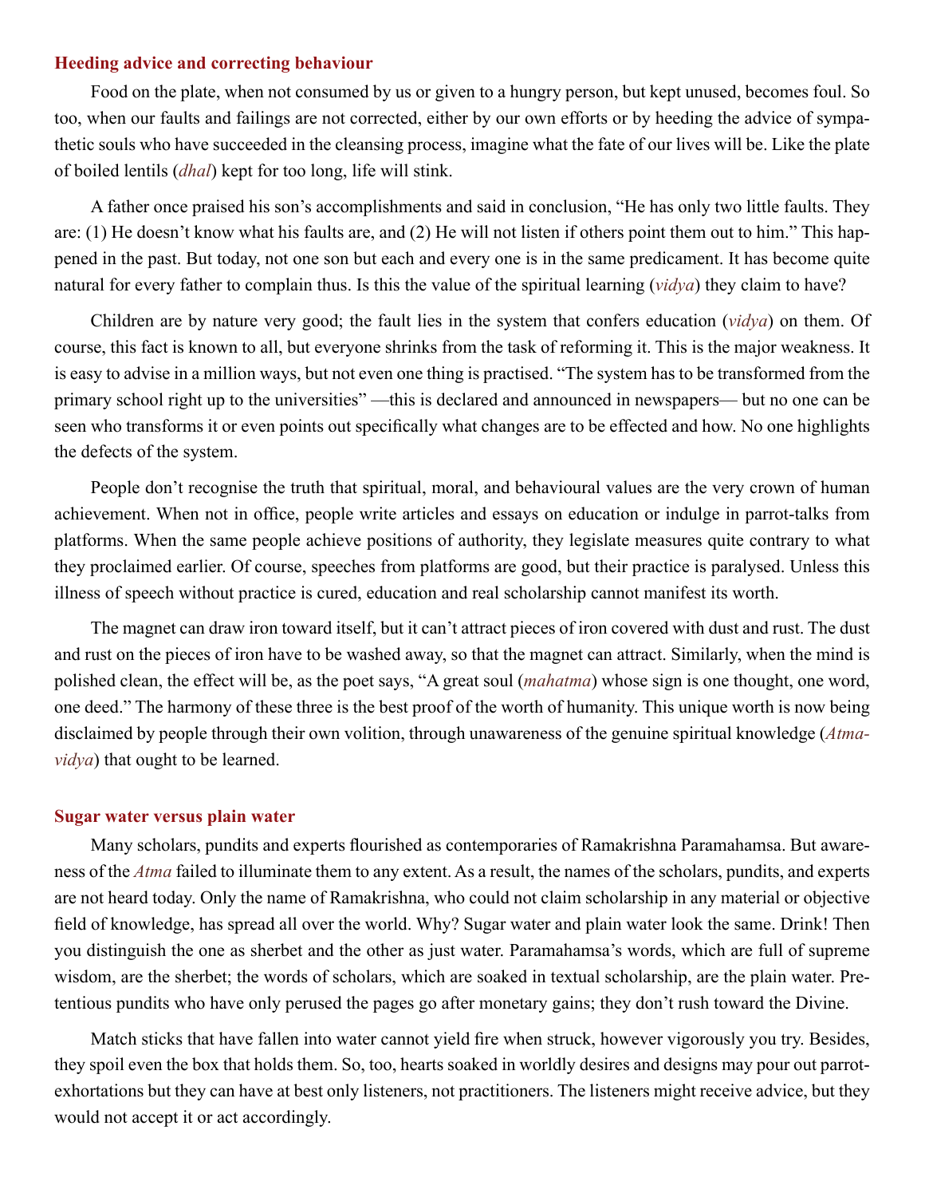## Heeding advice and correcting behaviour

Food on the plate, when not consumed by us or given to a hungry person, but kept unused, becomes foul. So too, when our faults and failings are not corrected, either by our own efforts or by heeding the advice of sympathetic souls who have succeeded in the cleansing process, imagine what the fate of our lives will be. Like the plate of boiled lentils (*dhal*) kept for too long, life will stink.

A father once praised his son's accomplishments and said in conclusion, "He has only two little faults. They are: (1) He doesn't know what his faults are, and (2) He will not listen if others point them out to him." This happened in the past. But today, not one son but each and every one is in the same predicament. It has become quite natural for every father to complain thus. Is this the value of the spiritual learning (*vidya*) they claim to have?

Children are by nature very good; the fault lies in the system that confers education (*vidya*) on them. Of course, this fact is known to all, but everyone shrinks from the task of reforming it. This is the major weakness. It is easy to advise in a million ways, but not even one thing is practised. "The system has to be transformed from the primary school right up to the universities" —this is declared and announced in newspapers— but no one can be seen who transforms it or even points out specifically what changes are to be effected and how. No one highlights the defects of the system.

People don't recognise the truth that spiritual, moral, and behavioural values are the very crown of human achievement. When not in office, people write articles and essays on education or indulge in parrot-talks from platforms. When the same people achieve positions of authority, they legislate measures quite contrary to what they proclaimed earlier. Of course, speeches from platforms are good, but their practice is paralysed. Unless this illness of speech without practice is cured, education and real scholarship cannot manifest its worth.

The magnet can draw iron toward itself, but it can't attract pieces of iron covered with dust and rust. The dust and rust on the pieces of iron have to be washed away, so that the magnet can attract. Similarly, when the mind is polished clean, the effect will be, as the poet says, "A great soul (*mahatma*) whose sign is one thought, one word, one deed." The harmony of these three is the best proof of the worth of humanity. This unique worth is now being disclaimed by people through their own volition, through unawareness of the genuine spiritual knowledge (*Atma-vidya*) that ought to be learned.

## Sugar water versus plain water

Many scholars, pundits and experts flourished as contemporaries of Ramakrishna Paramahamsa. But awareness of the *Atma* failed to illuminate them to any extent. As a result, the names of the scholars, pundits, and experts are not heard today. Only the name of Ramakrishna, who could not claim scholarship in any material or objective field of knowledge, has spread all over the world. Why? Sugar water and plain water look the same. Drink! Then you distinguish the one as sherbet and the other as just water. Paramahamsa's words, which are full of supreme wisdom, are the sherbet; the words of scholars, which are soaked in textual scholarship, are the plain water. Pretentious pundits who have only perused the pages go after monetary gains; they don't rush toward the Divine.

Match sticks that have fallen into water cannot yield fire when struck, however vigorously you try. Besides, they spoil even the box that holds them. So, too, hearts soaked in worldly desires and designs may pour out parrot-exhortations but they can have at best only listeners, not practitioners. The listeners might receive advice, but they would not accept it or act accordingly.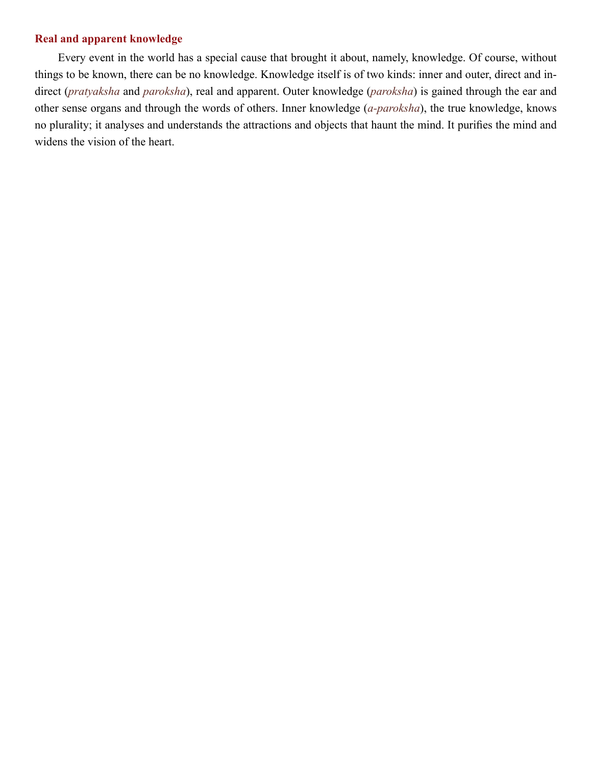### Real and apparent knowledge

Every event in the world has a special cause that brought it about, namely, knowledge. Of course, without things to be known, there can be no knowledge. Knowledge itself is of two kinds: inner and outer, direct and indirect (*pratyaksha* and *paroksha*), real and apparent. Outer knowledge (*paroksha*) is gained through the ear and other sense organs and through the words of others. Inner knowledge (*a-paroksha*), the true knowledge, knows no plurality; it analyses and understands the attractions and objects that haunt the mind. It purifies the mind and widens the vision of the heart.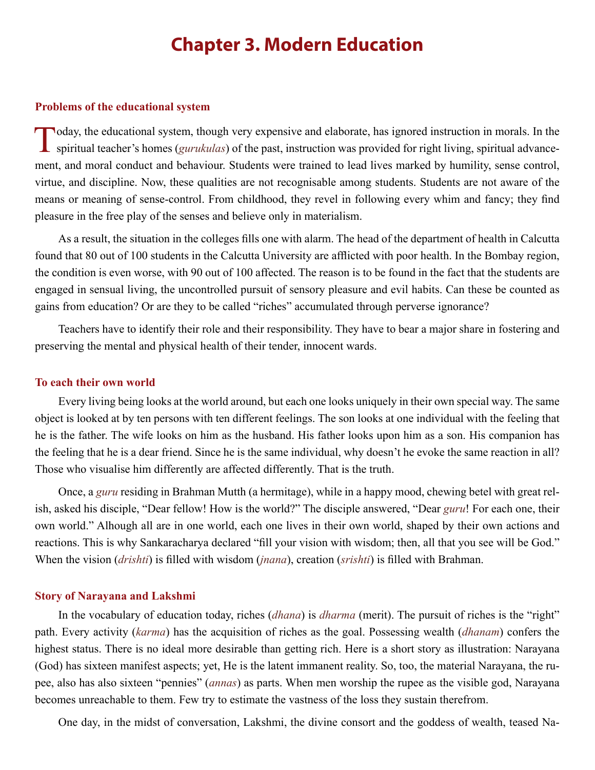# Chapter 3. Modern Education

### Problems of the educational system

Today, the educational system, though very expensive and elaborate, has ignored instruction in morals. In the spiritual teacher's homes (*gurukulas*) of the past, instruction was provided for right living, spiritual advancement, and moral conduct and behaviour. Students were trained to lead lives marked by humility, sense control, virtue, and discipline. Now, these qualities are not recognisable among students. Students are not aware of the means or meaning of sense-control. From childhood, they revel in following every whim and fancy; they find pleasure in the free play of the senses and believe only in materialism.

As a result, the situation in the colleges fills one with alarm. The head of the department of health in Calcutta found that 80 out of 100 students in the Calcutta University are afflicted with poor health. In the Bombay region, the condition is even worse, with 90 out of 100 affected. The reason is to be found in the fact that the students are engaged in sensual living, the uncontrolled pursuit of sensory pleasure and evil habits. Can these be counted as gains from education? Or are they to be called "riches" accumulated through perverse ignorance?

Teachers have to identify their role and their responsibility. They have to bear a major share in fostering and preserving the mental and physical health of their tender, innocent wards.

### To each their own world

Every living being looks at the world around, but each one looks uniquely in their own special way. The same object is looked at by ten persons with ten different feelings. The son looks at one individual with the feeling that he is the father. The wife looks on him as the husband. His father looks upon him as a son. His companion has the feeling that he is a dear friend. Since he is the same individual, why doesn't he evoke the same reaction in all? Those who visualise him differently are affected differently. That is the truth.

Once, a *guru* residing in Brahman Mutth (a hermitage), while in a happy mood, chewing betel with great relish, asked his disciple, "Dear fellow! How is the world?" The disciple answered, "Dear *guru*! For each one, their own world." Alhough all are in one world, each one lives in their own world, shaped by their own actions and reactions. This is why Sankaracharya declared "fill your vision with wisdom; then, all that you see will be God." When the vision (*drishti*) is filled with wisdom (*jnana*), creation (*srishti*) is filled with Brahman.

### Story of Narayana and Lakshmi

In the vocabulary of education today, riches (*dhana*) is *dharma* (merit). The pursuit of riches is the "right" path. Every activity (*karma*) has the acquisition of riches as the goal. Possessing wealth (*dhanam*) confers the highest status. There is no ideal more desirable than getting rich. Here is a short story as illustration: Narayana (God) has sixteen manifest aspects; yet, He is the latent immanent reality. So, too, the material Narayana, the rupee, also has also sixteen "pennies" (*annas*) as parts. When men worship the rupee as the visible god, Narayana becomes unreachable to them. Few try to estimate the vastness of the loss they sustain therefrom.

One day, in the midst of conversation, Lakshmi, the divine consort and the goddess of wealth, teased Na-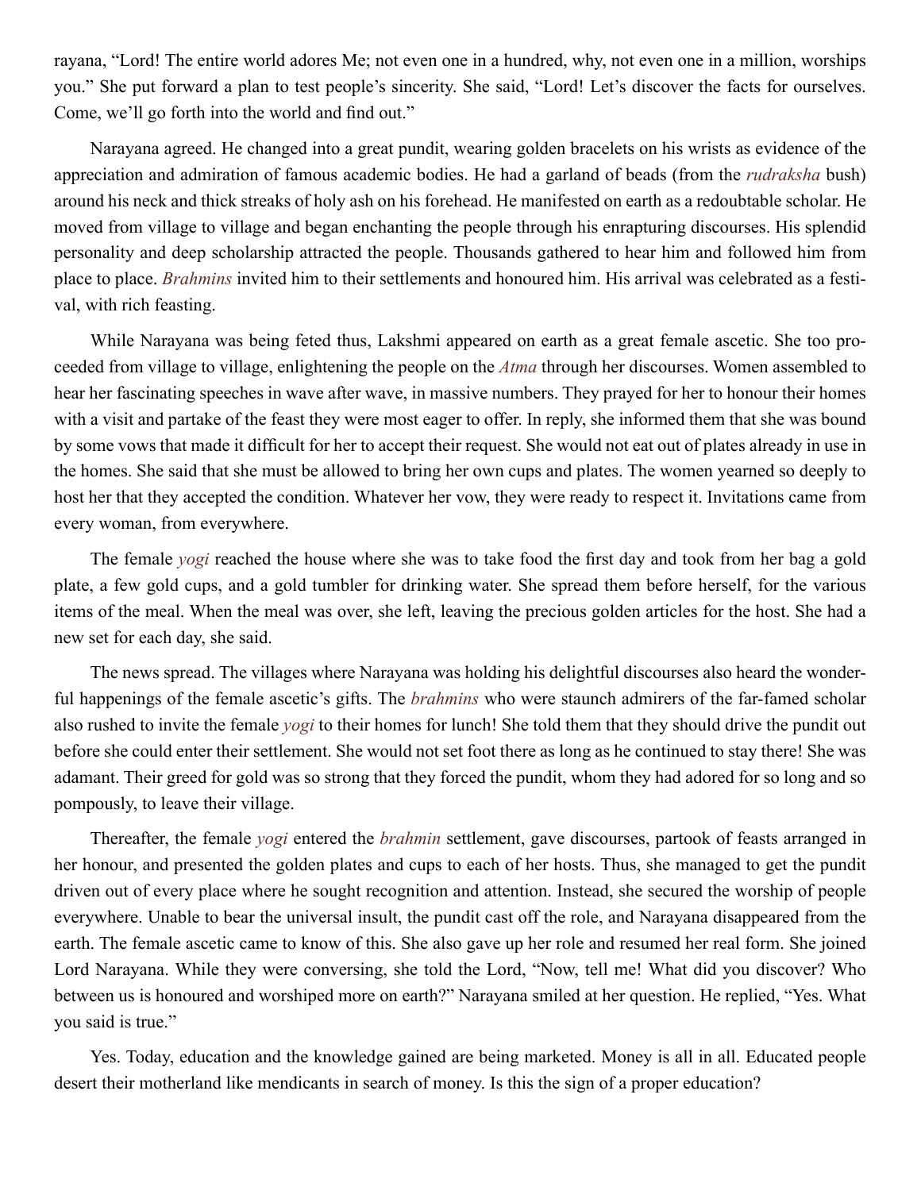rayana, “Lord! The entire world adores Me; not even one in a hundred, why, not even one in a million, worships you.” She put forward a plan to test people’s sincerity. She said, “Lord! Let’s discover the facts for ourselves. Come, we’ll go forth into the world and find out.”

Narayana agreed. He changed into a great pundit, wearing golden bracelets on his wrists as evidence of the appreciation and admiration of famous academic bodies. He had a garland of beads (from the *rudraksha* bush) around his neck and thick streaks of holy ash on his forehead. He manifested on earth as a redoubtable scholar. He moved from village to village and began enchanting the people through his enrapturing discourses. His splendid personality and deep scholarship attracted the people. Thousands gathered to hear him and followed him from place to place. *Brahmins* invited him to their settlements and honoured him. His arrival was celebrated as a festival, with rich feasting.

While Narayana was being feted thus, Lakshmi appeared on earth as a great female ascetic. She too proceeded from village to village, enlightening the people on the *Atma* through her discourses. Women assembled to hear her fascinating speeches in wave after wave, in massive numbers. They prayed for her to honour their homes with a visit and partake of the feast they were most eager to offer. In reply, she informed them that she was bound by some vows that made it difficult for her to accept their request. She would not eat out of plates already in use in the homes. She said that she must be allowed to bring her own cups and plates. The women yearned so deeply to host her that they accepted the condition. Whatever her vow, they were ready to respect it. Invitations came from every woman, from everywhere.

The female *yogi* reached the house where she was to take food the first day and took from her bag a gold plate, a few gold cups, and a gold tumbler for drinking water. She spread them before herself, for the various items of the meal. When the meal was over, she left, leaving the precious golden articles for the host. She had a new set for each day, she said.

The news spread. The villages where Narayana was holding his delightful discourses also heard the wonderful happenings of the female ascetic’s gifts. The *brahmins* who were staunch admirers of the far-famed scholar also rushed to invite the female *yogi* to their homes for lunch! She told them that they should drive the pundit out before she could enter their settlement. She would not set foot there as long as he continued to stay there! She was adamant. Their greed for gold was so strong that they forced the pundit, whom they had adored for so long and so pompously, to leave their village.

Thereafter, the female *yogi* entered the *brahmin* settlement, gave discourses, partook of feasts arranged in her honour, and presented the golden plates and cups to each of her hosts. Thus, she managed to get the pundit driven out of every place where he sought recognition and attention. Instead, she secured the worship of people everywhere. Unable to bear the universal insult, the pundit cast off the role, and Narayana disappeared from the earth. The female ascetic came to know of this. She also gave up her role and resumed her real form. She joined Lord Narayana. While they were conversing, she told the Lord, “Now, tell me! What did you discover? Who between us is honoured and worshiped more on earth?” Narayana smiled at her question. He replied, “Yes. What you said is true.”

Yes. Today, education and the knowledge gained are being marketed. Money is all in all. Educated people desert their motherland like mendicants in search of money. Is this the sign of a proper education?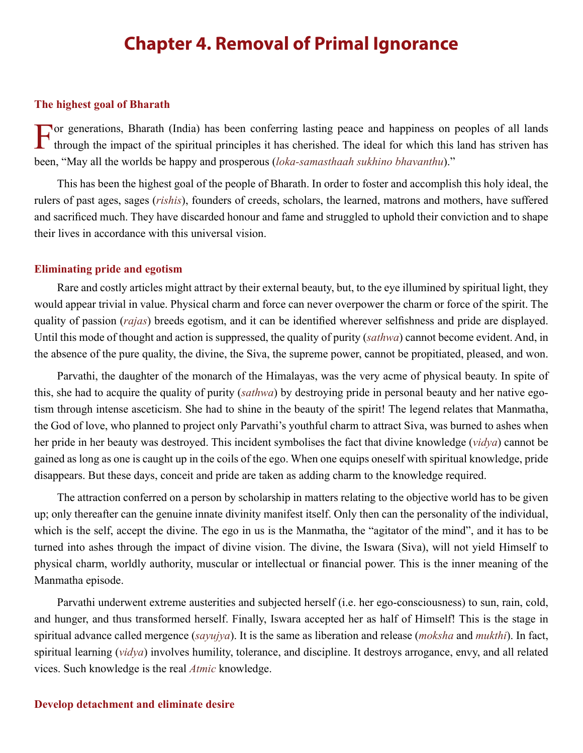# Chapter 4. Removal of Primal Ignorance

### The highest goal of Bharath

For generations, Bharath (India) has been conferring lasting peace and happiness on peoples of all lands through the impact of the spiritual principles it has cherished. The ideal for which this land has striven has been, "May all the worlds be happy and prosperous (*loka-samasthaah sukhino bhavanthu*)."

This has been the highest goal of the people of Bharath. In order to foster and accomplish this holy ideal, the rulers of past ages, sages (*rishis*), founders of creeds, scholars, the learned, matrons and mothers, have suffered and sacrificed much. They have discarded honour and fame and struggled to uphold their conviction and to shape their lives in accordance with this universal vision.

### Eliminating pride and egotism

Rare and costly articles might attract by their external beauty, but, to the eye illumined by spiritual light, they would appear trivial in value. Physical charm and force can never overpower the charm or force of the spirit. The quality of passion (*rajas*) breeds egotism, and it can be identified wherever selfishness and pride are displayed. Until this mode of thought and action is suppressed, the quality of purity (*sathwa*) cannot become evident. And, in the absence of the pure quality, the divine, the Siva, the supreme power, cannot be propitiated, pleased, and won.

Parvathi, the daughter of the monarch of the Himalayas, was the very acme of physical beauty. In spite of this, she had to acquire the quality of purity (*sathwa*) by destroying pride in personal beauty and her native egotism through intense asceticism. She had to shine in the beauty of the spirit! The legend relates that Manmatha, the God of love, who planned to project only Parvathi's youthful charm to attract Siva, was burned to ashes when her pride in her beauty was destroyed. This incident symbolises the fact that divine knowledge (*vidya*) cannot be gained as long as one is caught up in the coils of the ego. When one equips oneself with spiritual knowledge, pride disappears. But these days, conceit and pride are taken as adding charm to the knowledge required.

The attraction conferred on a person by scholarship in matters relating to the objective world has to be given up; only thereafter can the genuine innate divinity manifest itself. Only then can the personality of the individual, which is the self, accept the divine. The ego in us is the Manmatha, the "agitator of the mind", and it has to be turned into ashes through the impact of divine vision. The divine, the Iswara (Siva), will not yield Himself to physical charm, worldly authority, muscular or intellectual or financial power. This is the inner meaning of the Manmatha episode.

Parvathi underwent extreme austerities and subjected herself (i.e. her ego-consciousness) to sun, rain, cold, and hunger, and thus transformed herself. Finally, Iswara accepted her as half of Himself! This is the stage in spiritual advance called mergence (*sayujya*). It is the same as liberation and release (*moksha* and *mukthi*). In fact, spiritual learning (*vidya*) involves humility, tolerance, and discipline. It destroys arrogance, envy, and all related vices. Such knowledge is the real *Atmic* knowledge.

### Develop detachment and eliminate desire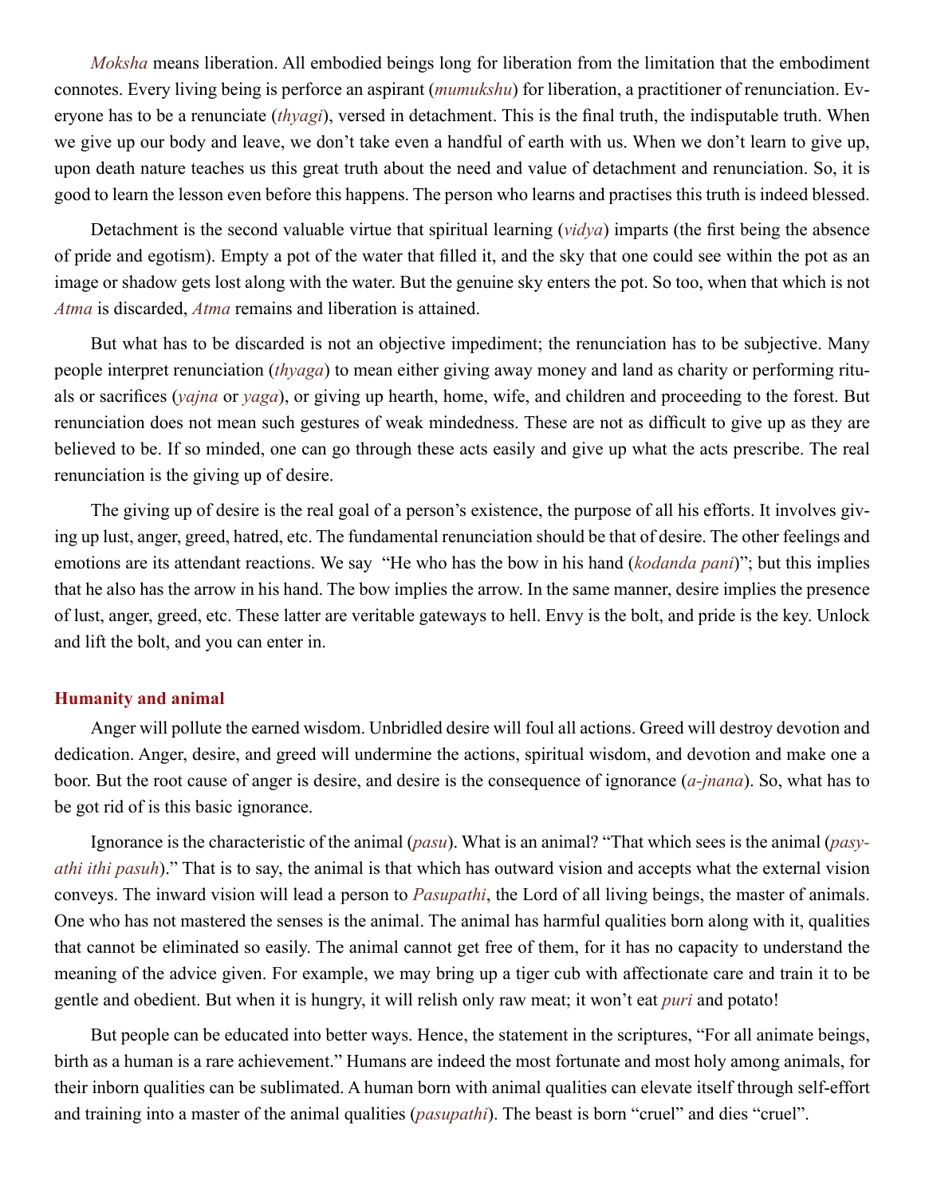*Moksha* means liberation. All embodied beings long for liberation from the limitation that the embodiment connotes. Every living being is perforce an aspirant (*mumukshu*) for liberation, a practitioner of renunciation. Everyone has to be a renunciate (*thyagi*), versed in detachment. This is the final truth, the indisputable truth. When we give up our body and leave, we don't take even a handful of earth with us. When we don't learn to give up, upon death nature teaches us this great truth about the need and value of detachment and renunciation. So, it is good to learn the lesson even before this happens. The person who learns and practises this truth is indeed blessed.

Detachment is the second valuable virtue that spiritual learning (*vidya*) imparts (the first being the absence of pride and egotism). Empty a pot of the water that filled it, and the sky that one could see within the pot as an image or shadow gets lost along with the water. But the genuine sky enters the pot. So too, when that which is not *Atma* is discarded, *Atma* remains and liberation is attained.

But what has to be discarded is not an objective impediment; the renunciation has to be subjective. Many people interpret renunciation (*thyaga*) to mean either giving away money and land as charity or performing rituals or sacrifices (*yajna* or *yaga*), or giving up hearth, home, wife, and children and proceeding to the forest. But renunciation does not mean such gestures of weak mindedness. These are not as difficult to give up as they are believed to be. If so minded, one can go through these acts easily and give up what the acts prescribe. The real renunciation is the giving up of desire.

The giving up of desire is the real goal of a person's existence, the purpose of all his efforts. It involves giving up lust, anger, greed, hatred, etc. The fundamental renunciation should be that of desire. The other feelings and emotions are its attendant reactions. We say "He who has the bow in his hand (*kodanda pani*)"; but this implies that he also has the arrow in his hand. The bow implies the arrow. In the same manner, desire implies the presence of lust, anger, greed, etc. These latter are veritable gateways to hell. Envy is the bolt, and pride is the key. Unlock and lift the bolt, and you can enter in.

### Humanity and animal

Anger will pollute the earned wisdom. Unbridled desire will foul all actions. Greed will destroy devotion and dedication. Anger, desire, and greed will undermine the actions, spiritual wisdom, and devotion and make one a boor. But the root cause of anger is desire, and desire is the consequence of ignorance (*a-jnana*). So, what has to be got rid of is this basic ignorance.

Ignorance is the characteristic of the animal (*pasu*). What is an animal? "That which sees is the animal (*pasyathi ithi pasuh*)." That is to say, the animal is that which has outward vision and accepts what the external vision conveys. The inward vision will lead a person to *Pasupathi*, the Lord of all living beings, the master of animals. One who has not mastered the senses is the animal. The animal has harmful qualities born along with it, qualities that cannot be eliminated so easily. The animal cannot get free of them, for it has no capacity to understand the meaning of the advice given. For example, we may bring up a tiger cub with affectionate care and train it to be gentle and obedient. But when it is hungry, it will relish only raw meat; it won't eat *puri* and potato!

But people can be educated into better ways. Hence, the statement in the scriptures, "For all animate beings, birth as a human is a rare achievement." Humans are indeed the most fortunate and most holy among animals, for their inborn qualities can be sublimated. A human born with animal qualities can elevate itself through self-effort and training into a master of the animal qualities (*pasupathi*). The beast is born "cruel" and dies "cruel".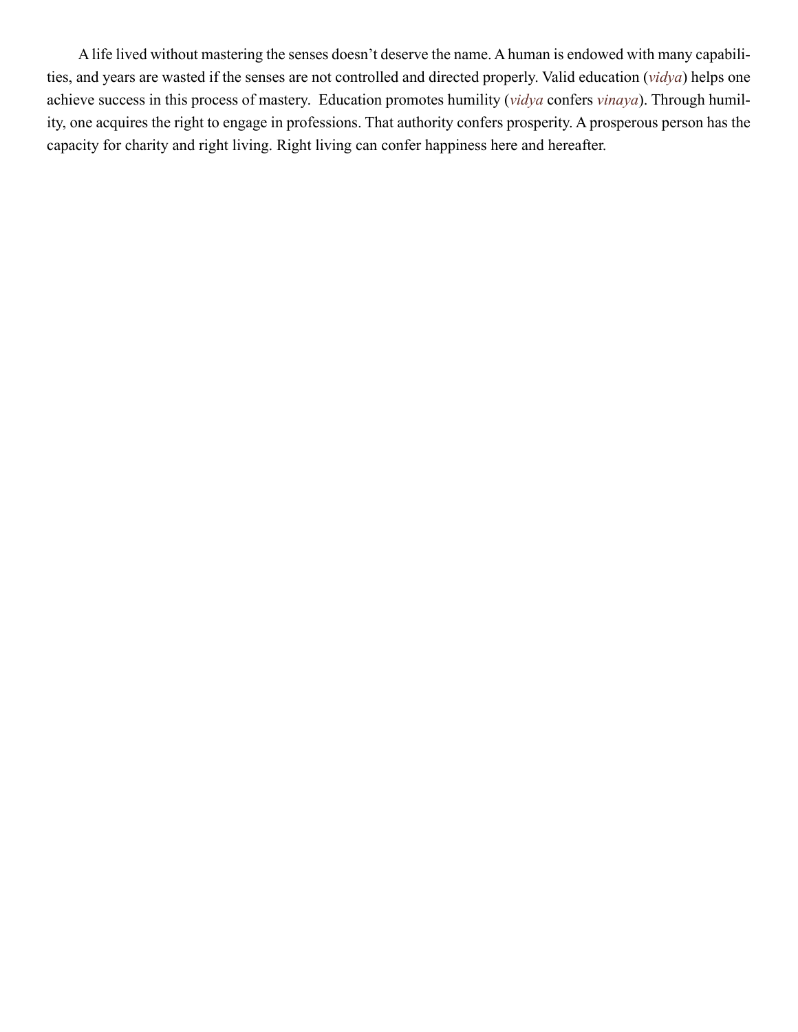A life lived without mastering the senses doesn't deserve the name. A human is endowed with many capabilities, and years are wasted if the senses are not controlled and directed properly. Valid education (*vidya*) helps one achieve success in this process of mastery. Education promotes humility (*vidya* confers *vinaya*). Through humility, one acquires the right to engage in professions. That authority confers prosperity. A prosperous person has the capacity for charity and right living. Right living can confer happiness here and hereafter.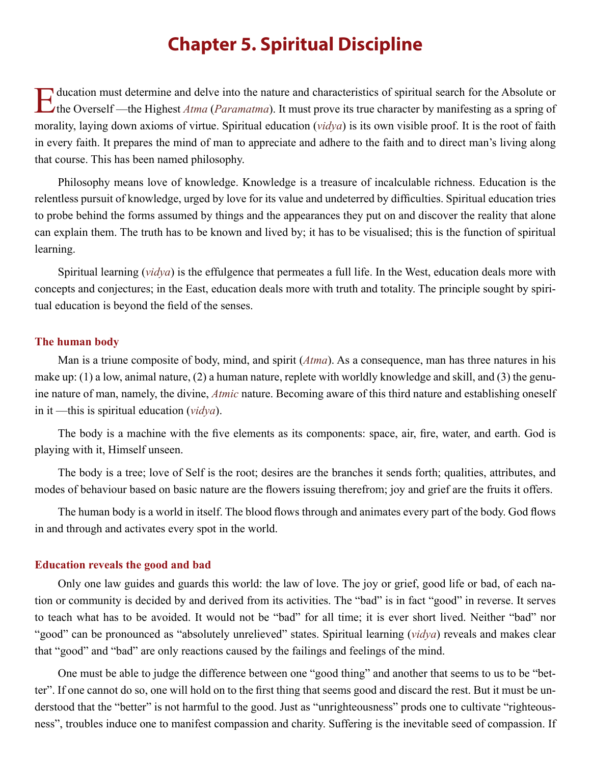# Chapter 5. Spiritual Discipline

Education must determine and delve into the nature and characteristics of spiritual search for the Absolute or the Overself —the Highest *Atma* (*Paramatma*). It must prove its true character by manifesting as a spring of morality, laying down axioms of virtue. Spiritual education (*vidya*) is its own visible proof. It is the root of faith in every faith. It prepares the mind of man to appreciate and adhere to the faith and to direct man's living along that course. This has been named philosophy.

Philosophy means love of knowledge. Knowledge is a treasure of incalculable richness. Education is the relentless pursuit of knowledge, urged by love for its value and undeterred by difficulties. Spiritual education tries to probe behind the forms assumed by things and the appearances they put on and discover the reality that alone can explain them. The truth has to be known and lived by; it has to be visualised; this is the function of spiritual learning.

Spiritual learning (*vidya*) is the effulgence that permeates a full life. In the West, education deals more with concepts and conjectures; in the East, education deals more with truth and totality. The principle sought by spiritual education is beyond the field of the senses.

### The human body

Man is a triune composite of body, mind, and spirit (*Atma*). As a consequence, man has three natures in his make up: (1) a low, animal nature, (2) a human nature, replete with worldly knowledge and skill, and (3) the genuine nature of man, namely, the divine, *Atmic* nature. Becoming aware of this third nature and establishing oneself in it —this is spiritual education (*vidya*).

The body is a machine with the five elements as its components: space, air, fire, water, and earth. God is playing with it, Himself unseen.

The body is a tree; love of Self is the root; desires are the branches it sends forth; qualities, attributes, and modes of behaviour based on basic nature are the flowers issuing therefrom; joy and grief are the fruits it offers.

The human body is a world in itself. The blood flows through and animates every part of the body. God flows in and through and activates every spot in the world.

### Education reveals the good and bad

Only one law guides and guards this world: the law of love. The joy or grief, good life or bad, of each nation or community is decided by and derived from its activities. The "bad" is in fact "good" in reverse. It serves to teach what has to be avoided. It would not be "bad" for all time; it is ever short lived. Neither "bad" nor "good" can be pronounced as "absolutely unrelieved" states. Spiritual learning (*vidya*) reveals and makes clear that "good" and "bad" are only reactions caused by the failings and feelings of the mind.

One must be able to judge the difference between one "good thing" and another that seems to us to be "better". If one cannot do so, one will hold on to the first thing that seems good and discard the rest. But it must be understood that the "better" is not harmful to the good. Just as "unrighteousness" prods one to cultivate "righteousness", troubles induce one to manifest compassion and charity. Suffering is the inevitable seed of compassion. If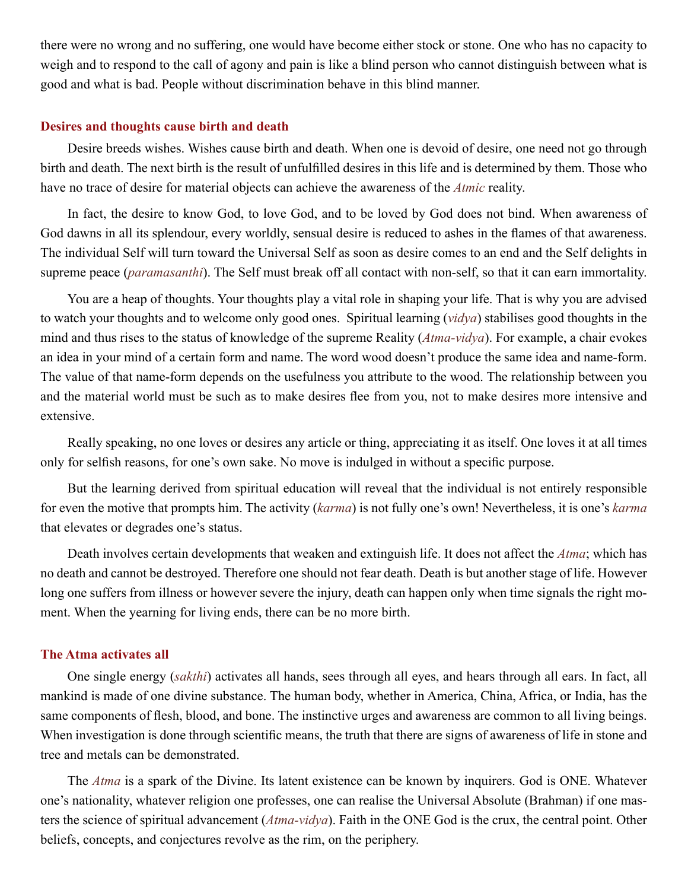there were no wrong and no suffering, one would have become either stock or stone. One who has no capacity to weigh and to respond to the call of agony and pain is like a blind person who cannot distinguish between what is good and what is bad. People without discrimination behave in this blind manner.

### Desires and thoughts cause birth and death

Desire breeds wishes. Wishes cause birth and death. When one is devoid of desire, one need not go through birth and death. The next birth is the result of unfulfilled desires in this life and is determined by them. Those who have no trace of desire for material objects can achieve the awareness of the *Atmic* reality.

In fact, the desire to know God, to love God, and to be loved by God does not bind. When awareness of God dawns in all its splendour, every worldly, sensual desire is reduced to ashes in the flames of that awareness. The individual Self will turn toward the Universal Self as soon as desire comes to an end and the Self delights in supreme peace (*paramasanthi*). The Self must break off all contact with non-self, so that it can earn immortality.

You are a heap of thoughts. Your thoughts play a vital role in shaping your life. That is why you are advised to watch your thoughts and to welcome only good ones. Spiritual learning (*vidya*) stabilises good thoughts in the mind and thus rises to the status of knowledge of the supreme Reality (*Atma-vidya*). For example, a chair evokes an idea in your mind of a certain form and name. The word wood doesn't produce the same idea and name-form. The value of that name-form depends on the usefulness you attribute to the wood. The relationship between you and the material world must be such as to make desires flee from you, not to make desires more intensive and extensive.

Really speaking, no one loves or desires any article or thing, appreciating it as itself. One loves it at all times only for selfish reasons, for one's own sake. No move is indulged in without a specific purpose.

But the learning derived from spiritual education will reveal that the individual is not entirely responsible for even the motive that prompts him. The activity (*karma*) is not fully one's own! Nevertheless, it is one's *karma* that elevates or degrades one's status.

Death involves certain developments that weaken and extinguish life. It does not affect the *Atma*; which has no death and cannot be destroyed. Therefore one should not fear death. Death is but another stage of life. However long one suffers from illness or however severe the injury, death can happen only when time signals the right moment. When the yearning for living ends, there can be no more birth.

### The Atma activates all

One single energy (*sakthi*) activates all hands, sees through all eyes, and hears through all ears. In fact, all mankind is made of one divine substance. The human body, whether in America, China, Africa, or India, has the same components of flesh, blood, and bone. The instinctive urges and awareness are common to all living beings. When investigation is done through scientific means, the truth that there are signs of awareness of life in stone and tree and metals can be demonstrated.

The *Atma* is a spark of the Divine. Its latent existence can be known by inquirers. God is ONE. Whatever one's nationality, whatever religion one professes, one can realise the Universal Absolute (Brahman) if one masters the science of spiritual advancement (*Atma-vidya*). Faith in the ONE God is the crux, the central point. Other beliefs, concepts, and conjectures revolve as the rim, on the periphery.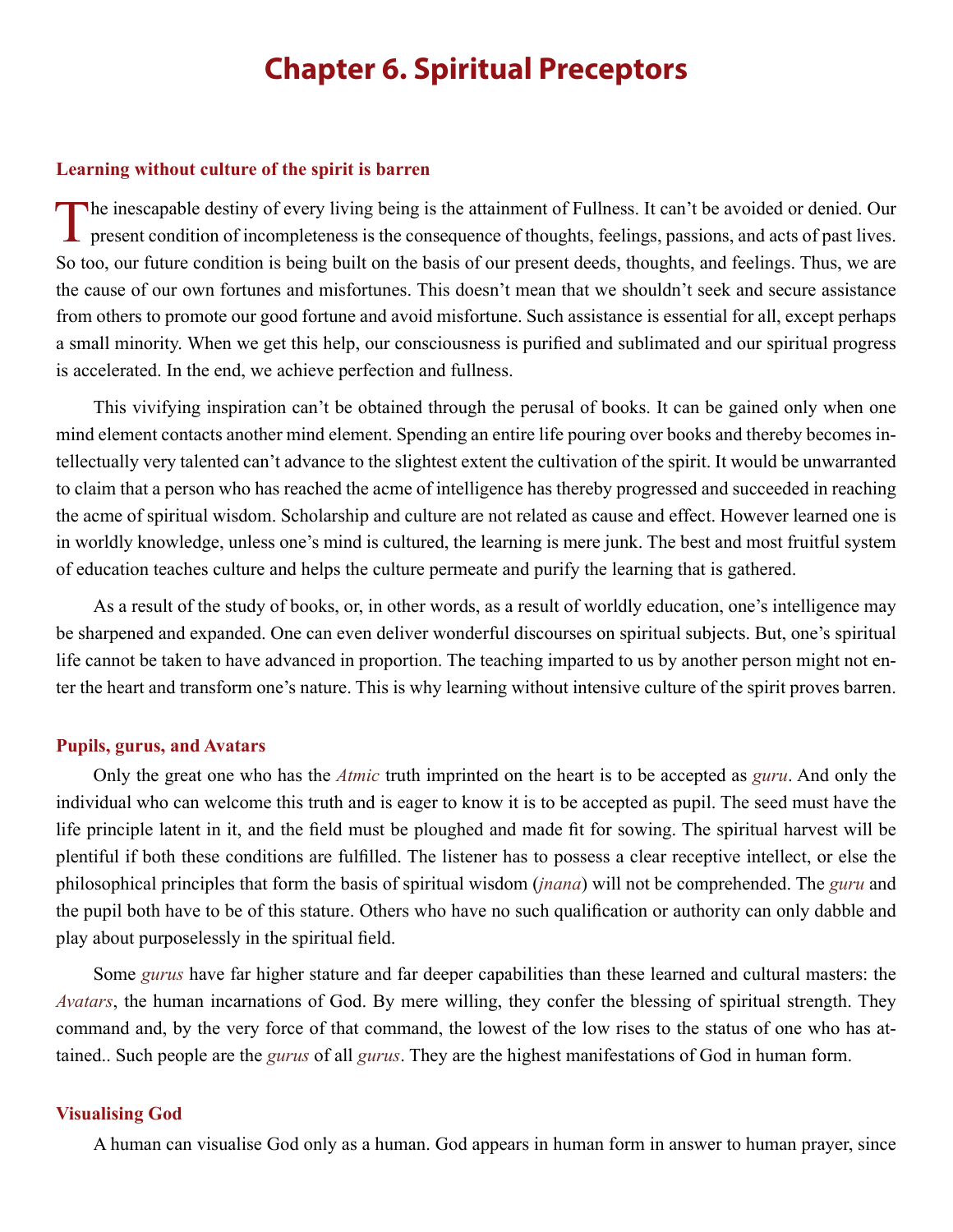# Chapter 6. Spiritual Preceptors

### Learning without culture of the spirit is barren

The inescapable destiny of every living being is the attainment of Fullness. It can't be avoided or denied. Our present condition of incompleteness is the consequence of thoughts, feelings, passions, and acts of past lives. So too, our future condition is being built on the basis of our present deeds, thoughts, and feelings. Thus, we are the cause of our own fortunes and misfortunes. This doesn't mean that we shouldn't seek and secure assistance from others to promote our good fortune and avoid misfortune. Such assistance is essential for all, except perhaps a small minority. When we get this help, our consciousness is purified and sublimated and our spiritual progress is accelerated. In the end, we achieve perfection and fullness.

This vivifying inspiration can't be obtained through the perusal of books. It can be gained only when one mind element contacts another mind element. Spending an entire life pouring over books and thereby becomes intellectually very talented can't advance to the slightest extent the cultivation of the spirit. It would be unwarranted to claim that a person who has reached the acme of intelligence has thereby progressed and succeeded in reaching the acme of spiritual wisdom. Scholarship and culture are not related as cause and effect. However learned one is in worldly knowledge, unless one's mind is cultured, the learning is mere junk. The best and most fruitful system of education teaches culture and helps the culture permeate and purify the learning that is gathered.

As a result of the study of books, or, in other words, as a result of worldly education, one's intelligence may be sharpened and expanded. One can even deliver wonderful discourses on spiritual subjects. But, one's spiritual life cannot be taken to have advanced in proportion. The teaching imparted to us by another person might not enter the heart and transform one's nature. This is why learning without intensive culture of the spirit proves barren.

### Pupils, gurus, and Avatars

Only the great one who has the *Atmic* truth imprinted on the heart is to be accepted as *guru*. And only the individual who can welcome this truth and is eager to know it is to be accepted as pupil. The seed must have the life principle latent in it, and the field must be ploughed and made fit for sowing. The spiritual harvest will be plentiful if both these conditions are fulfilled. The listener has to possess a clear receptive intellect, or else the philosophical principles that form the basis of spiritual wisdom (*jnana*) will not be comprehended. The *guru* and the pupil both have to be of this stature. Others who have no such qualification or authority can only dabble and play about purposelessly in the spiritual field.

Some *gurus* have far higher stature and far deeper capabilities than these learned and cultural masters: the *Avatars*, the human incarnations of God. By mere willing, they confer the blessing of spiritual strength. They command and, by the very force of that command, the lowest of the low rises to the status of one who has attained.. Such people are the *gurus* of all *gurus*. They are the highest manifestations of God in human form.

### Visualising God

A human can visualise God only as a human. God appears in human form in answer to human prayer, since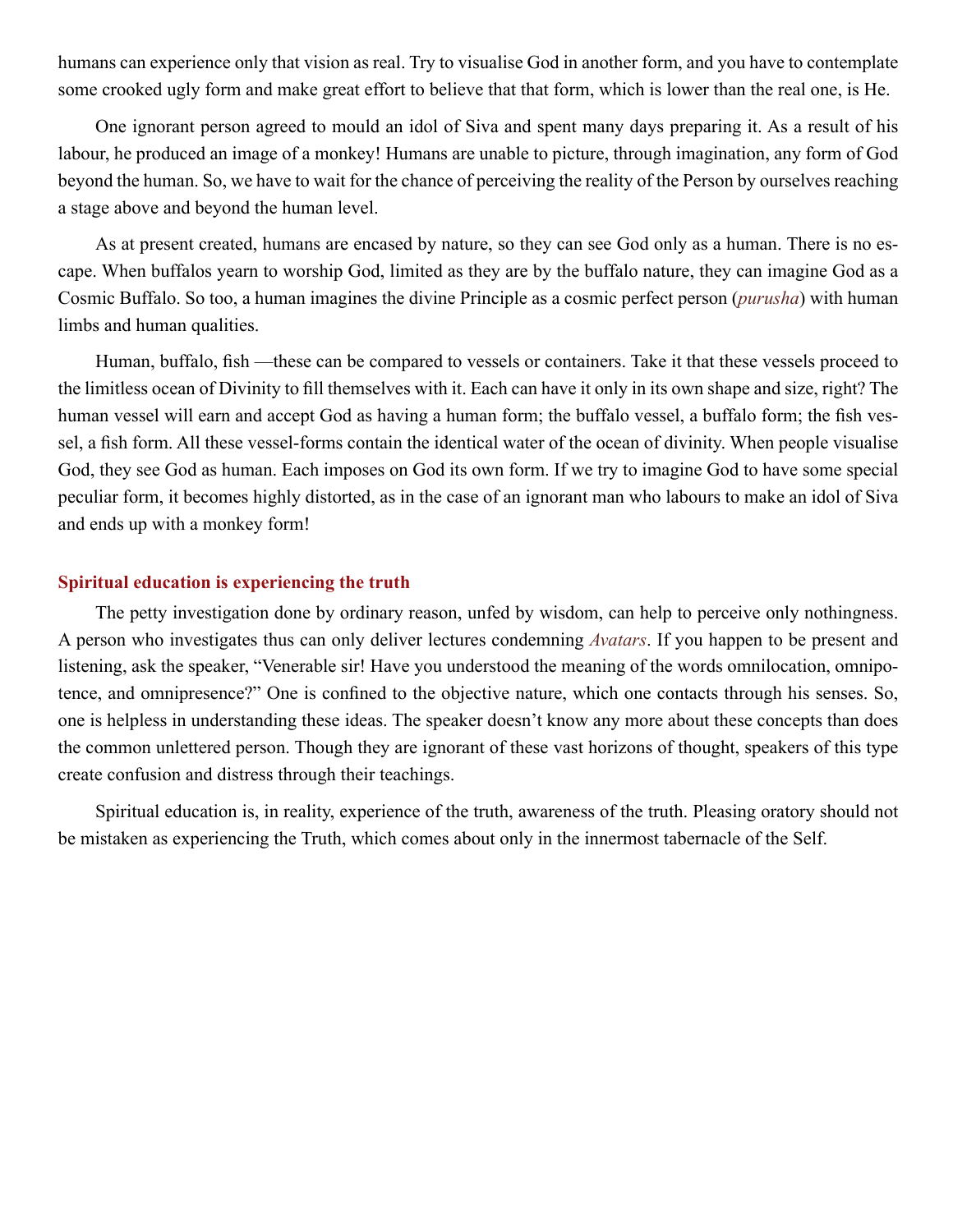humans can experience only that vision as real. Try to visualise God in another form, and you have to contemplate some crooked ugly form and make great effort to believe that that form, which is lower than the real one, is He.

One ignorant person agreed to mould an idol of Siva and spent many days preparing it. As a result of his labour, he produced an image of a monkey! Humans are unable to picture, through imagination, any form of God beyond the human. So, we have to wait for the chance of perceiving the reality of the Person by ourselves reaching a stage above and beyond the human level.

As at present created, humans are encased by nature, so they can see God only as a human. There is no escape. When buffalos yearn to worship God, limited as they are by the buffalo nature, they can imagine God as a Cosmic Buffalo. So too, a human imagines the divine Principle as a cosmic perfect person (*purusha*) with human limbs and human qualities.

Human, buffalo, fish —these can be compared to vessels or containers. Take it that these vessels proceed to the limitless ocean of Divinity to fill themselves with it. Each can have it only in its own shape and size, right? The human vessel will earn and accept God as having a human form; the buffalo vessel, a buffalo form; the fish vessel, a fish form. All these vessel-forms contain the identical water of the ocean of divinity. When people visualise God, they see God as human. Each imposes on God its own form. If we try to imagine God to have some special peculiar form, it becomes highly distorted, as in the case of an ignorant man who labours to make an idol of Siva and ends up with a monkey form!

## Spiritual education is experiencing the truth

The petty investigation done by ordinary reason, unfed by wisdom, can help to perceive only nothingness. A person who investigates thus can only deliver lectures condemning *Avatars*. If you happen to be present and listening, ask the speaker, “Venerable sir! Have you understood the meaning of the words omnilocation, omnipotence, and omnipresence?” One is confined to the objective nature, which one contacts through his senses. So, one is helpless in understanding these ideas. The speaker doesn’t know any more about these concepts than does the common unlettered person. Though they are ignorant of these vast horizons of thought, speakers of this type create confusion and distress through their teachings.

Spiritual education is, in reality, experience of the truth, awareness of the truth. Pleasing oratory should not be mistaken as experiencing the Truth, which comes about only in the innermost tabernacle of the Self.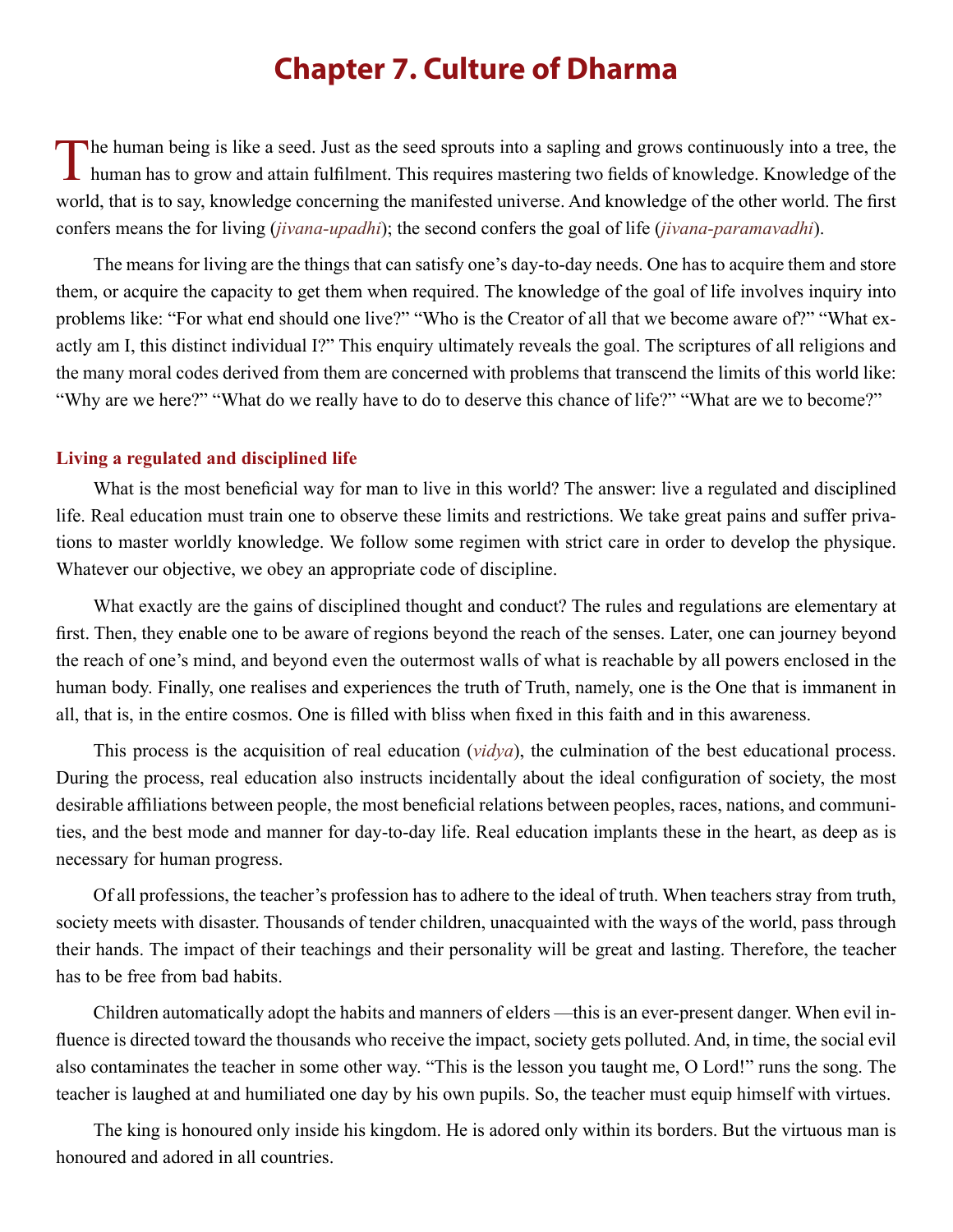# Chapter 7. Culture of Dharma

The human being is like a seed. Just as the seed sprouts into a sapling and grows continuously into a tree, the human has to grow and attain fulfilment. This requires mastering two fields of knowledge. Knowledge of the world, that is to say, knowledge concerning the manifested universe. And knowledge of the other world. The first confers means the for living (*jivana-upadhi*); the second confers the goal of life (*jivana-paramavadhi*).

The means for living are the things that can satisfy one's day-to-day needs. One has to acquire them and store them, or acquire the capacity to get them when required. The knowledge of the goal of life involves inquiry into problems like: "For what end should one live?" "Who is the Creator of all that we become aware of?" "What exactly am I, this distinct individual I?" This enquiry ultimately reveals the goal. The scriptures of all religions and the many moral codes derived from them are concerned with problems that transcend the limits of this world like: "Why are we here?" "What do we really have to do to deserve this chance of life?" "What are we to become?"

### Living a regulated and disciplined life

What is the most beneficial way for man to live in this world? The answer: live a regulated and disciplined life. Real education must train one to observe these limits and restrictions. We take great pains and suffer privations to master worldly knowledge. We follow some regimen with strict care in order to develop the physique. Whatever our objective, we obey an appropriate code of discipline.

What exactly are the gains of disciplined thought and conduct? The rules and regulations are elementary at first. Then, they enable one to be aware of regions beyond the reach of the senses. Later, one can journey beyond the reach of one's mind, and beyond even the outermost walls of what is reachable by all powers enclosed in the human body. Finally, one realises and experiences the truth of Truth, namely, one is the One that is immanent in all, that is, in the entire cosmos. One is filled with bliss when fixed in this faith and in this awareness.

This process is the acquisition of real education (*vidya*), the culmination of the best educational process. During the process, real education also instructs incidentally about the ideal configuration of society, the most desirable affiliations between people, the most beneficial relations between peoples, races, nations, and communities, and the best mode and manner for day-to-day life. Real education implants these in the heart, as deep as is necessary for human progress.

Of all professions, the teacher's profession has to adhere to the ideal of truth. When teachers stray from truth, society meets with disaster. Thousands of tender children, unacquainted with the ways of the world, pass through their hands. The impact of their teachings and their personality will be great and lasting. Therefore, the teacher has to be free from bad habits.

Children automatically adopt the habits and manners of elders —this is an ever-present danger. When evil influence is directed toward the thousands who receive the impact, society gets polluted. And, in time, the social evil also contaminates the teacher in some other way. "This is the lesson you taught me, O Lord!" runs the song. The teacher is laughed at and humiliated one day by his own pupils. So, the teacher must equip himself with virtues.

The king is honoured only inside his kingdom. He is adored only within its borders. But the virtuous man is honoured and adored in all countries.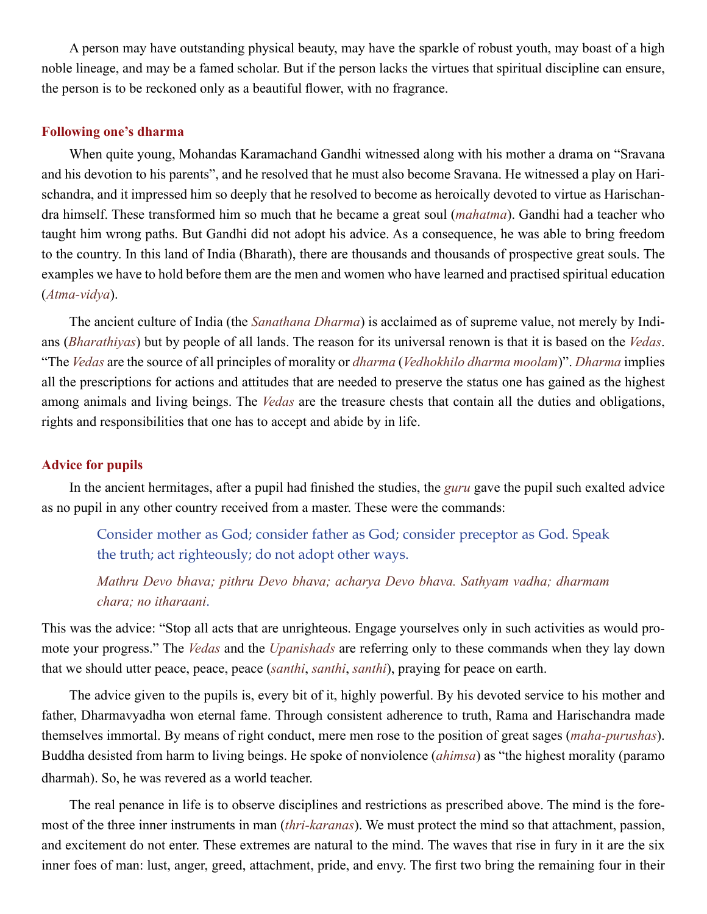A person may have outstanding physical beauty, may have the sparkle of robust youth, may boast of a high noble lineage, and may be a famed scholar. But if the person lacks the virtues that spiritual discipline can ensure, the person is to be reckoned only as a beautiful flower, with no fragrance.

### Following one's dharma

When quite young, Mohandas Karamachand Gandhi witnessed along with his mother a drama on "Sravana and his devotion to his parents", and he resolved that he must also become Sravana. He witnessed a play on Harischandra, and it impressed him so deeply that he resolved to become as heroically devoted to virtue as Harischandra himself. These transformed him so much that he became a great soul (*mahatma*). Gandhi had a teacher who taught him wrong paths. But Gandhi did not adopt his advice. As a consequence, he was able to bring freedom to the country. In this land of India (Bharath), there are thousands and thousands of prospective great souls. The examples we have to hold before them are the men and women who have learned and practised spiritual education (*Atma-vidya*).

The ancient culture of India (the *Sanathana Dharma*) is acclaimed as of supreme value, not merely by Indians (*Bharathiyas*) but by people of all lands. The reason for its universal renown is that it is based on the *Vedas*. "The *Vedas* are the source of all principles of morality or *dharma* (*Vedhokhilo dharma moolam*)". *Dharma* implies all the prescriptions for actions and attitudes that are needed to preserve the status one has gained as the highest among animals and living beings. The *Vedas* are the treasure chests that contain all the duties and obligations, rights and responsibilities that one has to accept and abide by in life.

### Advice for pupils

In the ancient hermitages, after a pupil had finished the studies, the *guru* gave the pupil such exalted advice as no pupil in any other country received from a master. These were the commands:

> Consider mother as God; consider father as God; consider preceptor as God. Speak the truth; act righteously; do not adopt other ways.
>
> *Mathru Devo bhava; pithru Devo bhava; acharya Devo bhava. Sathyam vadha; dharmam chara; no itharaani.*

This was the advice: "Stop all acts that are unrighteous. Engage yourselves only in such activities as would promote your progress." The *Vedas* and the *Upanishads* are referring only to these commands when they lay down that we should utter peace, peace, peace (*santhi*, *santhi*, *santhi*), praying for peace on earth.

The advice given to the pupils is, every bit of it, highly powerful. By his devoted service to his mother and father, Dharmavyadha won eternal fame. Through consistent adherence to truth, Rama and Harischandra made themselves immortal. By means of right conduct, mere men rose to the position of great sages (*maha-purushas*). Buddha desisted from harm to living beings. He spoke of nonviolence (*ahimsa*) as "the highest morality (paramo dharmah). So, he was revered as a world teacher.

The real penance in life is to observe disciplines and restrictions as prescribed above. The mind is the foremost of the three inner instruments in man (*thri-karanas*). We must protect the mind so that attachment, passion, and excitement do not enter. These extremes are natural to the mind. The waves that rise in fury in it are the six inner foes of man: lust, anger, greed, attachment, pride, and envy. The first two bring the remaining four in their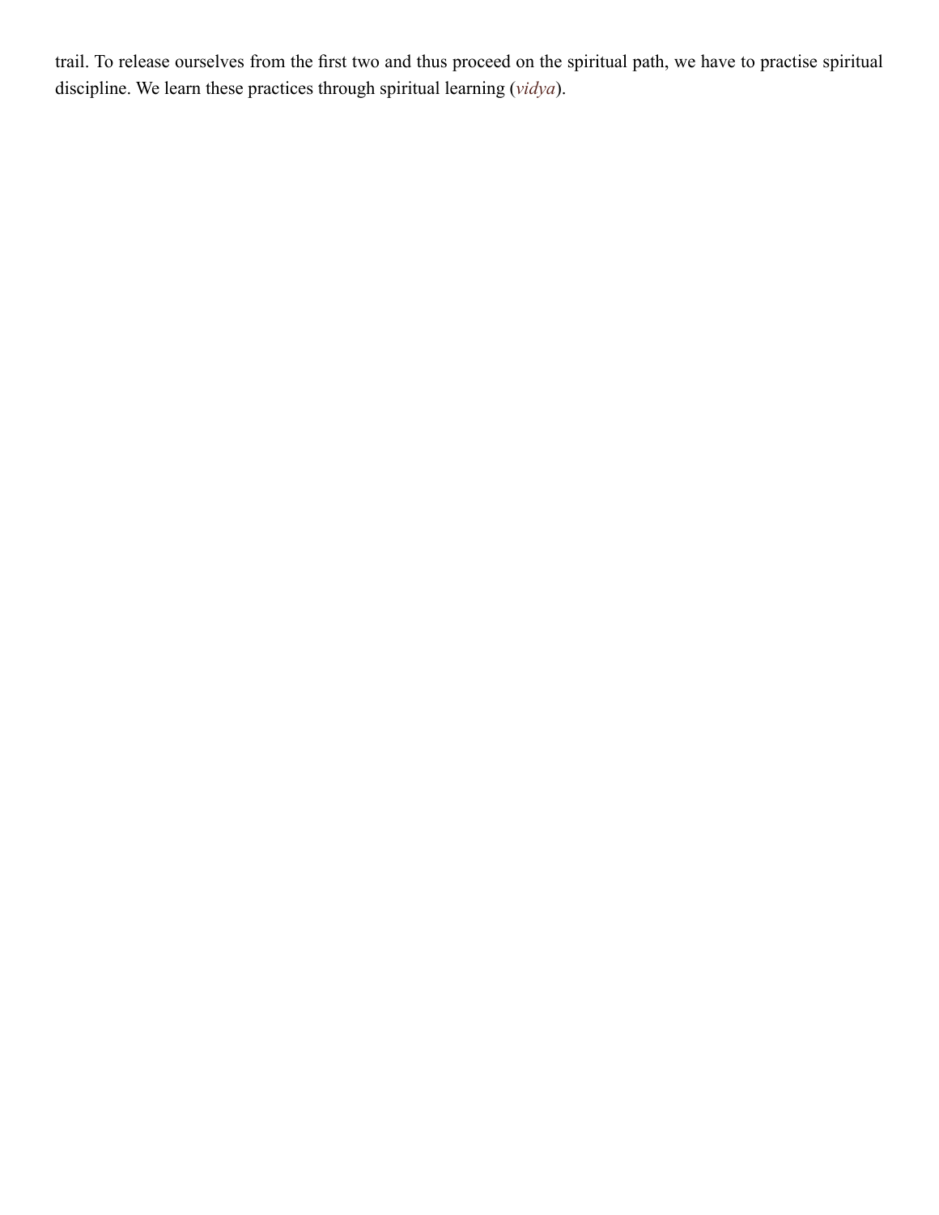trail. To release ourselves from the first two and thus proceed on the spiritual path, we have to practise spiritual discipline. We learn these practices through spiritual learning (*vidya*).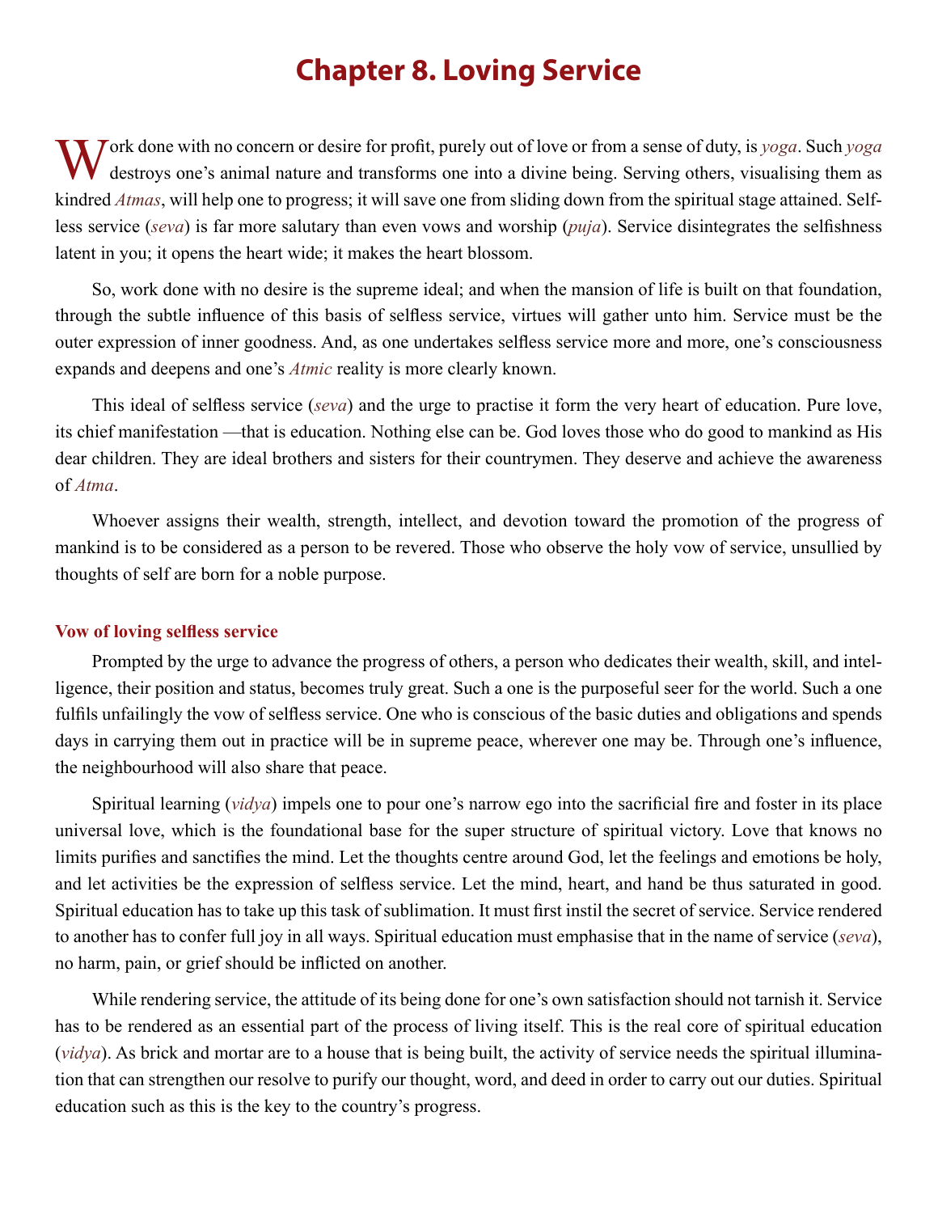# Chapter 8. Loving Service

Work done with no concern or desire for profit, purely out of love or from a sense of duty, is *yoga*. Such *yoga* destroys one's animal nature and transforms one into a divine being. Serving others, visualising them as kindred *Atmas*, will help one to progress; it will save one from sliding down from the spiritual stage attained. Selfless service (*seva*) is far more salutary than even vows and worship (*puja*). Service disintegrates the selfishness latent in you; it opens the heart wide; it makes the heart blossom.

So, work done with no desire is the supreme ideal; and when the mansion of life is built on that foundation, through the subtle influence of this basis of selfless service, virtues will gather unto him. Service must be the outer expression of inner goodness. And, as one undertakes selfless service more and more, one's consciousness expands and deepens and one's *Atmic* reality is more clearly known.

This ideal of selfless service (*seva*) and the urge to practise it form the very heart of education. Pure love, its chief manifestation —that is education. Nothing else can be. God loves those who do good to mankind as His dear children. They are ideal brothers and sisters for their countrymen. They deserve and achieve the awareness of *Atma*.

Whoever assigns their wealth, strength, intellect, and devotion toward the promotion of the progress of mankind is to be considered as a person to be revered. Those who observe the holy vow of service, unsullied by thoughts of self are born for a noble purpose.

### Vow of loving selfless service

Prompted by the urge to advance the progress of others, a person who dedicates their wealth, skill, and intelligence, their position and status, becomes truly great. Such a one is the purposeful seer for the world. Such a one fulfils unfailingly the vow of selfless service. One who is conscious of the basic duties and obligations and spends days in carrying them out in practice will be in supreme peace, wherever one may be. Through one's influence, the neighbourhood will also share that peace.

Spiritual learning (*vidya*) impels one to pour one's narrow ego into the sacrificial fire and foster in its place universal love, which is the foundational base for the super structure of spiritual victory. Love that knows no limits purifies and sanctifies the mind. Let the thoughts centre around God, let the feelings and emotions be holy, and let activities be the expression of selfless service. Let the mind, heart, and hand be thus saturated in good. Spiritual education has to take up this task of sublimation. It must first instil the secret of service. Service rendered to another has to confer full joy in all ways. Spiritual education must emphasise that in the name of service (*seva*), no harm, pain, or grief should be inflicted on another.

While rendering service, the attitude of its being done for one's own satisfaction should not tarnish it. Service has to be rendered as an essential part of the process of living itself. This is the real core of spiritual education (*vidya*). As brick and mortar are to a house that is being built, the activity of service needs the spiritual illumination that can strengthen our resolve to purify our thought, word, and deed in order to carry out our duties. Spiritual education such as this is the key to the country's progress.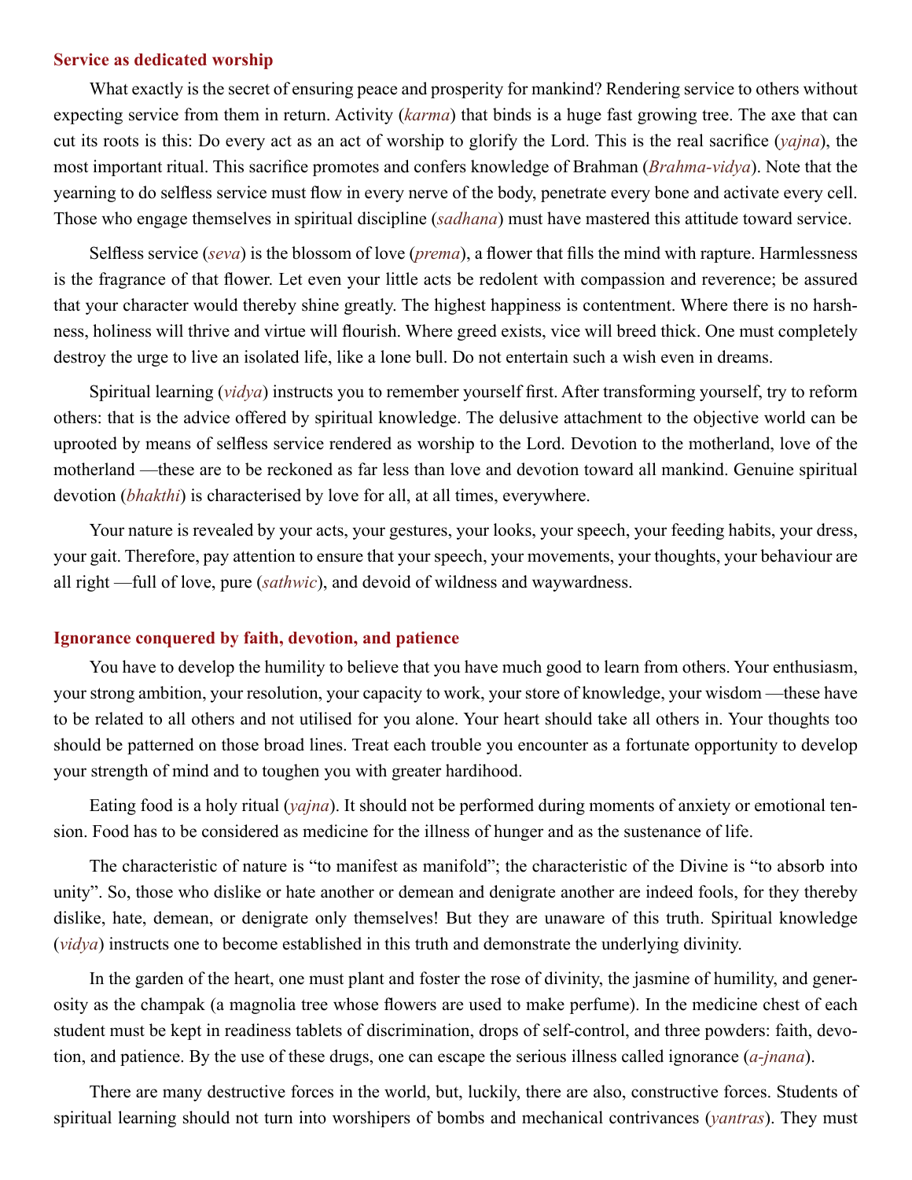## Service as dedicated worship

What exactly is the secret of ensuring peace and prosperity for mankind? Rendering service to others without expecting service from them in return. Activity (*karma*) that binds is a huge fast growing tree. The axe that can cut its roots is this: Do every act as an act of worship to glorify the Lord. This is the real sacrifice (*yajna*), the most important ritual. This sacrifice promotes and confers knowledge of Brahman (*Brahma-vidya*). Note that the yearning to do selfless service must flow in every nerve of the body, penetrate every bone and activate every cell. Those who engage themselves in spiritual discipline (*sadhana*) must have mastered this attitude toward service.

Selfless service (*seva*) is the blossom of love (*prema*), a flower that fills the mind with rapture. Harmlessness is the fragrance of that flower. Let even your little acts be redolent with compassion and reverence; be assured that your character would thereby shine greatly. The highest happiness is contentment. Where there is no harshness, holiness will thrive and virtue will flourish. Where greed exists, vice will breed thick. One must completely destroy the urge to live an isolated life, like a lone bull. Do not entertain such a wish even in dreams.

Spiritual learning (*vidya*) instructs you to remember yourself first. After transforming yourself, try to reform others: that is the advice offered by spiritual knowledge. The delusive attachment to the objective world can be uprooted by means of selfless service rendered as worship to the Lord. Devotion to the motherland, love of the motherland —these are to be reckoned as far less than love and devotion toward all mankind. Genuine spiritual devotion (*bhakthi*) is characterised by love for all, at all times, everywhere.

Your nature is revealed by your acts, your gestures, your looks, your speech, your feeding habits, your dress, your gait. Therefore, pay attention to ensure that your speech, your movements, your thoughts, your behaviour are all right —full of love, pure (*sathwic*), and devoid of wildness and waywardness.

## Ignorance conquered by faith, devotion, and patience

You have to develop the humility to believe that you have much good to learn from others. Your enthusiasm, your strong ambition, your resolution, your capacity to work, your store of knowledge, your wisdom —these have to be related to all others and not utilised for you alone. Your heart should take all others in. Your thoughts too should be patterned on those broad lines. Treat each trouble you encounter as a fortunate opportunity to develop your strength of mind and to toughen you with greater hardihood.

Eating food is a holy ritual (*yajna*). It should not be performed during moments of anxiety or emotional tension. Food has to be considered as medicine for the illness of hunger and as the sustenance of life.

The characteristic of nature is "to manifest as manifold"; the characteristic of the Divine is "to absorb into unity". So, those who dislike or hate another or demean and denigrate another are indeed fools, for they thereby dislike, hate, demean, or denigrate only themselves! But they are unaware of this truth. Spiritual knowledge (*vidya*) instructs one to become established in this truth and demonstrate the underlying divinity.

In the garden of the heart, one must plant and foster the rose of divinity, the jasmine of humility, and generosity as the champak (a magnolia tree whose flowers are used to make perfume). In the medicine chest of each student must be kept in readiness tablets of discrimination, drops of self-control, and three powders: faith, devotion, and patience. By the use of these drugs, one can escape the serious illness called ignorance (*a-jnana*).

There are many destructive forces in the world, but, luckily, there are also, constructive forces. Students of spiritual learning should not turn into worshipers of bombs and mechanical contrivances (*yantras*). They must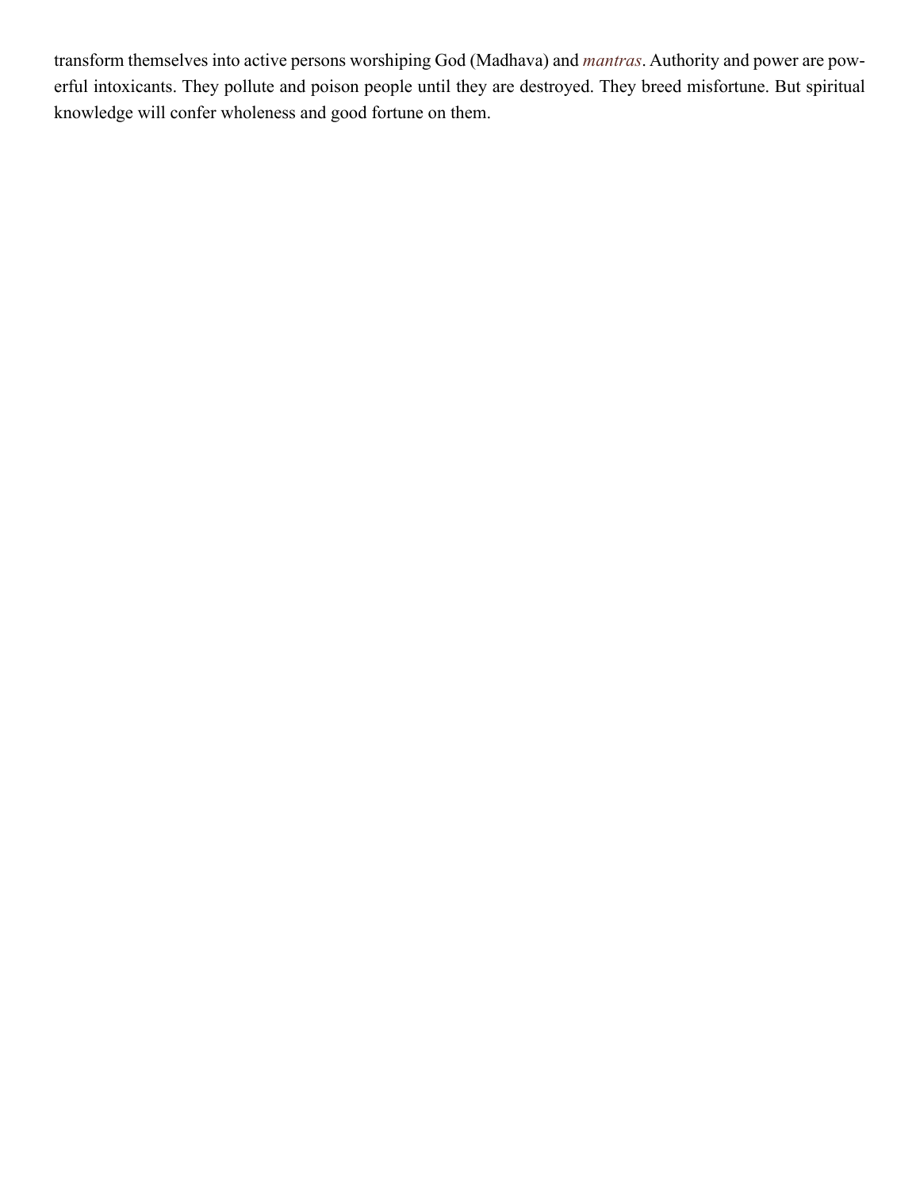transform themselves into active persons worshiping God (Madhava) and *mantras*. Authority and power are powerful intoxicants. They pollute and poison people until they are destroyed. They breed misfortune. But spiritual knowledge will confer wholeness and good fortune on them.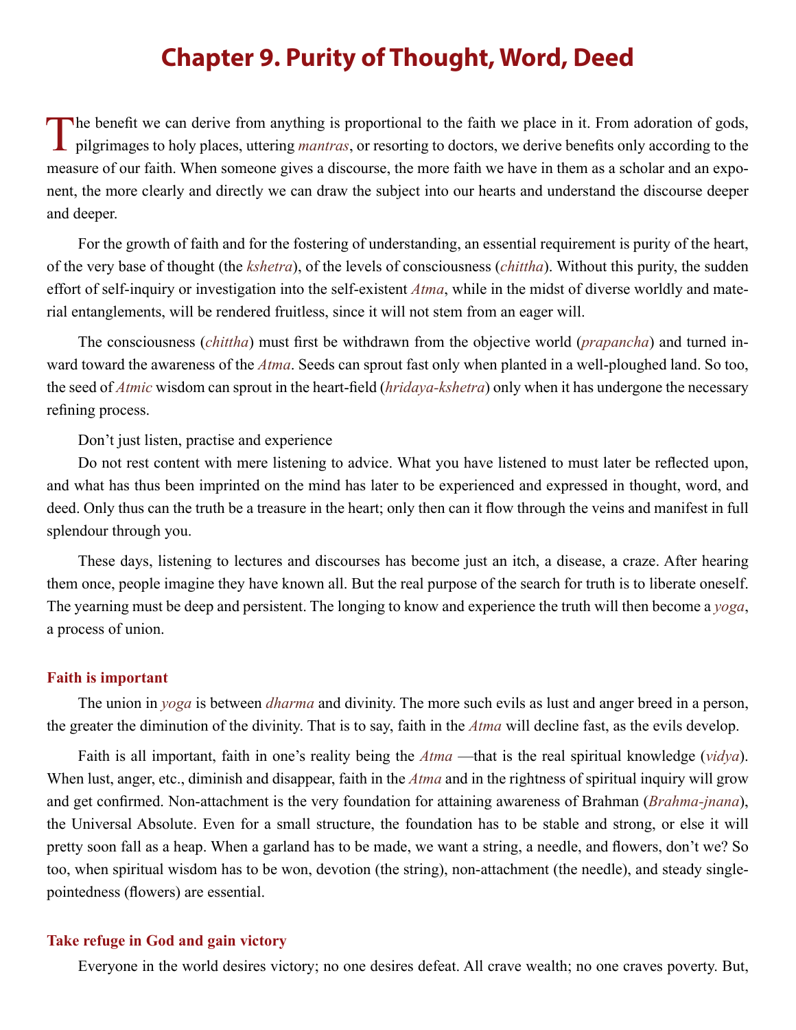# Chapter 9. Purity of Thought, Word, Deed

The benefit we can derive from anything is proportional to the faith we place in it. From adoration of gods, pilgrimages to holy places, uttering *mantras*, or resorting to doctors, we derive benefits only according to the measure of our faith. When someone gives a discourse, the more faith we have in them as a scholar and an exponent, the more clearly and directly we can draw the subject into our hearts and understand the discourse deeper and deeper.

For the growth of faith and for the fostering of understanding, an essential requirement is purity of the heart, of the very base of thought (the *kshetra*), of the levels of consciousness (*chittha*). Without this purity, the sudden effort of self-inquiry or investigation into the self-existent *Atma*, while in the midst of diverse worldly and material entanglements, will be rendered fruitless, since it will not stem from an eager will.

The consciousness (*chittha*) must first be withdrawn from the objective world (*prapancha*) and turned inward toward the awareness of the *Atma*. Seeds can sprout fast only when planted in a well-ploughed land. So too, the seed of *Atmic* wisdom can sprout in the heart-field (*hridaya-kshetra*) only when it has undergone the necessary refining process.

Don't just listen, practise and experience

Do not rest content with mere listening to advice. What you have listened to must later be reflected upon, and what has thus been imprinted on the mind has later to be experienced and expressed in thought, word, and deed. Only thus can the truth be a treasure in the heart; only then can it flow through the veins and manifest in full splendour through you.

These days, listening to lectures and discourses has become just an itch, a disease, a craze. After hearing them once, people imagine they have known all. But the real purpose of the search for truth is to liberate oneself. The yearning must be deep and persistent. The longing to know and experience the truth will then become a *yoga*, a process of union.

### Faith is important

The union in *yoga* is between *dharma* and divinity. The more such evils as lust and anger breed in a person, the greater the diminution of the divinity. That is to say, faith in the *Atma* will decline fast, as the evils develop.

Faith is all important, faith in one's reality being the *Atma* —that is the real spiritual knowledge (*vidya*). When lust, anger, etc., diminish and disappear, faith in the *Atma* and in the rightness of spiritual inquiry will grow and get confirmed. Non-attachment is the very foundation for attaining awareness of Brahman (*Brahma-jnana*), the Universal Absolute. Even for a small structure, the foundation has to be stable and strong, or else it will pretty soon fall as a heap. When a garland has to be made, we want a string, a needle, and flowers, don't we? So too, when spiritual wisdom has to be won, devotion (the string), non-attachment (the needle), and steady single-pointedness (flowers) are essential.

### Take refuge in God and gain victory

Everyone in the world desires victory; no one desires defeat. All crave wealth; no one craves poverty. But,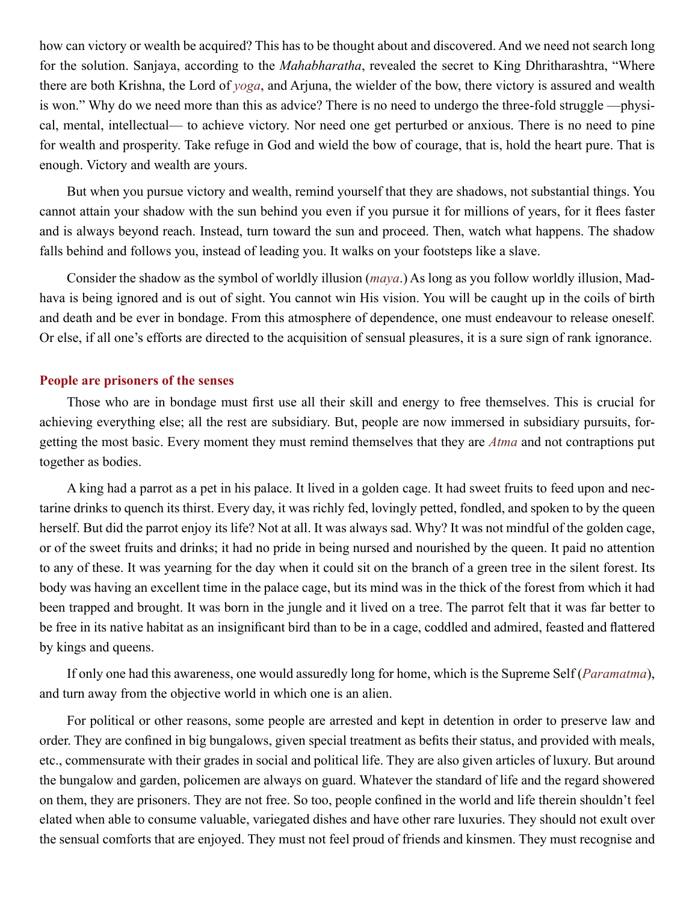how can victory or wealth be acquired? This has to be thought about and discovered. And we need not search long for the solution. Sanjaya, according to the *Mahabharatha*, revealed the secret to King Dhritharashtra, "Where there are both Krishna, the Lord of *yoga*, and Arjuna, the wielder of the bow, there victory is assured and wealth is won." Why do we need more than this as advice? There is no need to undergo the three-fold struggle —physical, mental, intellectual— to achieve victory. Nor need one get perturbed or anxious. There is no need to pine for wealth and prosperity. Take refuge in God and wield the bow of courage, that is, hold the heart pure. That is enough. Victory and wealth are yours.

But when you pursue victory and wealth, remind yourself that they are shadows, not substantial things. You cannot attain your shadow with the sun behind you even if you pursue it for millions of years, for it flees faster and is always beyond reach. Instead, turn toward the sun and proceed. Then, watch what happens. The shadow falls behind and follows you, instead of leading you. It walks on your footsteps like a slave.

Consider the shadow as the symbol of worldly illusion (*maya*.) As long as you follow worldly illusion, Madhava is being ignored and is out of sight. You cannot win His vision. You will be caught up in the coils of birth and death and be ever in bondage. From this atmosphere of dependence, one must endeavour to release oneself. Or else, if all one's efforts are directed to the acquisition of sensual pleasures, it is a sure sign of rank ignorance.

### People are prisoners of the senses

Those who are in bondage must first use all their skill and energy to free themselves. This is crucial for achieving everything else; all the rest are subsidiary. But, people are now immersed in subsidiary pursuits, forgetting the most basic. Every moment they must remind themselves that they are *Atma* and not contraptions put together as bodies.

A king had a parrot as a pet in his palace. It lived in a golden cage. It had sweet fruits to feed upon and nectarine drinks to quench its thirst. Every day, it was richly fed, lovingly petted, fondled, and spoken to by the queen herself. But did the parrot enjoy its life? Not at all. It was always sad. Why? It was not mindful of the golden cage, or of the sweet fruits and drinks; it had no pride in being nursed and nourished by the queen. It paid no attention to any of these. It was yearning for the day when it could sit on the branch of a green tree in the silent forest. Its body was having an excellent time in the palace cage, but its mind was in the thick of the forest from which it had been trapped and brought. It was born in the jungle and it lived on a tree. The parrot felt that it was far better to be free in its native habitat as an insignificant bird than to be in a cage, coddled and admired, feasted and flattered by kings and queens.

If only one had this awareness, one would assuredly long for home, which is the Supreme Self (*Paramatma*), and turn away from the objective world in which one is an alien.

For political or other reasons, some people are arrested and kept in detention in order to preserve law and order. They are confined in big bungalows, given special treatment as befits their status, and provided with meals, etc., commensurate with their grades in social and political life. They are also given articles of luxury. But around the bungalow and garden, policemen are always on guard. Whatever the standard of life and the regard showered on them, they are prisoners. They are not free. So too, people confined in the world and life therein shouldn't feel elated when able to consume valuable, variegated dishes and have other rare luxuries. They should not exult over the sensual comforts that are enjoyed. They must not feel proud of friends and kinsmen. They must recognise and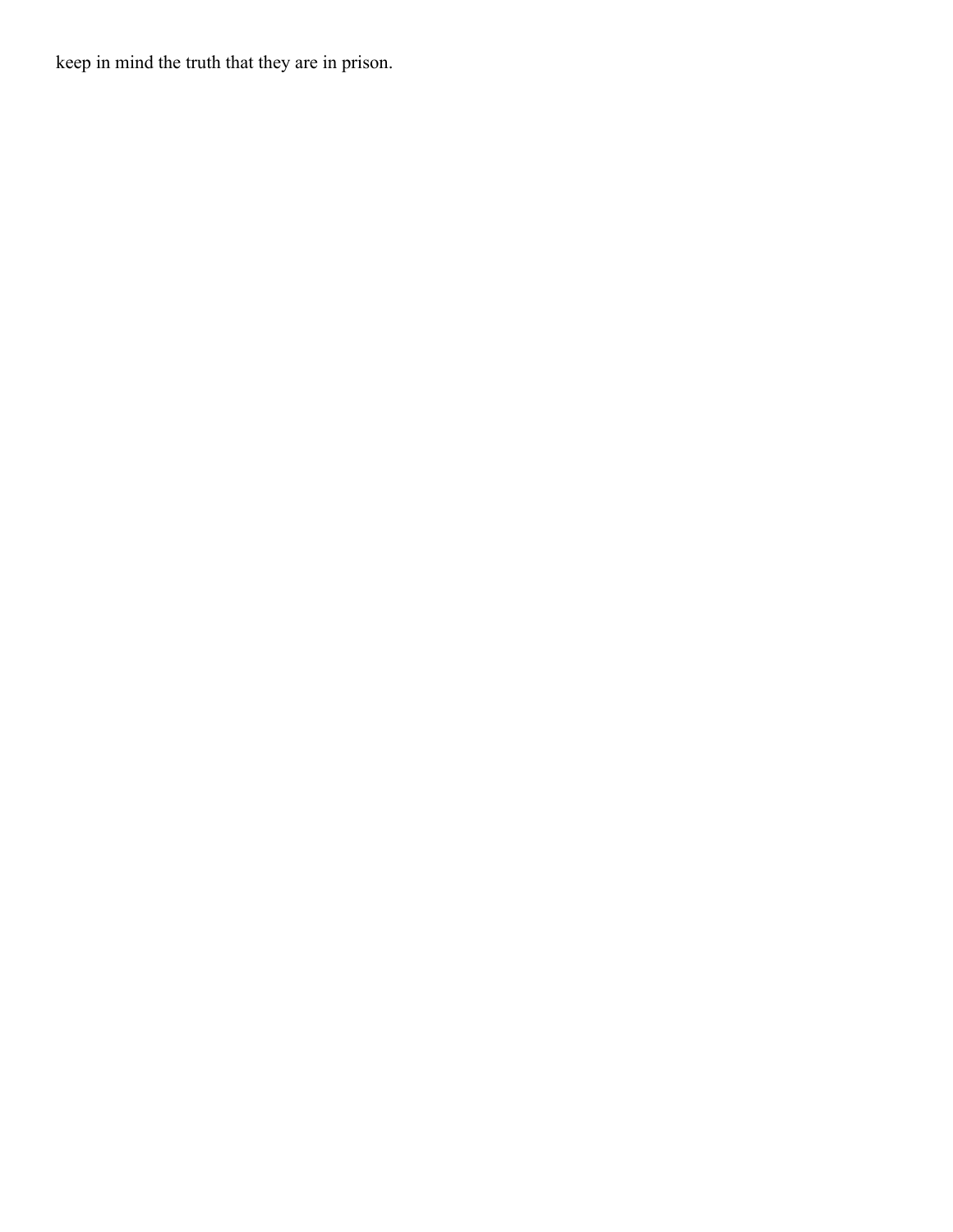keep in mind the truth that they are in prison.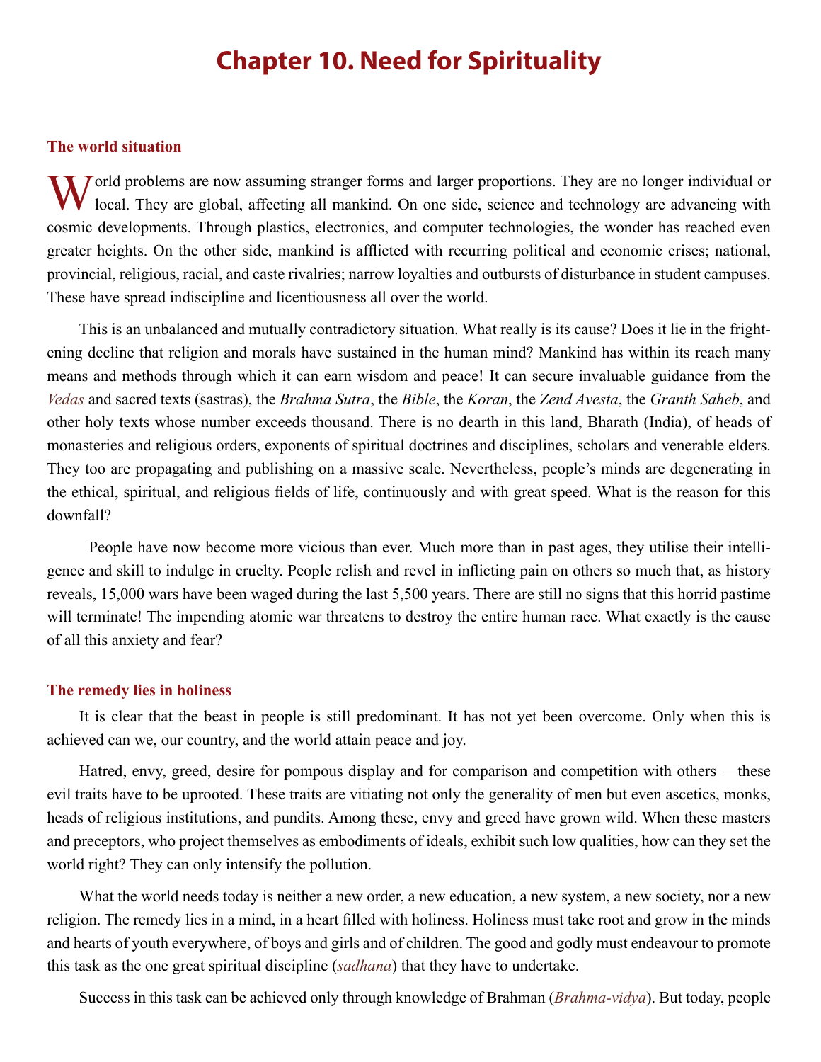# Chapter 10. Need for Spirituality

## The world situation

World problems are now assuming stranger forms and larger proportions. They are no longer individual or local. They are global, affecting all mankind. On one side, science and technology are advancing with cosmic developments. Through plastics, electronics, and computer technologies, the wonder has reached even greater heights. On the other side, mankind is afflicted with recurring political and economic crises; national, provincial, religious, racial, and caste rivalries; narrow loyalties and outbursts of disturbance in student campuses. These have spread indiscipline and licentiousness all over the world.

This is an unbalanced and mutually contradictory situation. What really is its cause? Does it lie in the frightening decline that religion and morals have sustained in the human mind? Mankind has within its reach many means and methods through which it can earn wisdom and peace! It can secure invaluable guidance from the *Vedas* and sacred texts (sastras), the *Brahma Sutra*, the *Bible*, the *Koran*, the *Zend Avesta*, the *Granth Saheb*, and other holy texts whose number exceeds thousand. There is no dearth in this land, Bharath (India), of heads of monasteries and religious orders, exponents of spiritual doctrines and disciplines, scholars and venerable elders. They too are propagating and publishing on a massive scale. Nevertheless, people's minds are degenerating in the ethical, spiritual, and religious fields of life, continuously and with great speed. What is the reason for this downfall?

People have now become more vicious than ever. Much more than in past ages, they utilise their intelligence and skill to indulge in cruelty. People relish and revel in inflicting pain on others so much that, as history reveals, 15,000 wars have been waged during the last 5,500 years. There are still no signs that this horrid pastime will terminate! The impending atomic war threatens to destroy the entire human race. What exactly is the cause of all this anxiety and fear?

## The remedy lies in holiness

It is clear that the beast in people is still predominant. It has not yet been overcome. Only when this is achieved can we, our country, and the world attain peace and joy.

Hatred, envy, greed, desire for pompous display and for comparison and competition with others —these evil traits have to be uprooted. These traits are vitiating not only the generality of men but even ascetics, monks, heads of religious institutions, and pundits. Among these, envy and greed have grown wild. When these masters and preceptors, who project themselves as embodiments of ideals, exhibit such low qualities, how can they set the world right? They can only intensify the pollution.

What the world needs today is neither a new order, a new education, a new system, a new society, nor a new religion. The remedy lies in a mind, in a heart filled with holiness. Holiness must take root and grow in the minds and hearts of youth everywhere, of boys and girls and of children. The good and godly must endeavour to promote this task as the one great spiritual discipline (*sadhana*) that they have to undertake.

Success in this task can be achieved only through knowledge of Brahman (*Brahma-vidya*). But today, people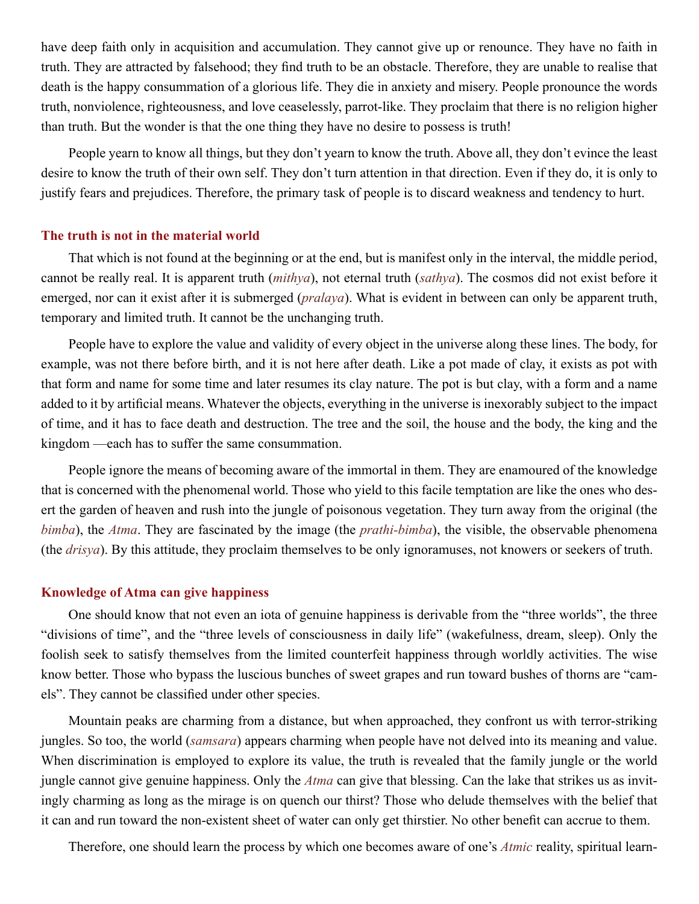have deep faith only in acquisition and accumulation. They cannot give up or renounce. They have no faith in truth. They are attracted by falsehood; they find truth to be an obstacle. Therefore, they are unable to realise that death is the happy consummation of a glorious life. They die in anxiety and misery. People pronounce the words truth, nonviolence, righteousness, and love ceaselessly, parrot-like. They proclaim that there is no religion higher than truth. But the wonder is that the one thing they have no desire to possess is truth!

People yearn to know all things, but they don't yearn to know the truth. Above all, they don't evince the least desire to know the truth of their own self. They don't turn attention in that direction. Even if they do, it is only to justify fears and prejudices. Therefore, the primary task of people is to discard weakness and tendency to hurt.

### The truth is not in the material world

That which is not found at the beginning or at the end, but is manifest only in the interval, the middle period, cannot be really real. It is apparent truth (*mithya*), not eternal truth (*sathya*). The cosmos did not exist before it emerged, nor can it exist after it is submerged (*pralaya*). What is evident in between can only be apparent truth, temporary and limited truth. It cannot be the unchanging truth.

People have to explore the value and validity of every object in the universe along these lines. The body, for example, was not there before birth, and it is not here after death. Like a pot made of clay, it exists as pot with that form and name for some time and later resumes its clay nature. The pot is but clay, with a form and a name added to it by artificial means. Whatever the objects, everything in the universe is inexorably subject to the impact of time, and it has to face death and destruction. The tree and the soil, the house and the body, the king and the kingdom —each has to suffer the same consummation.

People ignore the means of becoming aware of the immortal in them. They are enamoured of the knowledge that is concerned with the phenomenal world. Those who yield to this facile temptation are like the ones who desert the garden of heaven and rush into the jungle of poisonous vegetation. They turn away from the original (the *bimba*), the *Atma*. They are fascinated by the image (the *prathi-bimba*), the visible, the observable phenomena (the *drisya*). By this attitude, they proclaim themselves to be only ignoramuses, not knowers or seekers of truth.

### Knowledge of Atma can give happiness

One should know that not even an iota of genuine happiness is derivable from the "three worlds", the three "divisions of time", and the "three levels of consciousness in daily life" (wakefulness, dream, sleep). Only the foolish seek to satisfy themselves from the limited counterfeit happiness through worldly activities. The wise know better. Those who bypass the luscious bunches of sweet grapes and run toward bushes of thorns are "camels". They cannot be classified under other species.

Mountain peaks are charming from a distance, but when approached, they confront us with terror-striking jungles. So too, the world (*samsara*) appears charming when people have not delved into its meaning and value. When discrimination is employed to explore its value, the truth is revealed that the family jungle or the world jungle cannot give genuine happiness. Only the *Atma* can give that blessing. Can the lake that strikes us as invitingly charming as long as the mirage is on quench our thirst? Those who delude themselves with the belief that it can and run toward the non-existent sheet of water can only get thirstier. No other benefit can accrue to them.

Therefore, one should learn the process by which one becomes aware of one's *Atmic* reality, spiritual learn-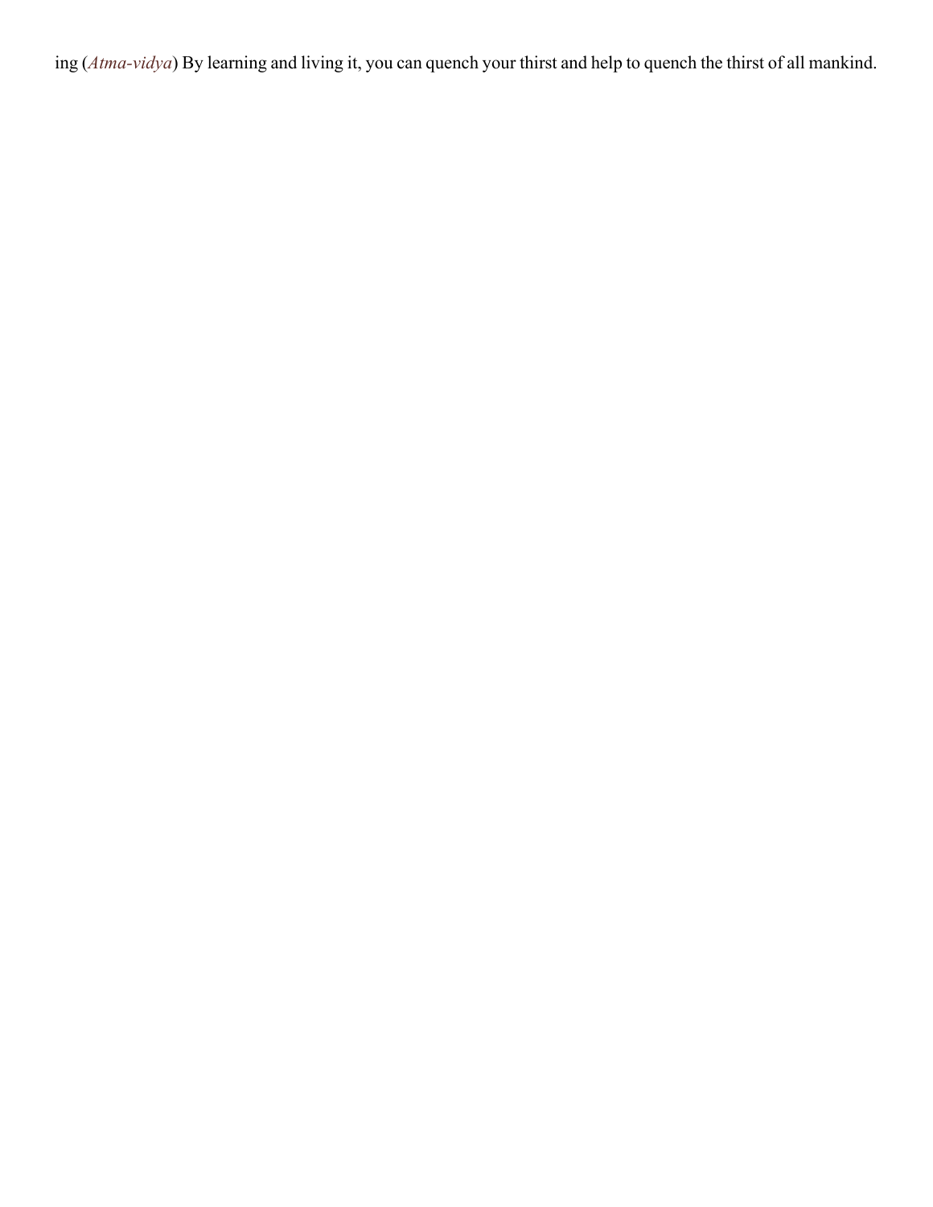ing (*Atma-vidya*) By learning and living it, you can quench your thirst and help to quench the thirst of all mankind.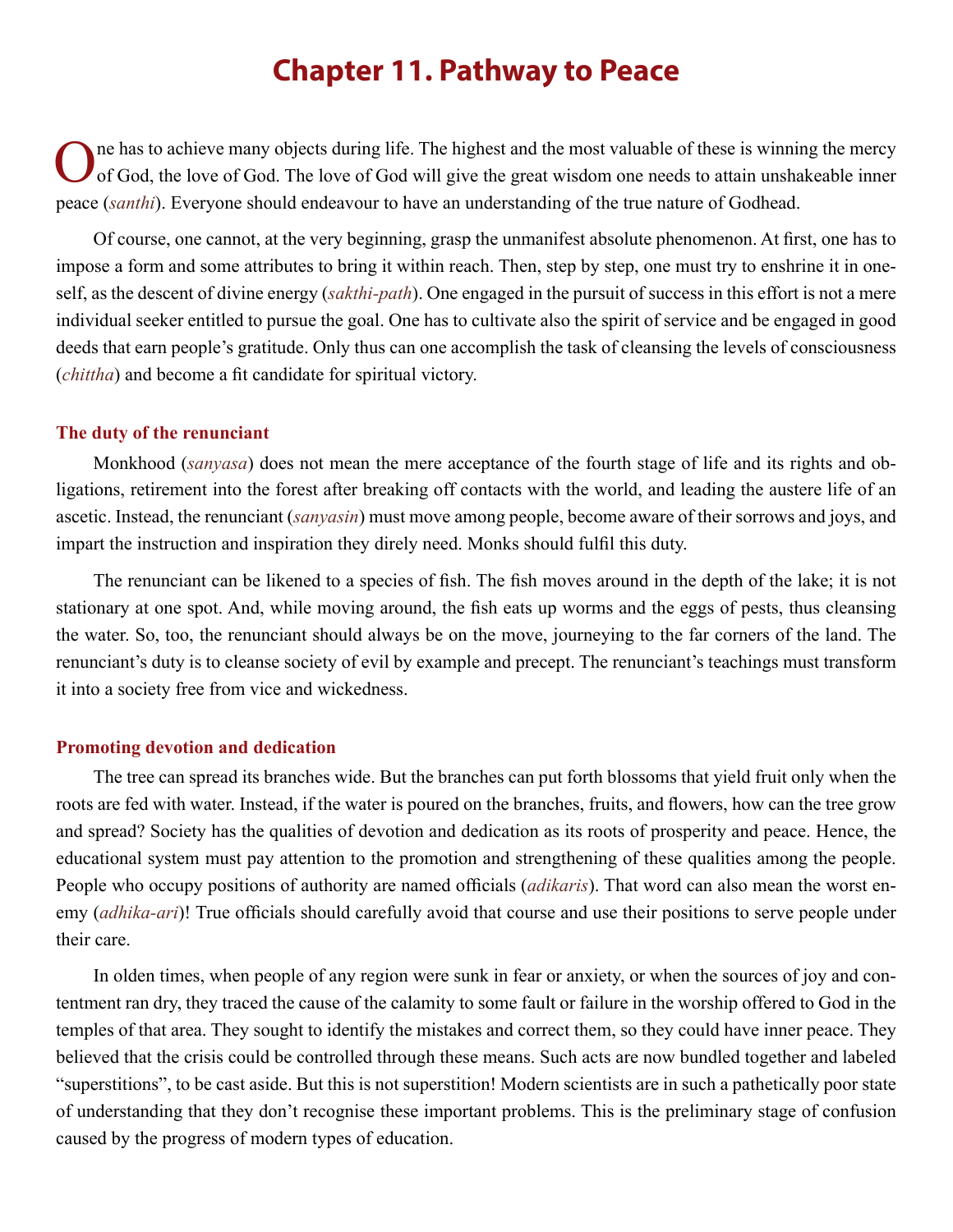# Chapter 11. Pathway to Peace

One has to achieve many objects during life. The highest and the most valuable of these is winning the mercy of God, the love of God. The love of God will give the great wisdom one needs to attain unshakeable inner peace (*santhi*). Everyone should endeavour to have an understanding of the true nature of Godhead.

Of course, one cannot, at the very beginning, grasp the unmanifest absolute phenomenon. At first, one has to impose a form and some attributes to bring it within reach. Then, step by step, one must try to enshrine it in oneself, as the descent of divine energy (*sakthi-path*). One engaged in the pursuit of success in this effort is not a mere individual seeker entitled to pursue the goal. One has to cultivate also the spirit of service and be engaged in good deeds that earn people's gratitude. Only thus can one accomplish the task of cleansing the levels of consciousness (*chittha*) and become a fit candidate for spiritual victory.

### The duty of the renunciant

Monkhood (*sanyasa*) does not mean the mere acceptance of the fourth stage of life and its rights and obligations, retirement into the forest after breaking off contacts with the world, and leading the austere life of an ascetic. Instead, the renunciant (*sanyasin*) must move among people, become aware of their sorrows and joys, and impart the instruction and inspiration they direly need. Monks should fulfil this duty.

The renunciant can be likened to a species of fish. The fish moves around in the depth of the lake; it is not stationary at one spot. And, while moving around, the fish eats up worms and the eggs of pests, thus cleansing the water. So, too, the renunciant should always be on the move, journeying to the far corners of the land. The renunciant's duty is to cleanse society of evil by example and precept. The renunciant's teachings must transform it into a society free from vice and wickedness.

### Promoting devotion and dedication

The tree can spread its branches wide. But the branches can put forth blossoms that yield fruit only when the roots are fed with water. Instead, if the water is poured on the branches, fruits, and flowers, how can the tree grow and spread? Society has the qualities of devotion and dedication as its roots of prosperity and peace. Hence, the educational system must pay attention to the promotion and strengthening of these qualities among the people. People who occupy positions of authority are named officials (*adikaris*). That word can also mean the worst enemy (*adhika-ari*)! True officials should carefully avoid that course and use their positions to serve people under their care.

In olden times, when people of any region were sunk in fear or anxiety, or when the sources of joy and contentment ran dry, they traced the cause of the calamity to some fault or failure in the worship offered to God in the temples of that area. They sought to identify the mistakes and correct them, so they could have inner peace. They believed that the crisis could be controlled through these means. Such acts are now bundled together and labeled "superstitions", to be cast aside. But this is not superstition! Modern scientists are in such a pathetically poor state of understanding that they don't recognise these important problems. This is the preliminary stage of confusion caused by the progress of modern types of education.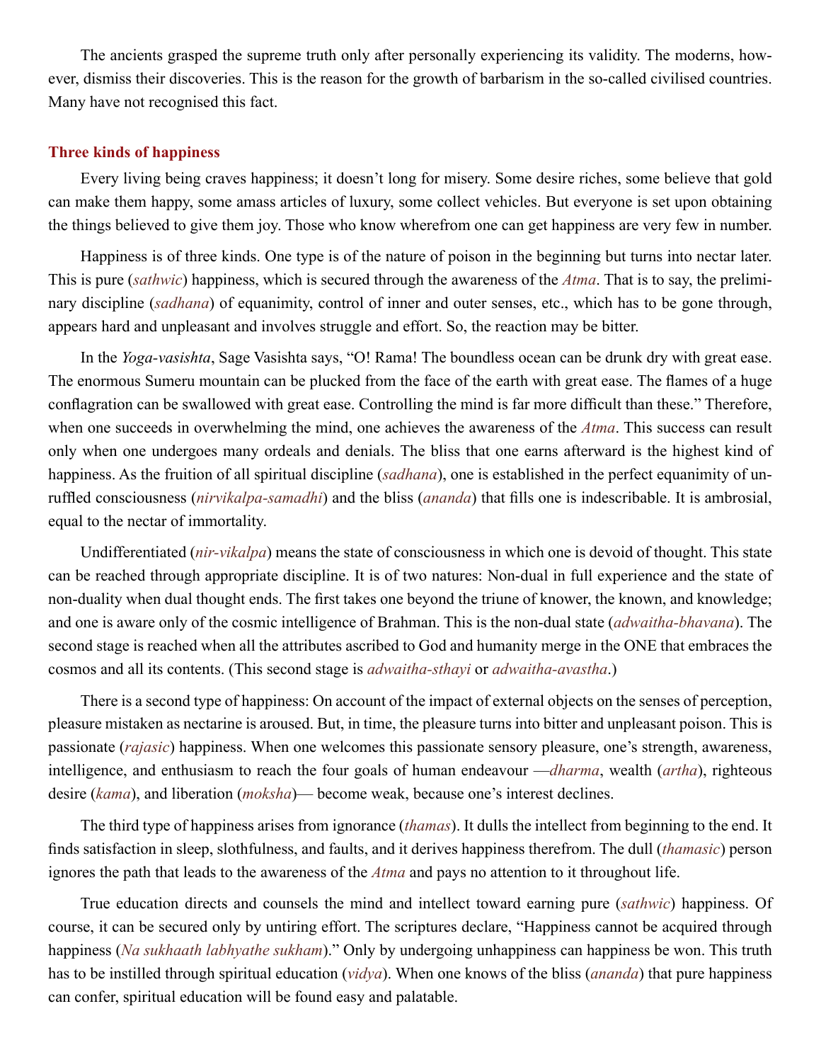The ancients grasped the supreme truth only after personally experiencing its validity. The moderns, however, dismiss their discoveries. This is the reason for the growth of barbarism in the so-called civilised countries. Many have not recognised this fact.

### Three kinds of happiness

Every living being craves happiness; it doesn't long for misery. Some desire riches, some believe that gold can make them happy, some amass articles of luxury, some collect vehicles. But everyone is set upon obtaining the things believed to give them joy. Those who know wherefrom one can get happiness are very few in number.

Happiness is of three kinds. One type is of the nature of poison in the beginning but turns into nectar later. This is pure (*sathwic*) happiness, which is secured through the awareness of the *Atma*. That is to say, the preliminary discipline (*sadhana*) of equanimity, control of inner and outer senses, etc., which has to be gone through, appears hard and unpleasant and involves struggle and effort. So, the reaction may be bitter.

In the *Yoga-vasishta*, Sage Vasishta says, "O! Rama! The boundless ocean can be drunk dry with great ease. The enormous Sumeru mountain can be plucked from the face of the earth with great ease. The flames of a huge conflagration can be swallowed with great ease. Controlling the mind is far more difficult than these." Therefore, when one succeeds in overwhelming the mind, one achieves the awareness of the *Atma*. This success can result only when one undergoes many ordeals and denials. The bliss that one earns afterward is the highest kind of happiness. As the fruition of all spiritual discipline (*sadhana*), one is established in the perfect equanimity of unruffled consciousness (*nirvikalpa-samadhi*) and the bliss (*ananda*) that fills one is indescribable. It is ambrosial, equal to the nectar of immortality.

Undifferentiated (*nir-vikalpa*) means the state of consciousness in which one is devoid of thought. This state can be reached through appropriate discipline. It is of two natures: Non-dual in full experience and the state of non-duality when dual thought ends. The first takes one beyond the triune of knower, the known, and knowledge; and one is aware only of the cosmic intelligence of Brahman. This is the non-dual state (*adwaitha-bhavana*). The second stage is reached when all the attributes ascribed to God and humanity merge in the ONE that embraces the cosmos and all its contents. (This second stage is *adwaitha-sthayi* or *adwaitha-avastha*.)

There is a second type of happiness: On account of the impact of external objects on the senses of perception, pleasure mistaken as nectarine is aroused. But, in time, the pleasure turns into bitter and unpleasant poison. This is passionate (*rajasic*) happiness. When one welcomes this passionate sensory pleasure, one's strength, awareness, intelligence, and enthusiasm to reach the four goals of human endeavour —*dharma*, wealth (*artha*), righteous desire (*kama*), and liberation (*moksha*)— become weak, because one's interest declines.

The third type of happiness arises from ignorance (*thamas*). It dulls the intellect from beginning to the end. It finds satisfaction in sleep, slothfulness, and faults, and it derives happiness therefrom. The dull (*thamasic*) person ignores the path that leads to the awareness of the *Atma* and pays no attention to it throughout life.

True education directs and counsels the mind and intellect toward earning pure (*sathwic*) happiness. Of course, it can be secured only by untiring effort. The scriptures declare, "Happiness cannot be acquired through happiness (*Na sukhaath labhyathe sukham*)." Only by undergoing unhappiness can happiness be won. This truth has to be instilled through spiritual education (*vidya*). When one knows of the bliss (*ananda*) that pure happiness can confer, spiritual education will be found easy and palatable.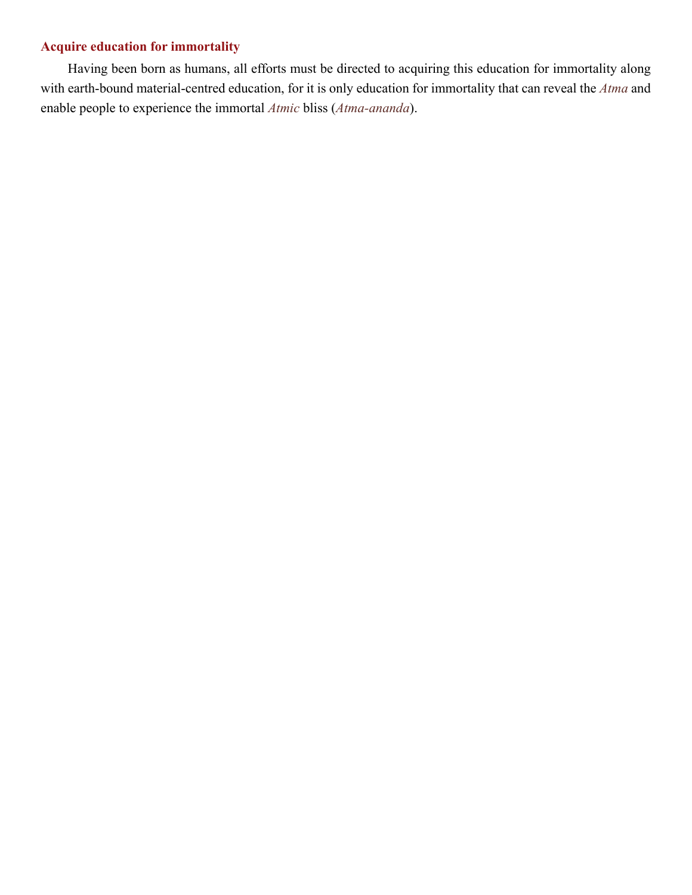### Acquire education for immortality

Having been born as humans, all efforts must be directed to acquiring this education for immortality along with earth-bound material-centred education, for it is only education for immortality that can reveal the *Atma* and enable people to experience the immortal *Atmic* bliss (*Atma-ananda*).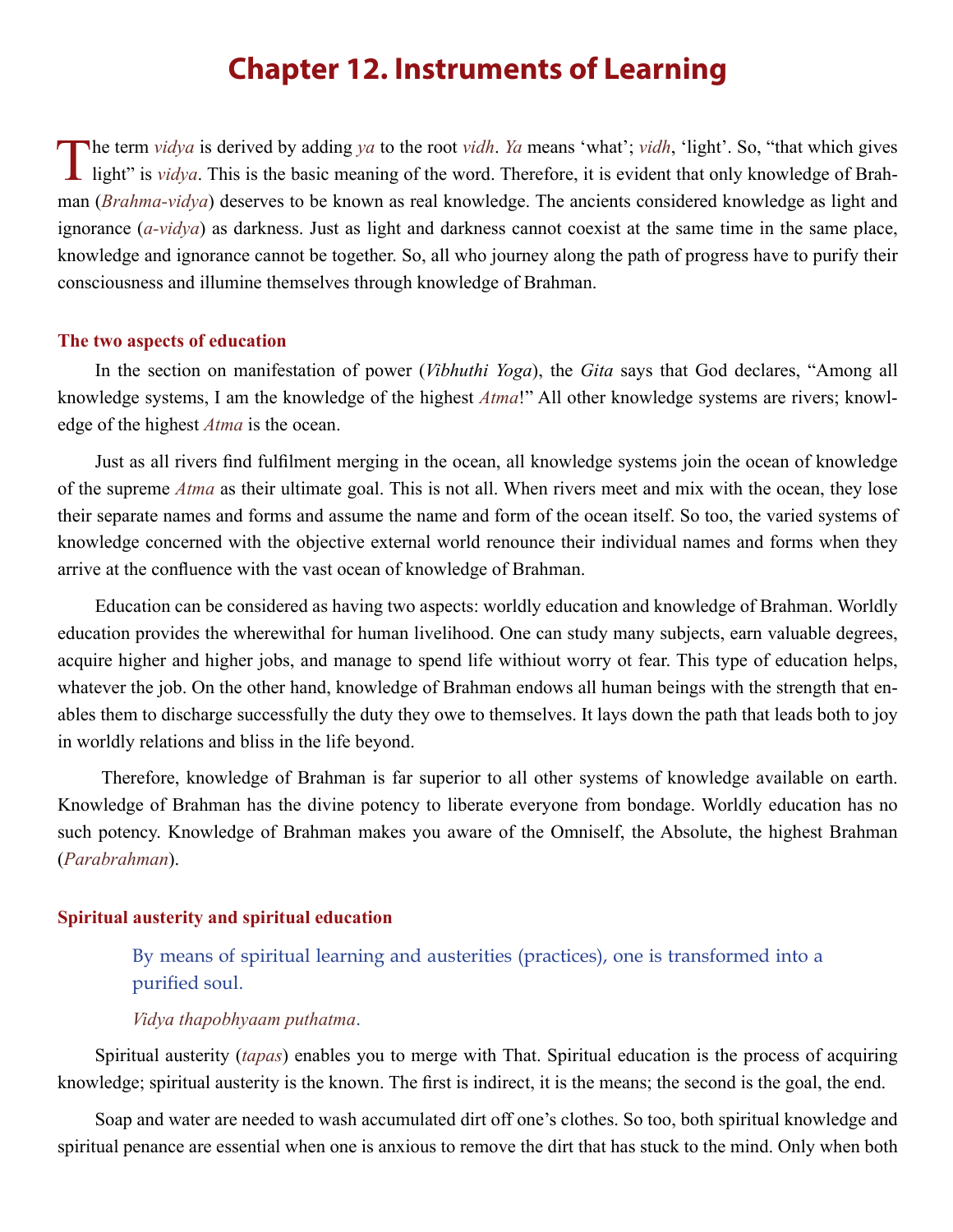# Chapter 12. Instruments of Learning

The term *vidya* is derived by adding *ya* to the root *vidh*. *Ya* means 'what'; *vidh*, 'light'. So, "that which gives light" is *vidya*. This is the basic meaning of the word. Therefore, it is evident that only knowledge of Brahman (*Brahma-vidya*) deserves to be known as real knowledge. The ancients considered knowledge as light and ignorance (*a-vidya*) as darkness. Just as light and darkness cannot coexist at the same time in the same place, knowledge and ignorance cannot be together. So, all who journey along the path of progress have to purify their consciousness and illumine themselves through knowledge of Brahman.

### The two aspects of education

In the section on manifestation of power (*Vibhuthi Yoga*), the *Gita* says that God declares, "Among all knowledge systems, I am the knowledge of the highest *Atma*!" All other knowledge systems are rivers; knowledge of the highest *Atma* is the ocean.

Just as all rivers find fulfilment merging in the ocean, all knowledge systems join the ocean of knowledge of the supreme *Atma* as their ultimate goal. This is not all. When rivers meet and mix with the ocean, they lose their separate names and forms and assume the name and form of the ocean itself. So too, the varied systems of knowledge concerned with the objective external world renounce their individual names and forms when they arrive at the confluence with the vast ocean of knowledge of Brahman.

Education can be considered as having two aspects: worldly education and knowledge of Brahman. Worldly education provides the wherewithal for human livelihood. One can study many subjects, earn valuable degrees, acquire higher and higher jobs, and manage to spend life withiout worry ot fear. This type of education helps, whatever the job. On the other hand, knowledge of Brahman endows all human beings with the strength that enables them to discharge successfully the duty they owe to themselves. It lays down the path that leads both to joy in worldly relations and bliss in the life beyond.

Therefore, knowledge of Brahman is far superior to all other systems of knowledge available on earth. Knowledge of Brahman has the divine potency to liberate everyone from bondage. Worldly education has no such potency. Knowledge of Brahman makes you aware of the Omniself, the Absolute, the highest Brahman (*Parabrahman*).

### Spiritual austerity and spiritual education

> By means of spiritual learning and austerities (practices), one is transformed into a purified soul.
>
> *Vidya thapobhyaam puthatma*.

Spiritual austerity (*tapas*) enables you to merge with That. Spiritual education is the process of acquiring knowledge; spiritual austerity is the known. The first is indirect, it is the means; the second is the goal, the end.

Soap and water are needed to wash accumulated dirt off one's clothes. So too, both spiritual knowledge and spiritual penance are essential when one is anxious to remove the dirt that has stuck to the mind. Only when both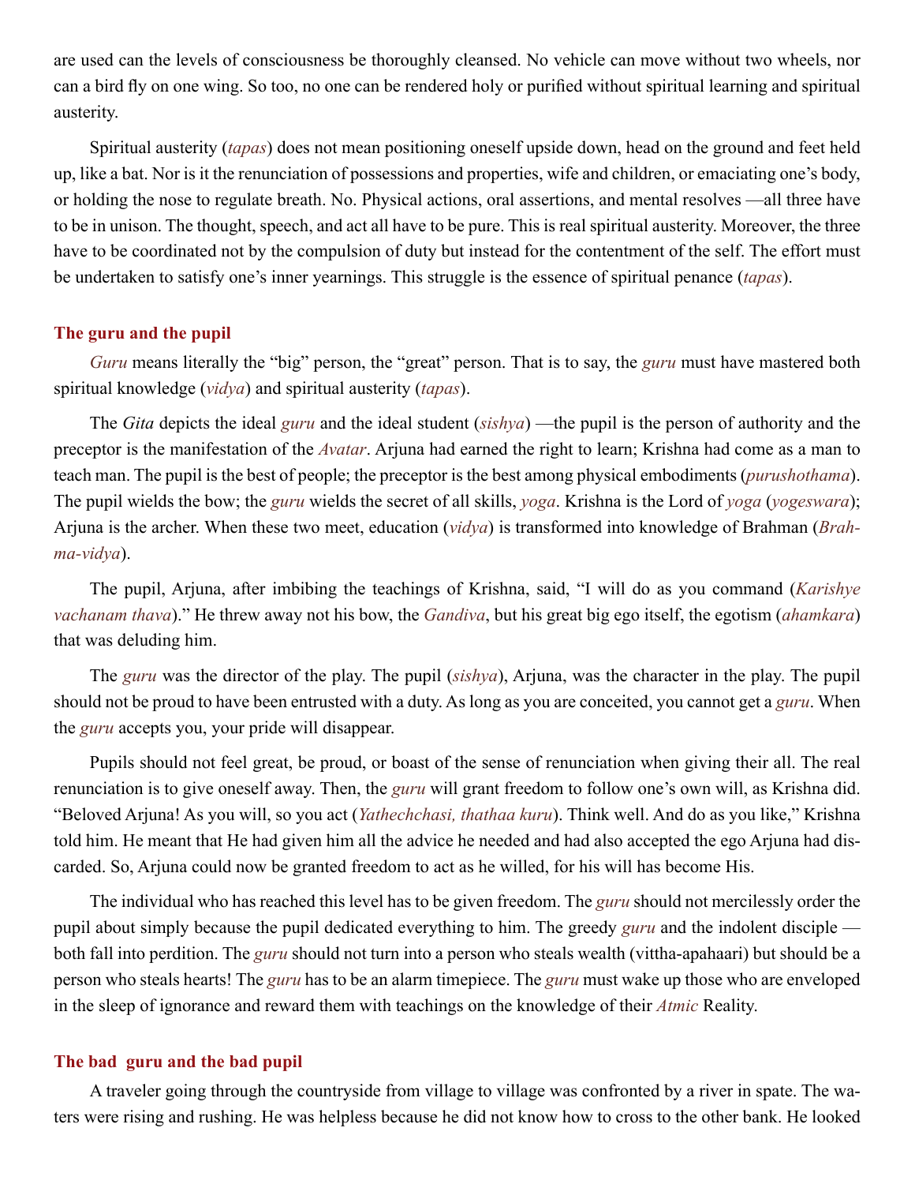are used can the levels of consciousness be thoroughly cleansed. No vehicle can move without two wheels, nor can a bird fly on one wing. So too, no one can be rendered holy or purified without spiritual learning and spiritual austerity.

Spiritual austerity (*tapas*) does not mean positioning oneself upside down, head on the ground and feet held up, like a bat. Nor is it the renunciation of possessions and properties, wife and children, or emaciating one's body, or holding the nose to regulate breath. No. Physical actions, oral assertions, and mental resolves —all three have to be in unison. The thought, speech, and act all have to be pure. This is real spiritual austerity. Moreover, the three have to be coordinated not by the compulsion of duty but instead for the contentment of the self. The effort must be undertaken to satisfy one's inner yearnings. This struggle is the essence of spiritual penance (*tapas*).

## The guru and the pupil

*Guru* means literally the "big" person, the "great" person. That is to say, the *guru* must have mastered both spiritual knowledge (*vidya*) and spiritual austerity (*tapas*).

The *Gita* depicts the ideal *guru* and the ideal student (*sishya*) —the pupil is the person of authority and the preceptor is the manifestation of the *Avatar*. Arjuna had earned the right to learn; Krishna had come as a man to teach man. The pupil is the best of people; the preceptor is the best among physical embodiments (*purushothama*). The pupil wields the bow; the *guru* wields the secret of all skills, *yoga*. Krishna is the Lord of *yoga* (*yogeswara*); Arjuna is the archer. When these two meet, education (*vidya*) is transformed into knowledge of Brahman (*Brahma-vidya*).

The pupil, Arjuna, after imbibing the teachings of Krishna, said, "I will do as you command (*Karishye vachanam thava*)." He threw away not his bow, the *Gandiva*, but his great big ego itself, the egotism (*ahamkara*) that was deluding him.

The *guru* was the director of the play. The pupil (*sishya*), Arjuna, was the character in the play. The pupil should not be proud to have been entrusted with a duty. As long as you are conceited, you cannot get a *guru*. When the *guru* accepts you, your pride will disappear.

Pupils should not feel great, be proud, or boast of the sense of renunciation when giving their all. The real renunciation is to give oneself away. Then, the *guru* will grant freedom to follow one's own will, as Krishna did. "Beloved Arjuna! As you will, so you act (*Yathechchasi, thathaa kuru*). Think well. And do as you like," Krishna told him. He meant that He had given him all the advice he needed and had also accepted the ego Arjuna had discarded. So, Arjuna could now be granted freedom to act as he willed, for his will has become His.

The individual who has reached this level has to be given freedom. The *guru* should not mercilessly order the pupil about simply because the pupil dedicated everything to him. The greedy *guru* and the indolent disciple —both fall into perdition. The *guru* should not turn into a person who steals wealth (vittha-apahaari) but should be a person who steals hearts! The *guru* has to be an alarm timepiece. The *guru* must wake up those who are enveloped in the sleep of ignorance and reward them with teachings on the knowledge of their *Atmic* Reality.

## The bad guru and the bad pupil

A traveler going through the countryside from village to village was confronted by a river in spate. The waters were rising and rushing. He was helpless because he did not know how to cross to the other bank. He looked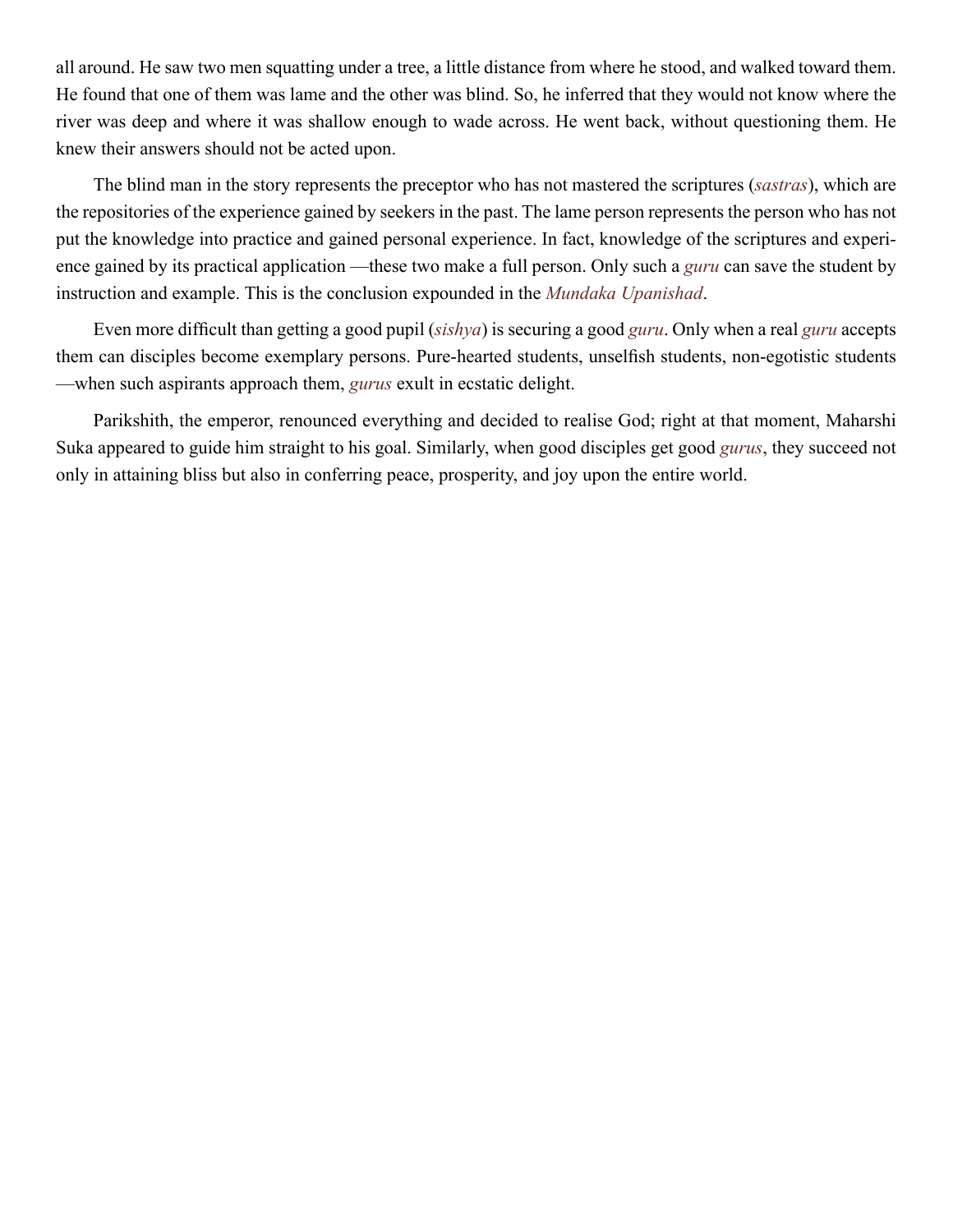all around. He saw two men squatting under a tree, a little distance from where he stood, and walked toward them. He found that one of them was lame and the other was blind. So, he inferred that they would not know where the river was deep and where it was shallow enough to wade across. He went back, without questioning them. He knew their answers should not be acted upon.

The blind man in the story represents the preceptor who has not mastered the scriptures (*sastras*), which are the repositories of the experience gained by seekers in the past. The lame person represents the person who has not put the knowledge into practice and gained personal experience. In fact, knowledge of the scriptures and experience gained by its practical application —these two make a full person. Only such a *guru* can save the student by instruction and example. This is the conclusion expounded in the *Mundaka Upanishad*.

Even more difficult than getting a good pupil (*sishya*) is securing a good *guru*. Only when a real *guru* accepts them can disciples become exemplary persons. Pure-hearted students, unselfish students, non-egotistic students —when such aspirants approach them, *gurus* exult in ecstatic delight.

Parikshith, the emperor, renounced everything and decided to realise God; right at that moment, Maharshi Suka appeared to guide him straight to his goal. Similarly, when good disciples get good *gurus*, they succeed not only in attaining bliss but also in conferring peace, prosperity, and joy upon the entire world.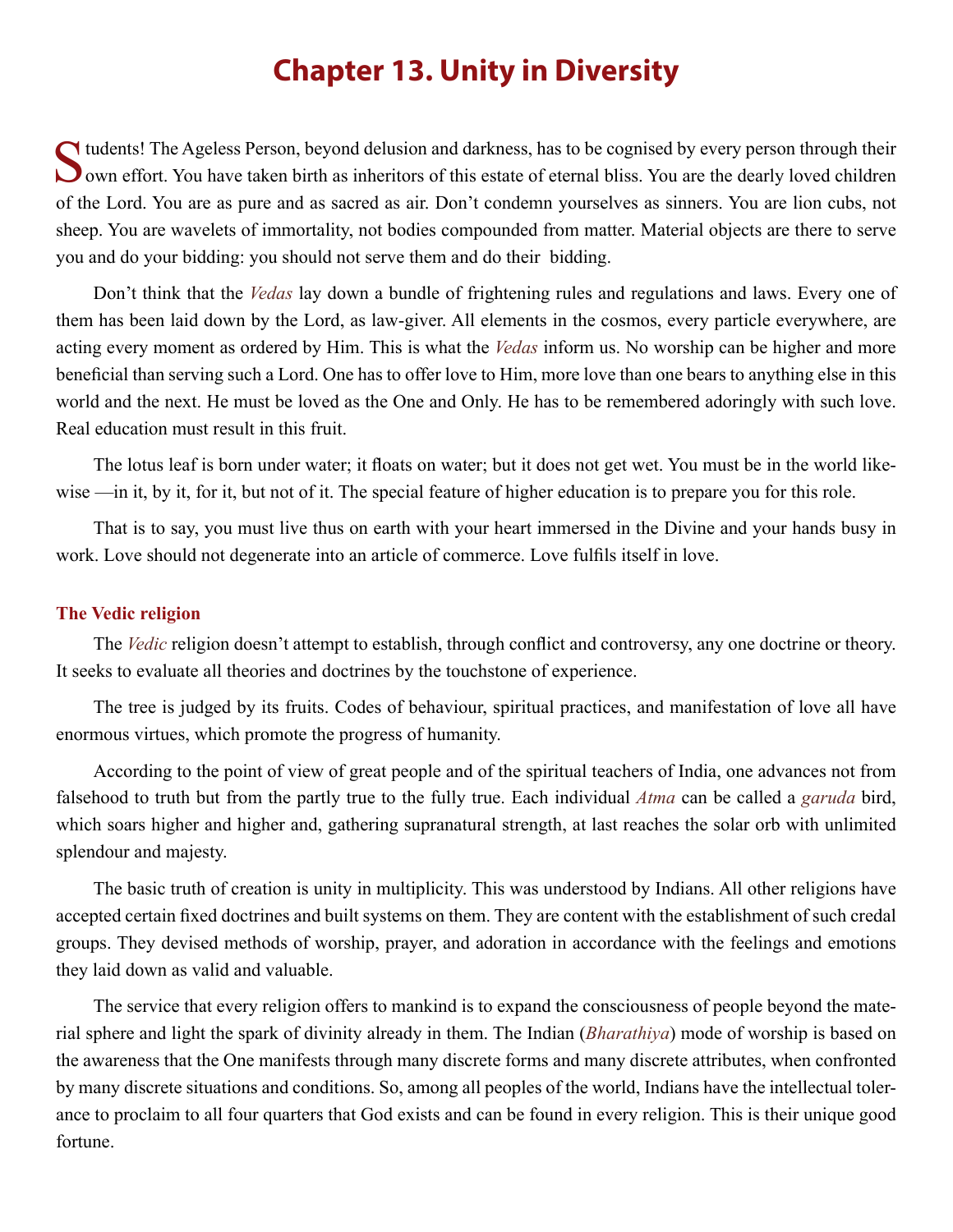# Chapter 13. Unity in Diversity

Students! The Ageless Person, beyond delusion and darkness, has to be cognised by every person through their own effort. You have taken birth as inheritors of this estate of eternal bliss. You are the dearly loved children of the Lord. You are as pure and as sacred as air. Don't condemn yourselves as sinners. You are lion cubs, not sheep. You are wavelets of immortality, not bodies compounded from matter. Material objects are there to serve you and do your bidding: you should not serve them and do their bidding.

Don't think that the *Vedas* lay down a bundle of frightening rules and regulations and laws. Every one of them has been laid down by the Lord, as law-giver. All elements in the cosmos, every particle everywhere, are acting every moment as ordered by Him. This is what the *Vedas* inform us. No worship can be higher and more beneficial than serving such a Lord. One has to offer love to Him, more love than one bears to anything else in this world and the next. He must be loved as the One and Only. He has to be remembered adoringly with such love. Real education must result in this fruit.

The lotus leaf is born under water; it floats on water; but it does not get wet. You must be in the world likewise —in it, by it, for it, but not of it. The special feature of higher education is to prepare you for this role.

That is to say, you must live thus on earth with your heart immersed in the Divine and your hands busy in work. Love should not degenerate into an article of commerce. Love fulfils itself in love.

### The Vedic religion

The *Vedic* religion doesn't attempt to establish, through conflict and controversy, any one doctrine or theory. It seeks to evaluate all theories and doctrines by the touchstone of experience.

The tree is judged by its fruits. Codes of behaviour, spiritual practices, and manifestation of love all have enormous virtues, which promote the progress of humanity.

According to the point of view of great people and of the spiritual teachers of India, one advances not from falsehood to truth but from the partly true to the fully true. Each individual *Atma* can be called a *garuda* bird, which soars higher and higher and, gathering supranatural strength, at last reaches the solar orb with unlimited splendour and majesty.

The basic truth of creation is unity in multiplicity. This was understood by Indians. All other religions have accepted certain fixed doctrines and built systems on them. They are content with the establishment of such credal groups. They devised methods of worship, prayer, and adoration in accordance with the feelings and emotions they laid down as valid and valuable.

The service that every religion offers to mankind is to expand the consciousness of people beyond the material sphere and light the spark of divinity already in them. The Indian (*Bharathiya*) mode of worship is based on the awareness that the One manifests through many discrete forms and many discrete attributes, when confronted by many discrete situations and conditions. So, among all peoples of the world, Indians have the intellectual tolerance to proclaim to all four quarters that God exists and can be found in every religion. This is their unique good fortune.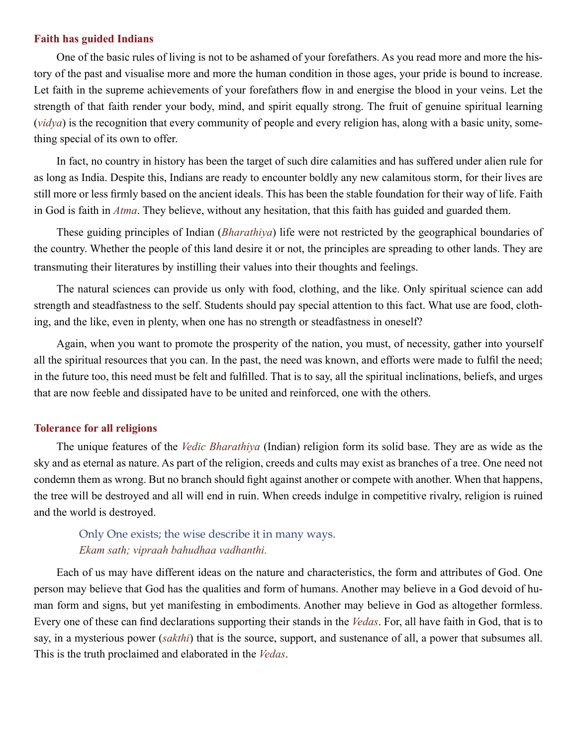### Faith has guided Indians

One of the basic rules of living is not to be ashamed of your forefathers. As you read more and more the history of the past and visualise more and more the human condition in those ages, your pride is bound to increase. Let faith in the supreme achievements of your forefathers flow in and energise the blood in your veins. Let the strength of that faith render your body, mind, and spirit equally strong. The fruit of genuine spiritual learning (*vidya*) is the recognition that every community of people and every religion has, along with a basic unity, something special of its own to offer.

In fact, no country in history has been the target of such dire calamities and has suffered under alien rule for as long as India. Despite this, Indians are ready to encounter boldly any new calamitous storm, for their lives are still more or less firmly based on the ancient ideals. This has been the stable foundation for their way of life. Faith in God is faith in *Atma*. They believe, without any hesitation, that this faith has guided and guarded them.

These guiding principles of Indian (*Bharathiya*) life were not restricted by the geographical boundaries of the country. Whether the people of this land desire it or not, the principles are spreading to other lands. They are transmuting their literatures by instilling their values into their thoughts and feelings.

The natural sciences can provide us only with food, clothing, and the like. Only spiritual science can add strength and steadfastness to the self. Students should pay special attention to this fact. What use are food, clothing, and the like, even in plenty, when one has no strength or steadfastness in oneself?

Again, when you want to promote the prosperity of the nation, you must, of necessity, gather into yourself all the spiritual resources that you can. In the past, the need was known, and efforts were made to fulfil the need; in the future too, this need must be felt and fulfilled. That is to say, all the spiritual inclinations, beliefs, and urges that are now feeble and dissipated have to be united and reinforced, one with the others.

### Tolerance for all religions

The unique features of the *Vedic Bharathiya* (Indian) religion form its solid base. They are as wide as the sky and as eternal as nature. As part of the religion, creeds and cults may exist as branches of a tree. One need not condemn them as wrong. But no branch should fight against another or compete with another. When that happens, the tree will be destroyed and all will end in ruin. When creeds indulge in competitive rivalry, religion is ruined and the world is destroyed.

> Only One exists; the wise describe it in many ways.
> *Ekam sath; vipraah bahudhaa vadhanthi.*

Each of us may have different ideas on the nature and characteristics, the form and attributes of God. One person may believe that God has the qualities and form of humans. Another may believe in a God devoid of human form and signs, but yet manifesting in embodiments. Another may believe in God as altogether formless. Every one of these can find declarations supporting their stands in the *Vedas*. For, all have faith in God, that is to say, in a mysterious power (*sakthi*) that is the source, support, and sustenance of all, a power that subsumes all. This is the truth proclaimed and elaborated in the *Vedas*.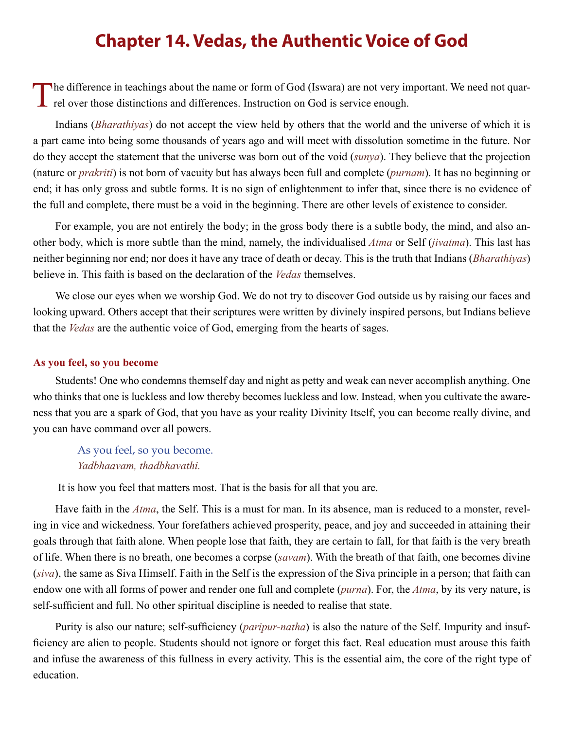# Chapter 14. Vedas, the Authentic Voice of God

The difference in teachings about the name or form of God (Iswara) are not very important. We need not quarrel over those distinctions and differences. Instruction on God is service enough.

Indians (*Bharathiyas*) do not accept the view held by others that the world and the universe of which it is a part came into being some thousands of years ago and will meet with dissolution sometime in the future. Nor do they accept the statement that the universe was born out of the void (*sunya*). They believe that the projection (nature or *prakriti*) is not born of vacuity but has always been full and complete (*purnam*). It has no beginning or end; it has only gross and subtle forms. It is no sign of enlightenment to infer that, since there is no evidence of the full and complete, there must be a void in the beginning. There are other levels of existence to consider.

For example, you are not entirely the body; in the gross body there is a subtle body, the mind, and also another body, which is more subtle than the mind, namely, the individualised *Atma* or Self (*jivatma*). This last has neither beginning nor end; nor does it have any trace of death or decay. This is the truth that Indians (*Bharathiyas*) believe in. This faith is based on the declaration of the *Vedas* themselves.

We close our eyes when we worship God. We do not try to discover God outside us by raising our faces and looking upward. Others accept that their scriptures were written by divinely inspired persons, but Indians believe that the *Vedas* are the authentic voice of God, emerging from the hearts of sages.

### As you feel, so you become

Students! One who condemns themself day and night as petty and weak can never accomplish anything. One who thinks that one is luckless and low thereby becomes luckless and low. Instead, when you cultivate the awareness that you are a spark of God, that you have as your reality Divinity Itself, you can become really divine, and you can have command over all powers.

> As you feel, so you become.
> *Yadbhaavam, thadbhavathi.*

It is how you feel that matters most. That is the basis for all that you are.

Have faith in the *Atma*, the Self. This is a must for man. In its absence, man is reduced to a monster, reveling in vice and wickedness. Your forefathers achieved prosperity, peace, and joy and succeeded in attaining their goals through that faith alone. When people lose that faith, they are certain to fall, for that faith is the very breath of life. When there is no breath, one becomes a corpse (*savam*). With the breath of that faith, one becomes divine (*siva*), the same as Siva Himself. Faith in the Self is the expression of the Siva principle in a person; that faith can endow one with all forms of power and render one full and complete (*purna*). For, the *Atma*, by its very nature, is self-sufficient and full. No other spiritual discipline is needed to realise that state.

Purity is also our nature; self-sufficiency (*paripur-natha*) is also the nature of the Self. Impurity and insufficiency are alien to people. Students should not ignore or forget this fact. Real education must arouse this faith and infuse the awareness of this fullness in every activity. This is the essential aim, the core of the right type of education.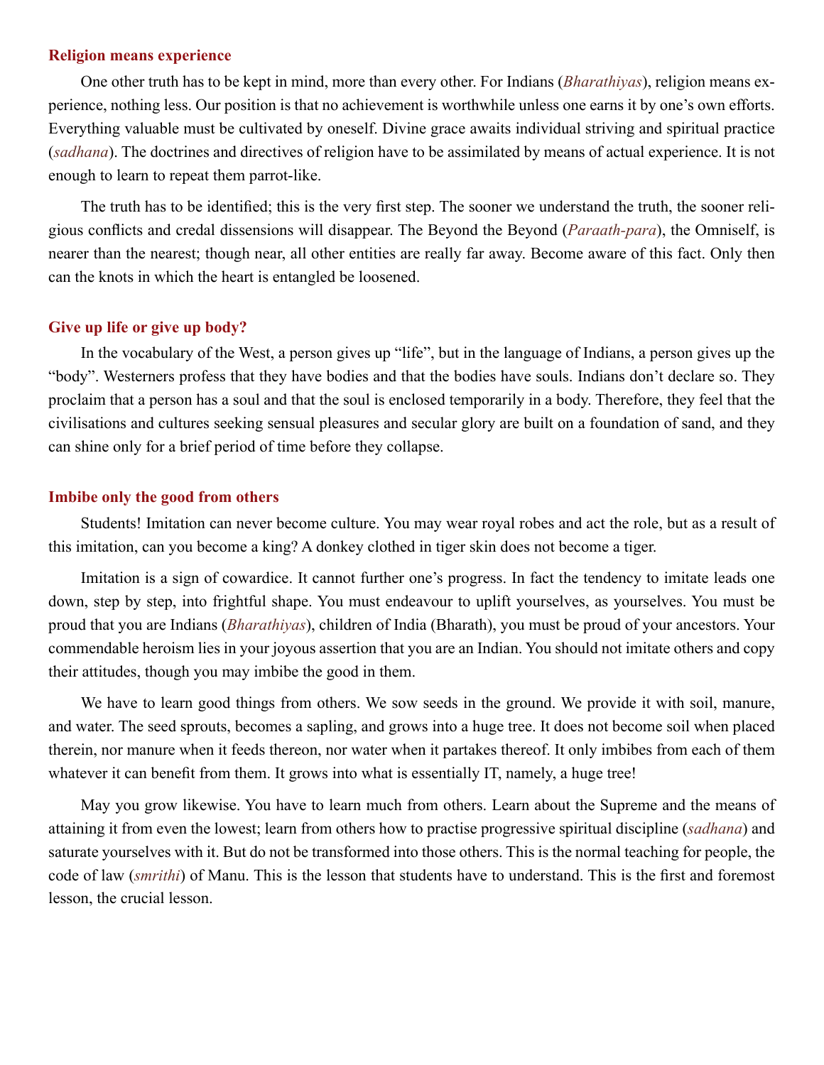### Religion means experience

One other truth has to be kept in mind, more than every other. For Indians (*Bharathiyas*), religion means experience, nothing less. Our position is that no achievement is worthwhile unless one earns it by one's own efforts. Everything valuable must be cultivated by oneself. Divine grace awaits individual striving and spiritual practice (*sadhana*). The doctrines and directives of religion have to be assimilated by means of actual experience. It is not enough to learn to repeat them parrot-like.

The truth has to be identified; this is the very first step. The sooner we understand the truth, the sooner religious conflicts and credal dissensions will disappear. The Beyond the Beyond (*Paraath-para*), the Omniself, is nearer than the nearest; though near, all other entities are really far away. Become aware of this fact. Only then can the knots in which the heart is entangled be loosened.

### Give up life or give up body?

In the vocabulary of the West, a person gives up "life", but in the language of Indians, a person gives up the "body". Westerners profess that they have bodies and that the bodies have souls. Indians don't declare so. They proclaim that a person has a soul and that the soul is enclosed temporarily in a body. Therefore, they feel that the civilisations and cultures seeking sensual pleasures and secular glory are built on a foundation of sand, and they can shine only for a brief period of time before they collapse.

### Imbibe only the good from others

Students! Imitation can never become culture. You may wear royal robes and act the role, but as a result of this imitation, can you become a king? A donkey clothed in tiger skin does not become a tiger.

Imitation is a sign of cowardice. It cannot further one's progress. In fact the tendency to imitate leads one down, step by step, into frightful shape. You must endeavour to uplift yourselves, as yourselves. You must be proud that you are Indians (*Bharathiyas*), children of India (Bharath), you must be proud of your ancestors. Your commendable heroism lies in your joyous assertion that you are an Indian. You should not imitate others and copy their attitudes, though you may imbibe the good in them.

We have to learn good things from others. We sow seeds in the ground. We provide it with soil, manure, and water. The seed sprouts, becomes a sapling, and grows into a huge tree. It does not become soil when placed therein, nor manure when it feeds thereon, nor water when it partakes thereof. It only imbibes from each of them whatever it can benefit from them. It grows into what is essentially IT, namely, a huge tree!

May you grow likewise. You have to learn much from others. Learn about the Supreme and the means of attaining it from even the lowest; learn from others how to practise progressive spiritual discipline (*sadhana*) and saturate yourselves with it. But do not be transformed into those others. This is the normal teaching for people, the code of law (*smrithi*) of Manu. This is the lesson that students have to understand. This is the first and foremost lesson, the crucial lesson.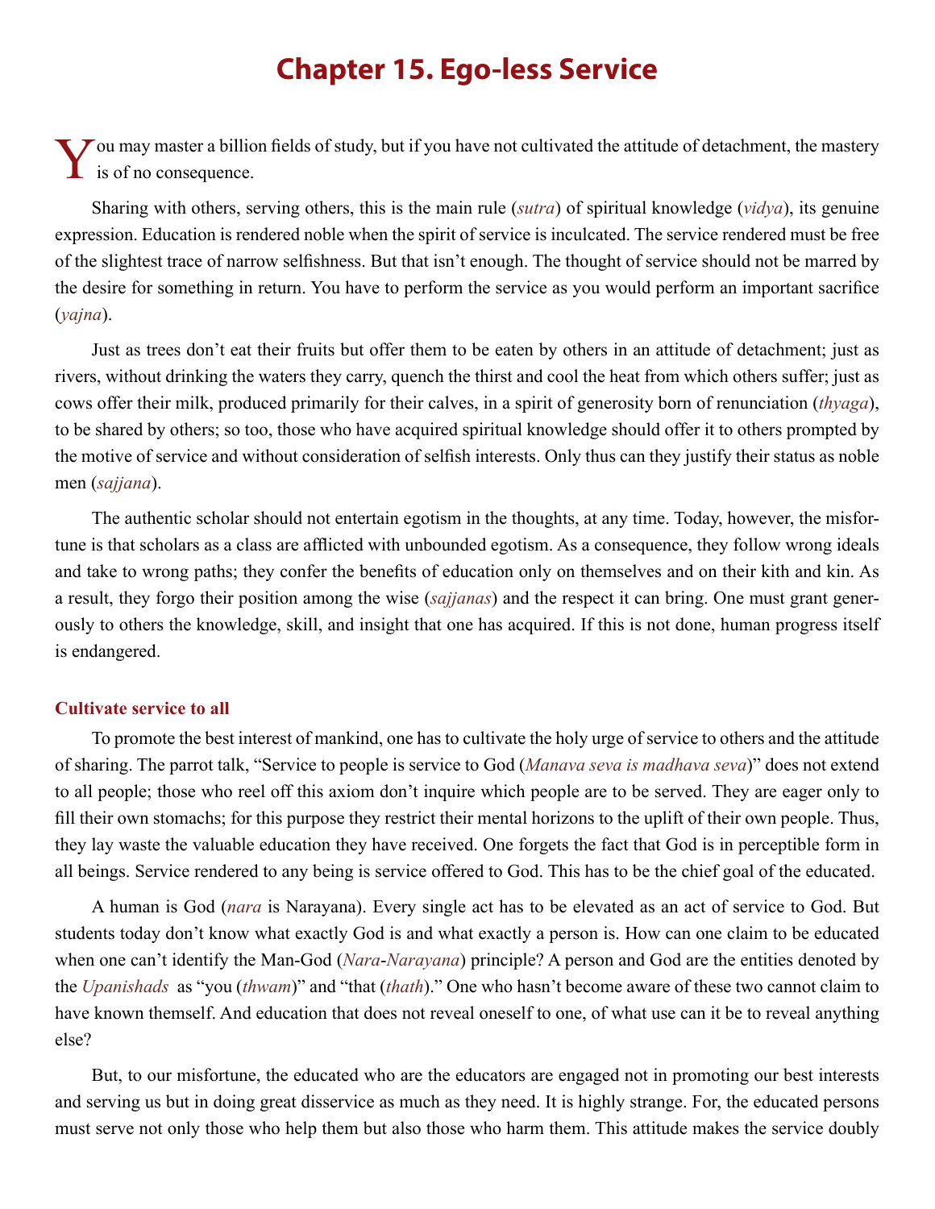# Chapter 15. Ego-less Service

You may master a billion fields of study, but if you have not cultivated the attitude of detachment, the mastery is of no consequence.

Sharing with others, serving others, this is the main rule (*sutra*) of spiritual knowledge (*vidya*), its genuine expression. Education is rendered noble when the spirit of service is inculcated. The service rendered must be free of the slightest trace of narrow selfishness. But that isn't enough. The thought of service should not be marred by the desire for something in return. You have to perform the service as you would perform an important sacrifice (*yajna*).

Just as trees don't eat their fruits but offer them to be eaten by others in an attitude of detachment; just as rivers, without drinking the waters they carry, quench the thirst and cool the heat from which others suffer; just as cows offer their milk, produced primarily for their calves, in a spirit of generosity born of renunciation (*thyaga*), to be shared by others; so too, those who have acquired spiritual knowledge should offer it to others prompted by the motive of service and without consideration of selfish interests. Only thus can they justify their status as noble men (*sajjana*).

The authentic scholar should not entertain egotism in the thoughts, at any time. Today, however, the misfortune is that scholars as a class are afflicted with unbounded egotism. As a consequence, they follow wrong ideals and take to wrong paths; they confer the benefits of education only on themselves and on their kith and kin. As a result, they forgo their position among the wise (*sajjanas*) and the respect it can bring. One must grant generously to others the knowledge, skill, and insight that one has acquired. If this is not done, human progress itself is endangered.

## Cultivate service to all

To promote the best interest of mankind, one has to cultivate the holy urge of service to others and the attitude of sharing. The parrot talk, "Service to people is service to God (*Manava seva is madhava seva*)" does not extend to all people; those who reel off this axiom don't inquire which people are to be served. They are eager only to fill their own stomachs; for this purpose they restrict their mental horizons to the uplift of their own people. Thus, they lay waste the valuable education they have received. One forgets the fact that God is in perceptible form in all beings. Service rendered to any being is service offered to God. This has to be the chief goal of the educated.

A human is God (*nara* is Narayana). Every single act has to be elevated as an act of service to God. But students today don't know what exactly God is and what exactly a person is. How can one claim to be educated when one can't identify the Man-God (*Nara*-*Narayana*) principle? A person and God are the entities denoted by the *Upanishads* as "you (*thwam*)" and "that (*thath*)." One who hasn't become aware of these two cannot claim to have known themself. And education that does not reveal oneself to one, of what use can it be to reveal anything else?

But, to our misfortune, the educated who are the educators are engaged not in promoting our best interests and serving us but in doing great disservice as much as they need. It is highly strange. For, the educated persons must serve not only those who help them but also those who harm them. This attitude makes the service doubly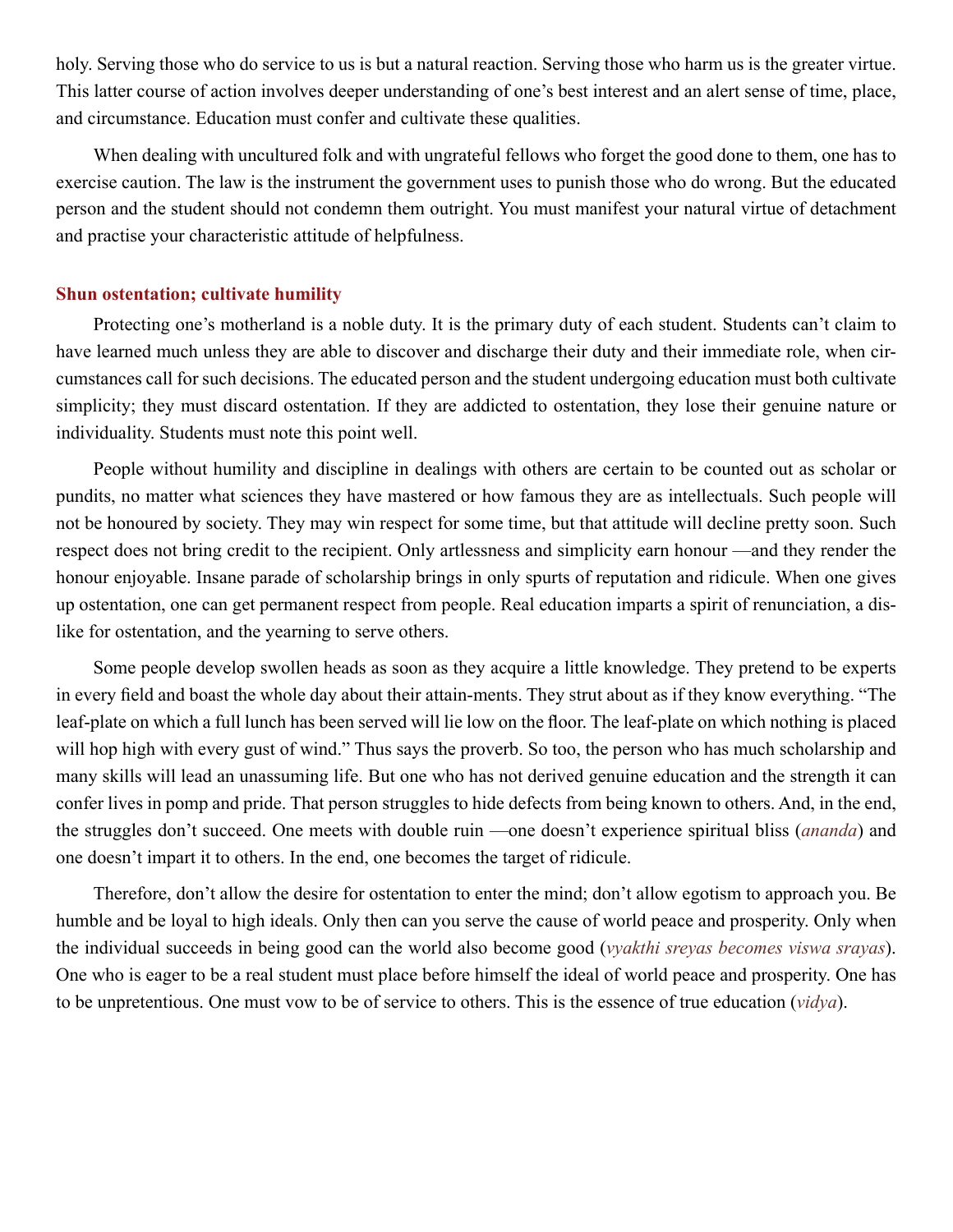holy. Serving those who do service to us is but a natural reaction. Serving those who harm us is the greater virtue. This latter course of action involves deeper understanding of one's best interest and an alert sense of time, place, and circumstance. Education must confer and cultivate these qualities.

When dealing with uncultured folk and with ungrateful fellows who forget the good done to them, one has to exercise caution. The law is the instrument the government uses to punish those who do wrong. But the educated person and the student should not condemn them outright. You must manifest your natural virtue of detachment and practise your characteristic attitude of helpfulness.

### Shun ostentation; cultivate humility

Protecting one's motherland is a noble duty. It is the primary duty of each student. Students can't claim to have learned much unless they are able to discover and discharge their duty and their immediate role, when circumstances call for such decisions. The educated person and the student undergoing education must both cultivate simplicity; they must discard ostentation. If they are addicted to ostentation, they lose their genuine nature or individuality. Students must note this point well.

People without humility and discipline in dealings with others are certain to be counted out as scholar or pundits, no matter what sciences they have mastered or how famous they are as intellectuals. Such people will not be honoured by society. They may win respect for some time, but that attitude will decline pretty soon. Such respect does not bring credit to the recipient. Only artlessness and simplicity earn honour —and they render the honour enjoyable. Insane parade of scholarship brings in only spurts of reputation and ridicule. When one gives up ostentation, one can get permanent respect from people. Real education imparts a spirit of renunciation, a dislike for ostentation, and the yearning to serve others.

Some people develop swollen heads as soon as they acquire a little knowledge. They pretend to be experts in every field and boast the whole day about their attain-ments. They strut about as if they know everything. "The leaf-plate on which a full lunch has been served will lie low on the floor. The leaf-plate on which nothing is placed will hop high with every gust of wind." Thus says the proverb. So too, the person who has much scholarship and many skills will lead an unassuming life. But one who has not derived genuine education and the strength it can confer lives in pomp and pride. That person struggles to hide defects from being known to others. And, in the end, the struggles don't succeed. One meets with double ruin —one doesn't experience spiritual bliss (*ananda*) and one doesn't impart it to others. In the end, one becomes the target of ridicule.

Therefore, don't allow the desire for ostentation to enter the mind; don't allow egotism to approach you. Be humble and be loyal to high ideals. Only then can you serve the cause of world peace and prosperity. Only when the individual succeeds in being good can the world also become good (*vyakthi sreyas becomes viswa srayas*). One who is eager to be a real student must place before himself the ideal of world peace and prosperity. One has to be unpretentious. One must vow to be of service to others. This is the essence of true education (*vidya*).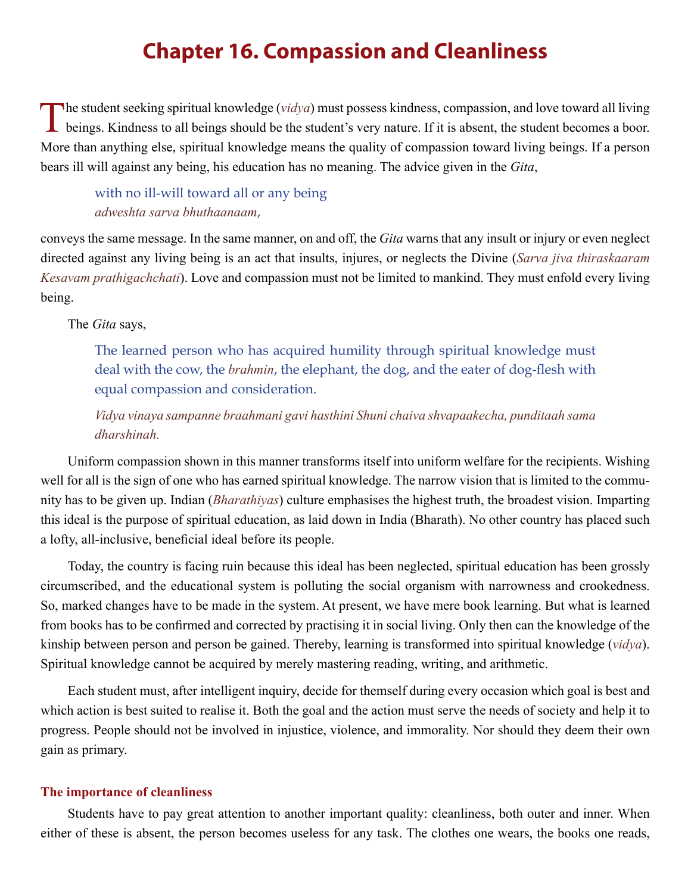# Chapter 16. Compassion and Cleanliness

The student seeking spiritual knowledge (*vidya*) must possess kindness, compassion, and love toward all living beings. Kindness to all beings should be the student's very nature. If it is absent, the student becomes a boor. More than anything else, spiritual knowledge means the quality of compassion toward living beings. If a person bears ill will against any being, his education has no meaning. The advice given in the *Gita*,

> with no ill-will toward all or any being
> *adweshta sarva bhuthaanaam*,

conveys the same message. In the same manner, on and off, the *Gita* warns that any insult or injury or even neglect directed against any living being is an act that insults, injures, or neglects the Divine (*Sarva jiva thiraskaaram Kesavam prathigachchati*). Love and compassion must not be limited to mankind. They must enfold every living being.

The *Gita* says,

> The learned person who has acquired humility through spiritual knowledge must deal with the cow, the *brahmin*, the elephant, the dog, and the eater of dog-flesh with equal compassion and consideration.
>
> *Vidya vinaya sampanne braahmani gavi hasthini Shuni chaiva shvapaakecha, punditaah sama dharshinah.*

Uniform compassion shown in this manner transforms itself into uniform welfare for the recipients. Wishing well for all is the sign of one who has earned spiritual knowledge. The narrow vision that is limited to the community has to be given up. Indian (*Bharathiyas*) culture emphasises the highest truth, the broadest vision. Imparting this ideal is the purpose of spiritual education, as laid down in India (Bharath). No other country has placed such a lofty, all-inclusive, beneficial ideal before its people.

Today, the country is facing ruin because this ideal has been neglected, spiritual education has been grossly circumscribed, and the educational system is polluting the social organism with narrowness and crookedness. So, marked changes have to be made in the system. At present, we have mere book learning. But what is learned from books has to be confirmed and corrected by practising it in social living. Only then can the knowledge of the kinship between person and person be gained. Thereby, learning is transformed into spiritual knowledge (*vidya*). Spiritual knowledge cannot be acquired by merely mastering reading, writing, and arithmetic.

Each student must, after intelligent inquiry, decide for themself during every occasion which goal is best and which action is best suited to realise it. Both the goal and the action must serve the needs of society and help it to progress. People should not be involved in injustice, violence, and immorality. Nor should they deem their own gain as primary.

### The importance of cleanliness

Students have to pay great attention to another important quality: cleanliness, both outer and inner. When either of these is absent, the person becomes useless for any task. The clothes one wears, the books one reads,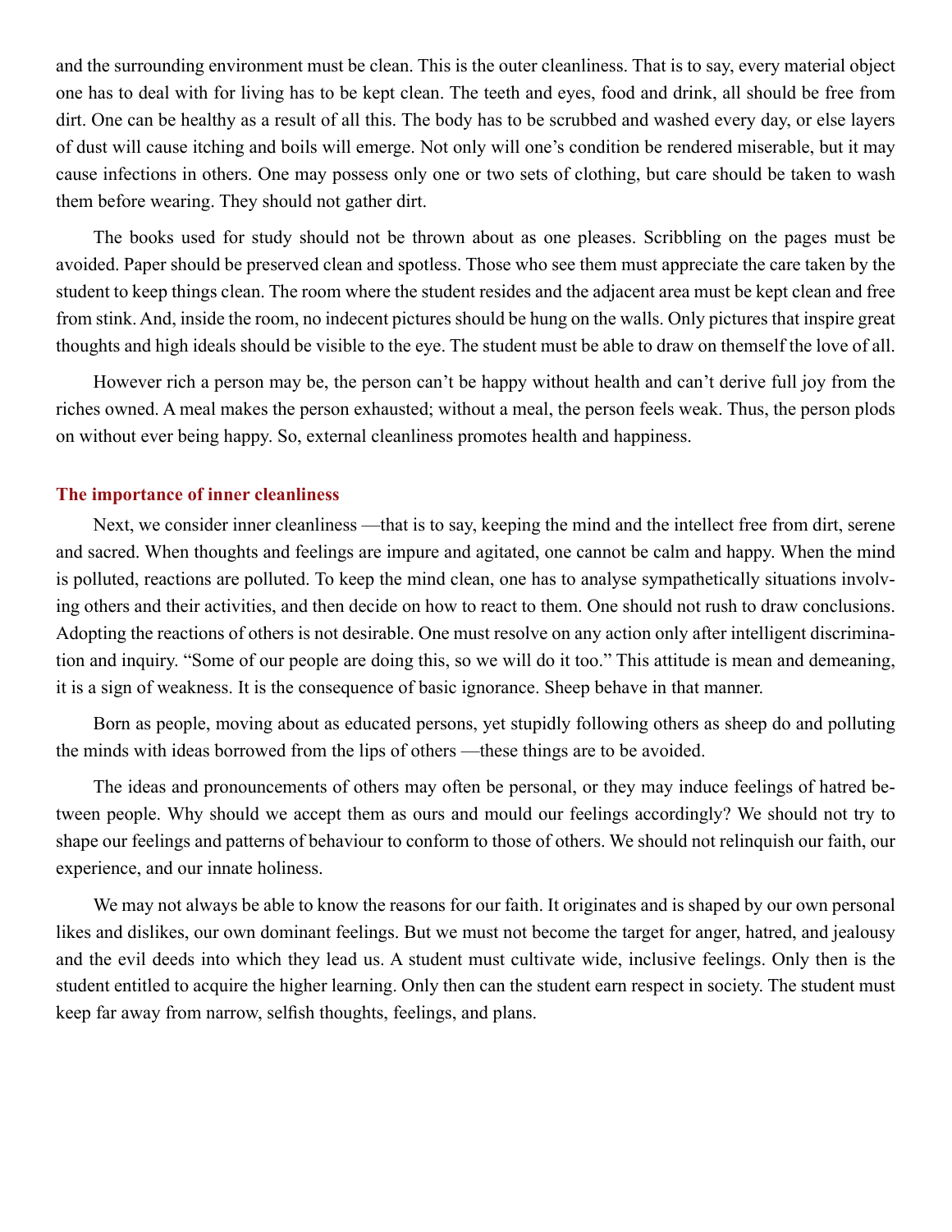and the surrounding environment must be clean. This is the outer cleanliness. That is to say, every material object one has to deal with for living has to be kept clean. The teeth and eyes, food and drink, all should be free from dirt. One can be healthy as a result of all this. The body has to be scrubbed and washed every day, or else layers of dust will cause itching and boils will emerge. Not only will one's condition be rendered miserable, but it may cause infections in others. One may possess only one or two sets of clothing, but care should be taken to wash them before wearing. They should not gather dirt.

The books used for study should not be thrown about as one pleases. Scribbling on the pages must be avoided. Paper should be preserved clean and spotless. Those who see them must appreciate the care taken by the student to keep things clean. The room where the student resides and the adjacent area must be kept clean and free from stink. And, inside the room, no indecent pictures should be hung on the walls. Only pictures that inspire great thoughts and high ideals should be visible to the eye. The student must be able to draw on themself the love of all.

However rich a person may be, the person can't be happy without health and can't derive full joy from the riches owned. A meal makes the person exhausted; without a meal, the person feels weak. Thus, the person plods on without ever being happy. So, external cleanliness promotes health and happiness.

### The importance of inner cleanliness

Next, we consider inner cleanliness —that is to say, keeping the mind and the intellect free from dirt, serene and sacred. When thoughts and feelings are impure and agitated, one cannot be calm and happy. When the mind is polluted, reactions are polluted. To keep the mind clean, one has to analyse sympathetically situations involving others and their activities, and then decide on how to react to them. One should not rush to draw conclusions. Adopting the reactions of others is not desirable. One must resolve on any action only after intelligent discrimination and inquiry. "Some of our people are doing this, so we will do it too." This attitude is mean and demeaning, it is a sign of weakness. It is the consequence of basic ignorance. Sheep behave in that manner.

Born as people, moving about as educated persons, yet stupidly following others as sheep do and polluting the minds with ideas borrowed from the lips of others —these things are to be avoided.

The ideas and pronouncements of others may often be personal, or they may induce feelings of hatred between people. Why should we accept them as ours and mould our feelings accordingly? We should not try to shape our feelings and patterns of behaviour to conform to those of others. We should not relinquish our faith, our experience, and our innate holiness.

We may not always be able to know the reasons for our faith. It originates and is shaped by our own personal likes and dislikes, our own dominant feelings. But we must not become the target for anger, hatred, and jealousy and the evil deeds into which they lead us. A student must cultivate wide, inclusive feelings. Only then is the student entitled to acquire the higher learning. Only then can the student earn respect in society. The student must keep far away from narrow, selfish thoughts, feelings, and plans.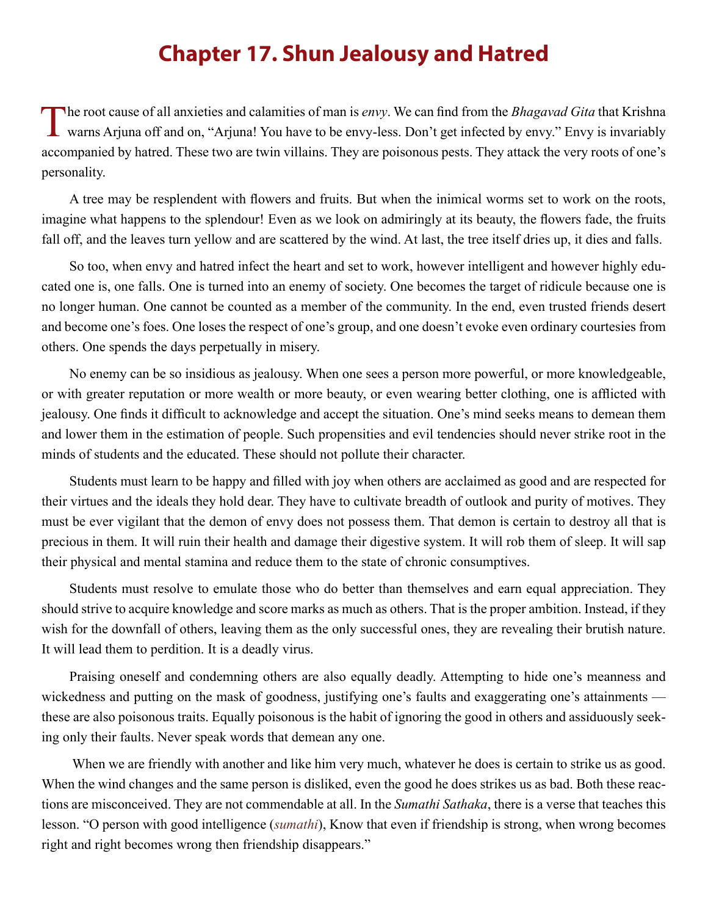# Chapter 17. Shun Jealousy and Hatred

The root cause of all anxieties and calamities of man is *envy*. We can find from the *Bhagavad Gita* that Krishna warns Arjuna off and on, "Arjuna! You have to be envy-less. Don't get infected by envy." Envy is invariably accompanied by hatred. These two are twin villains. They are poisonous pests. They attack the very roots of one's personality.

A tree may be resplendent with flowers and fruits. But when the inimical worms set to work on the roots, imagine what happens to the splendour! Even as we look on admiringly at its beauty, the flowers fade, the fruits fall off, and the leaves turn yellow and are scattered by the wind. At last, the tree itself dries up, it dies and falls.

So too, when envy and hatred infect the heart and set to work, however intelligent and however highly educated one is, one falls. One is turned into an enemy of society. One becomes the target of ridicule because one is no longer human. One cannot be counted as a member of the community. In the end, even trusted friends desert and become one's foes. One loses the respect of one's group, and one doesn't evoke even ordinary courtesies from others. One spends the days perpetually in misery.

No enemy can be so insidious as jealousy. When one sees a person more powerful, or more knowledgeable, or with greater reputation or more wealth or more beauty, or even wearing better clothing, one is afflicted with jealousy. One finds it difficult to acknowledge and accept the situation. One's mind seeks means to demean them and lower them in the estimation of people. Such propensities and evil tendencies should never strike root in the minds of students and the educated. These should not pollute their character.

Students must learn to be happy and filled with joy when others are acclaimed as good and are respected for their virtues and the ideals they hold dear. They have to cultivate breadth of outlook and purity of motives. They must be ever vigilant that the demon of envy does not possess them. That demon is certain to destroy all that is precious in them. It will ruin their health and damage their digestive system. It will rob them of sleep. It will sap their physical and mental stamina and reduce them to the state of chronic consumptives.

Students must resolve to emulate those who do better than themselves and earn equal appreciation. They should strive to acquire knowledge and score marks as much as others. That is the proper ambition. Instead, if they wish for the downfall of others, leaving them as the only successful ones, they are revealing their brutish nature. It will lead them to perdition. It is a deadly virus.

Praising oneself and condemning others are also equally deadly. Attempting to hide one's meanness and wickedness and putting on the mask of goodness, justifying one's faults and exaggerating one's attainments — these are also poisonous traits. Equally poisonous is the habit of ignoring the good in others and assiduously seeking only their faults. Never speak words that demean any one.

When we are friendly with another and like him very much, whatever he does is certain to strike us as good. When the wind changes and the same person is disliked, even the good he does strikes us as bad. Both these reactions are misconceived. They are not commendable at all. In the *Sumathi Sathaka*, there is a verse that teaches this lesson. "O person with good intelligence (*sumathi*), Know that even if friendship is strong, when wrong becomes right and right becomes wrong then friendship disappears."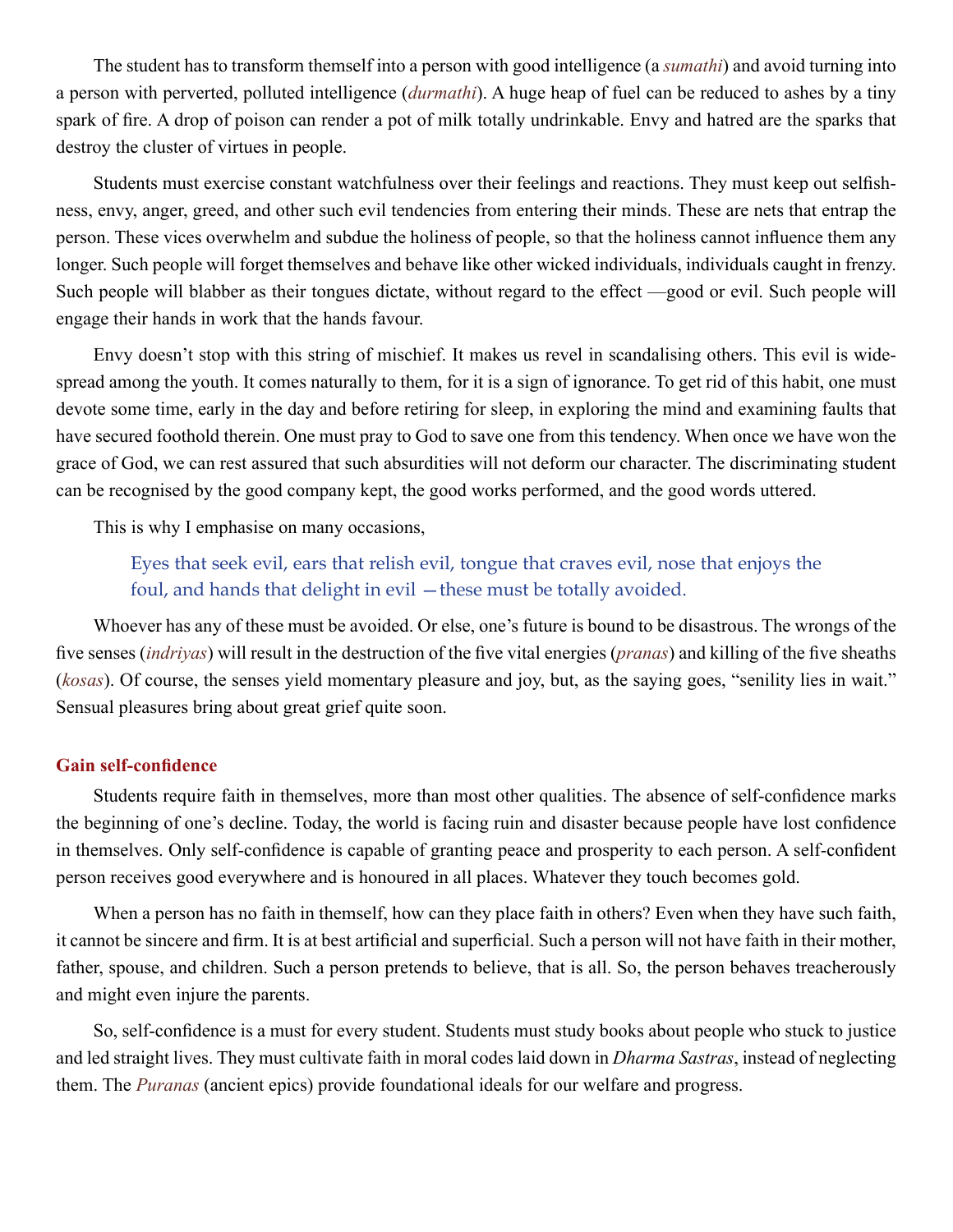The student has to transform themself into a person with good intelligence (a *sumathi*) and avoid turning into a person with perverted, polluted intelligence (*durmathi*). A huge heap of fuel can be reduced to ashes by a tiny spark of fire. A drop of poison can render a pot of milk totally undrinkable. Envy and hatred are the sparks that destroy the cluster of virtues in people.

Students must exercise constant watchfulness over their feelings and reactions. They must keep out selfishness, envy, anger, greed, and other such evil tendencies from entering their minds. These are nets that entrap the person. These vices overwhelm and subdue the holiness of people, so that the holiness cannot influence them any longer. Such people will forget themselves and behave like other wicked individuals, individuals caught in frenzy. Such people will blabber as their tongues dictate, without regard to the effect —good or evil. Such people will engage their hands in work that the hands favour.

Envy doesn't stop with this string of mischief. It makes us revel in scandalising others. This evil is widespread among the youth. It comes naturally to them, for it is a sign of ignorance. To get rid of this habit, one must devote some time, early in the day and before retiring for sleep, in exploring the mind and examining faults that have secured foothold therein. One must pray to God to save one from this tendency. When once we have won the grace of God, we can rest assured that such absurdities will not deform our character. The discriminating student can be recognised by the good company kept, the good works performed, and the good words uttered.

This is why I emphasise on many occasions,

> Eyes that seek evil, ears that relish evil, tongue that craves evil, nose that enjoys the foul, and hands that delight in evil —these must be totally avoided.

Whoever has any of these must be avoided. Or else, one's future is bound to be disastrous. The wrongs of the five senses (*indriyas*) will result in the destruction of the five vital energies (*pranas*) and killing of the five sheaths (*kosas*). Of course, the senses yield momentary pleasure and joy, but, as the saying goes, "senility lies in wait." Sensual pleasures bring about great grief quite soon.

### Gain self-confidence

Students require faith in themselves, more than most other qualities. The absence of self-confidence marks the beginning of one's decline. Today, the world is facing ruin and disaster because people have lost confidence in themselves. Only self-confidence is capable of granting peace and prosperity to each person. A self-confident person receives good everywhere and is honoured in all places. Whatever they touch becomes gold.

When a person has no faith in themself, how can they place faith in others? Even when they have such faith, it cannot be sincere and firm. It is at best artificial and superficial. Such a person will not have faith in their mother, father, spouse, and children. Such a person pretends to believe, that is all. So, the person behaves treacherously and might even injure the parents.

So, self-confidence is a must for every student. Students must study books about people who stuck to justice and led straight lives. They must cultivate faith in moral codes laid down in *Dharma Sastras*, instead of neglecting them. The *Puranas* (ancient epics) provide foundational ideals for our welfare and progress.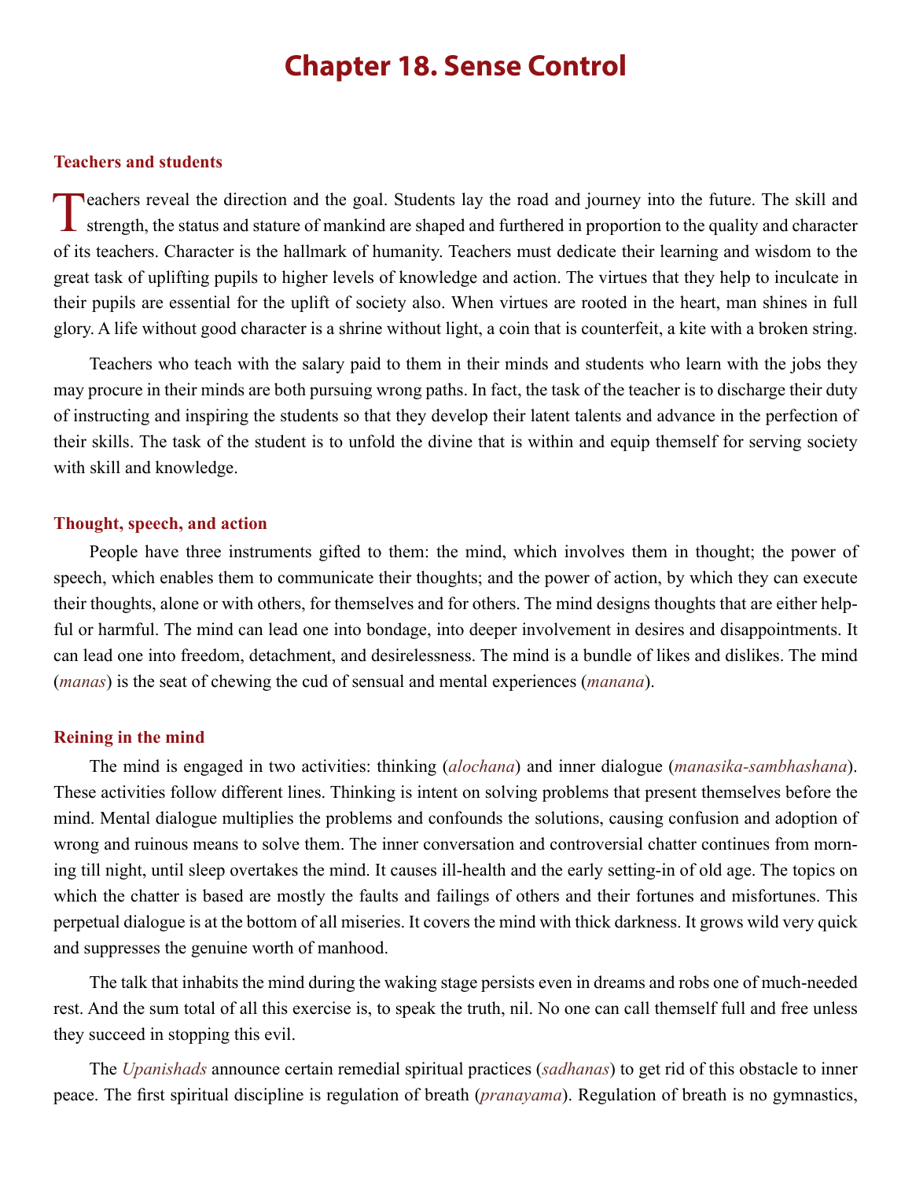# Chapter 18. Sense Control

### Teachers and students

Teachers reveal the direction and the goal. Students lay the road and journey into the future. The skill and strength, the status and stature of mankind are shaped and furthered in proportion to the quality and character of its teachers. Character is the hallmark of humanity. Teachers must dedicate their learning and wisdom to the great task of uplifting pupils to higher levels of knowledge and action. The virtues that they help to inculcate in their pupils are essential for the uplift of society also. When virtues are rooted in the heart, man shines in full glory. A life without good character is a shrine without light, a coin that is counterfeit, a kite with a broken string.

Teachers who teach with the salary paid to them in their minds and students who learn with the jobs they may procure in their minds are both pursuing wrong paths. In fact, the task of the teacher is to discharge their duty of instructing and inspiring the students so that they develop their latent talents and advance in the perfection of their skills. The task of the student is to unfold the divine that is within and equip themself for serving society with skill and knowledge.

### Thought, speech, and action

People have three instruments gifted to them: the mind, which involves them in thought; the power of speech, which enables them to communicate their thoughts; and the power of action, by which they can execute their thoughts, alone or with others, for themselves and for others. The mind designs thoughts that are either helpful or harmful. The mind can lead one into bondage, into deeper involvement in desires and disappointments. It can lead one into freedom, detachment, and desirelessness. The mind is a bundle of likes and dislikes. The mind (*manas*) is the seat of chewing the cud of sensual and mental experiences (*manana*).

### Reining in the mind

The mind is engaged in two activities: thinking (*alochana*) and inner dialogue (*manasika-sambhashana*). These activities follow different lines. Thinking is intent on solving problems that present themselves before the mind. Mental dialogue multiplies the problems and confounds the solutions, causing confusion and adoption of wrong and ruinous means to solve them. The inner conversation and controversial chatter continues from morning till night, until sleep overtakes the mind. It causes ill-health and the early setting-in of old age. The topics on which the chatter is based are mostly the faults and failings of others and their fortunes and misfortunes. This perpetual dialogue is at the bottom of all miseries. It covers the mind with thick darkness. It grows wild very quick and suppresses the genuine worth of manhood.

The talk that inhabits the mind during the waking stage persists even in dreams and robs one of much-needed rest. And the sum total of all this exercise is, to speak the truth, nil. No one can call themself full and free unless they succeed in stopping this evil.

The *Upanishads* announce certain remedial spiritual practices (*sadhanas*) to get rid of this obstacle to inner peace. The first spiritual discipline is regulation of breath (*pranayama*). Regulation of breath is no gymnastics,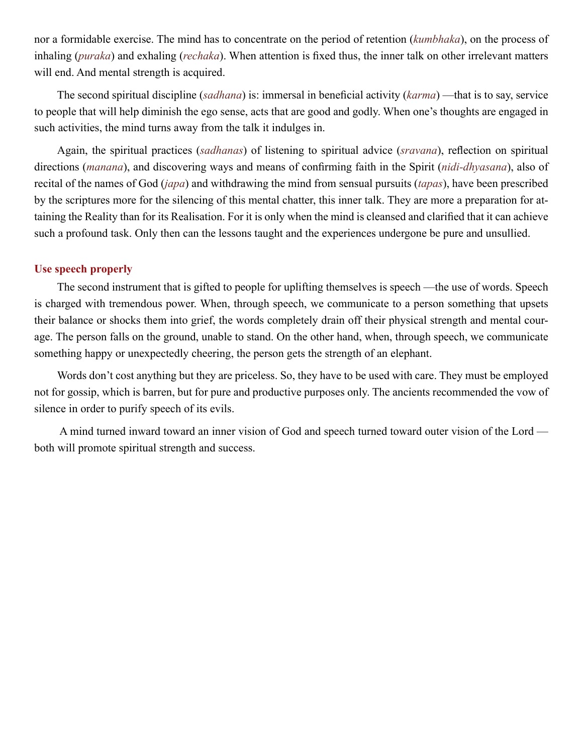nor a formidable exercise. The mind has to concentrate on the period of retention (*kumbhaka*), on the process of inhaling (*puraka*) and exhaling (*rechaka*). When attention is fixed thus, the inner talk on other irrelevant matters will end. And mental strength is acquired.

The second spiritual discipline (*sadhana*) is: immersal in beneficial activity (*karma*) —that is to say, service to people that will help diminish the ego sense, acts that are good and godly. When one's thoughts are engaged in such activities, the mind turns away from the talk it indulges in.

Again, the spiritual practices (*sadhanas*) of listening to spiritual advice (*sravana*), reflection on spiritual directions (*manana*), and discovering ways and means of confirming faith in the Spirit (*nidi-dhyasana*), also of recital of the names of God (*japa*) and withdrawing the mind from sensual pursuits (*tapas*), have been prescribed by the scriptures more for the silencing of this mental chatter, this inner talk. They are more a preparation for attaining the Reality than for its Realisation. For it is only when the mind is cleansed and clarified that it can achieve such a profound task. Only then can the lessons taught and the experiences undergone be pure and unsullied.

### Use speech properly

The second instrument that is gifted to people for uplifting themselves is speech —the use of words. Speech is charged with tremendous power. When, through speech, we communicate to a person something that upsets their balance or shocks them into grief, the words completely drain off their physical strength and mental courage. The person falls on the ground, unable to stand. On the other hand, when, through speech, we communicate something happy or unexpectedly cheering, the person gets the strength of an elephant.

Words don't cost anything but they are priceless. So, they have to be used with care. They must be employed not for gossip, which is barren, but for pure and productive purposes only. The ancients recommended the vow of silence in order to purify speech of its evils.

A mind turned inward toward an inner vision of God and speech turned toward outer vision of the Lord — both will promote spiritual strength and success.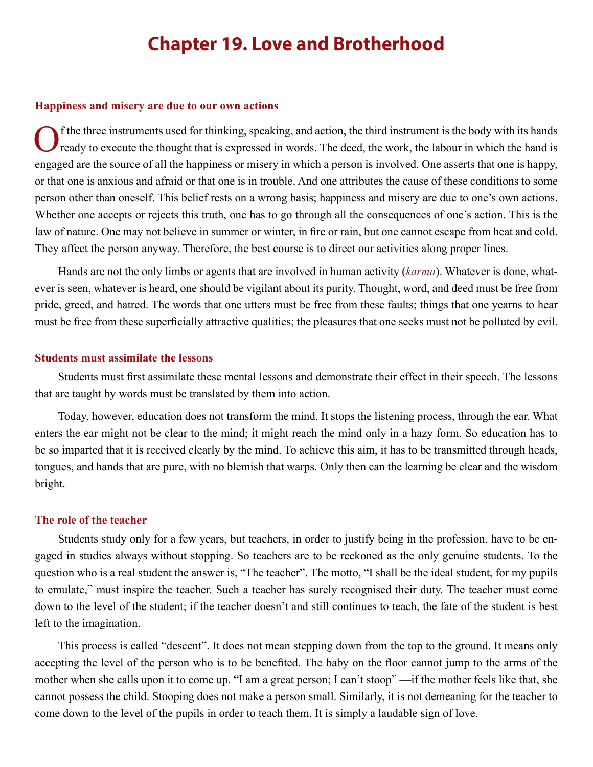# Chapter 19. Love and Brotherhood

### Happiness and misery are due to our own actions

Of the three instruments used for thinking, speaking, and action, the third instrument is the body with its hands ready to execute the thought that is expressed in words. The deed, the work, the labour in which the hand is engaged are the source of all the happiness or misery in which a person is involved. One asserts that one is happy, or that one is anxious and afraid or that one is in trouble. And one attributes the cause of these conditions to some person other than oneself. This belief rests on a wrong basis; happiness and misery are due to one's own actions. Whether one accepts or rejects this truth, one has to go through all the consequences of one's action. This is the law of nature. One may not believe in summer or winter, in fire or rain, but one cannot escape from heat and cold. They affect the person anyway. Therefore, the best course is to direct our activities along proper lines.

Hands are not the only limbs or agents that are involved in human activity (*karma*). Whatever is done, whatever is seen, whatever is heard, one should be vigilant about its purity. Thought, word, and deed must be free from pride, greed, and hatred. The words that one utters must be free from these faults; things that one yearns to hear must be free from these superficially attractive qualities; the pleasures that one seeks must not be polluted by evil.

### Students must assimilate the lessons

Students must first assimilate these mental lessons and demonstrate their effect in their speech. The lessons that are taught by words must be translated by them into action.

Today, however, education does not transform the mind. It stops the listening process, through the ear. What enters the ear might not be clear to the mind; it might reach the mind only in a hazy form. So education has to be so imparted that it is received clearly by the mind. To achieve this aim, it has to be transmitted through heads, tongues, and hands that are pure, with no blemish that warps. Only then can the learning be clear and the wisdom bright.

### The role of the teacher

Students study only for a few years, but teachers, in order to justify being in the profession, have to be engaged in studies always without stopping. So teachers are to be reckoned as the only genuine students. To the question who is a real student the answer is, "The teacher". The motto, "I shall be the ideal student, for my pupils to emulate," must inspire the teacher. Such a teacher has surely recognised their duty. The teacher must come down to the level of the student; if the teacher doesn't and still continues to teach, the fate of the student is best left to the imagination.

This process is called "descent". It does not mean stepping down from the top to the ground. It means only accepting the level of the person who is to be benefited. The baby on the floor cannot jump to the arms of the mother when she calls upon it to come up. "I am a great person; I can't stoop" —if the mother feels like that, she cannot possess the child. Stooping does not make a person small. Similarly, it is not demeaning for the teacher to come down to the level of the pupils in order to teach them. It is simply a laudable sign of love.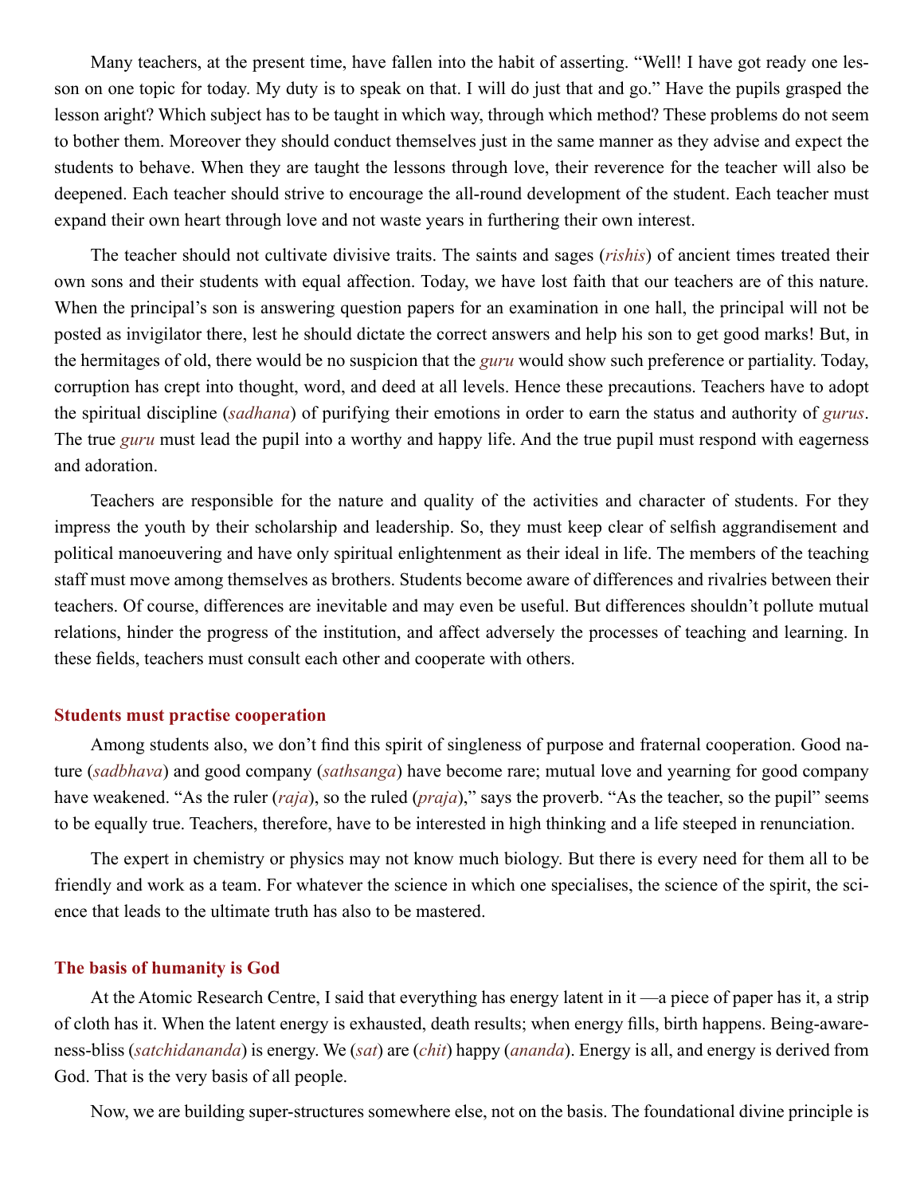Many teachers, at the present time, have fallen into the habit of asserting. "Well! I have got ready one lesson on one topic for today. My duty is to speak on that. I will do just that and go." Have the pupils grasped the lesson aright? Which subject has to be taught in which way, through which method? These problems do not seem to bother them. Moreover they should conduct themselves just in the same manner as they advise and expect the students to behave. When they are taught the lessons through love, their reverence for the teacher will also be deepened. Each teacher should strive to encourage the all-round development of the student. Each teacher must expand their own heart through love and not waste years in furthering their own interest.

The teacher should not cultivate divisive traits. The saints and sages (*rishis*) of ancient times treated their own sons and their students with equal affection. Today, we have lost faith that our teachers are of this nature. When the principal's son is answering question papers for an examination in one hall, the principal will not be posted as invigilator there, lest he should dictate the correct answers and help his son to get good marks! But, in the hermitages of old, there would be no suspicion that the *guru* would show such preference or partiality. Today, corruption has crept into thought, word, and deed at all levels. Hence these precautions. Teachers have to adopt the spiritual discipline (*sadhana*) of purifying their emotions in order to earn the status and authority of *gurus*. The true *guru* must lead the pupil into a worthy and happy life. And the true pupil must respond with eagerness and adoration.

Teachers are responsible for the nature and quality of the activities and character of students. For they impress the youth by their scholarship and leadership. So, they must keep clear of selfish aggrandisement and political manoeuvering and have only spiritual enlightenment as their ideal in life. The members of the teaching staff must move among themselves as brothers. Students become aware of differences and rivalries between their teachers. Of course, differences are inevitable and may even be useful. But differences shouldn't pollute mutual relations, hinder the progress of the institution, and affect adversely the processes of teaching and learning. In these fields, teachers must consult each other and cooperate with others.

### Students must practise cooperation

Among students also, we don't find this spirit of singleness of purpose and fraternal cooperation. Good nature (*sadbhava*) and good company (*sathsanga*) have become rare; mutual love and yearning for good company have weakened. "As the ruler (*raja*), so the ruled (*praja*)," says the proverb. "As the teacher, so the pupil" seems to be equally true. Teachers, therefore, have to be interested in high thinking and a life steeped in renunciation.

The expert in chemistry or physics may not know much biology. But there is every need for them all to be friendly and work as a team. For whatever the science in which one specialises, the science of the spirit, the science that leads to the ultimate truth has also to be mastered.

### The basis of humanity is God

At the Atomic Research Centre, I said that everything has energy latent in it —a piece of paper has it, a strip of cloth has it. When the latent energy is exhausted, death results; when energy fills, birth happens. Being-awareness-bliss (*satchidananda*) is energy. We (*sat*) are (*chit*) happy (*ananda*). Energy is all, and energy is derived from God. That is the very basis of all people.

Now, we are building super-structures somewhere else, not on the basis. The foundational divine principle is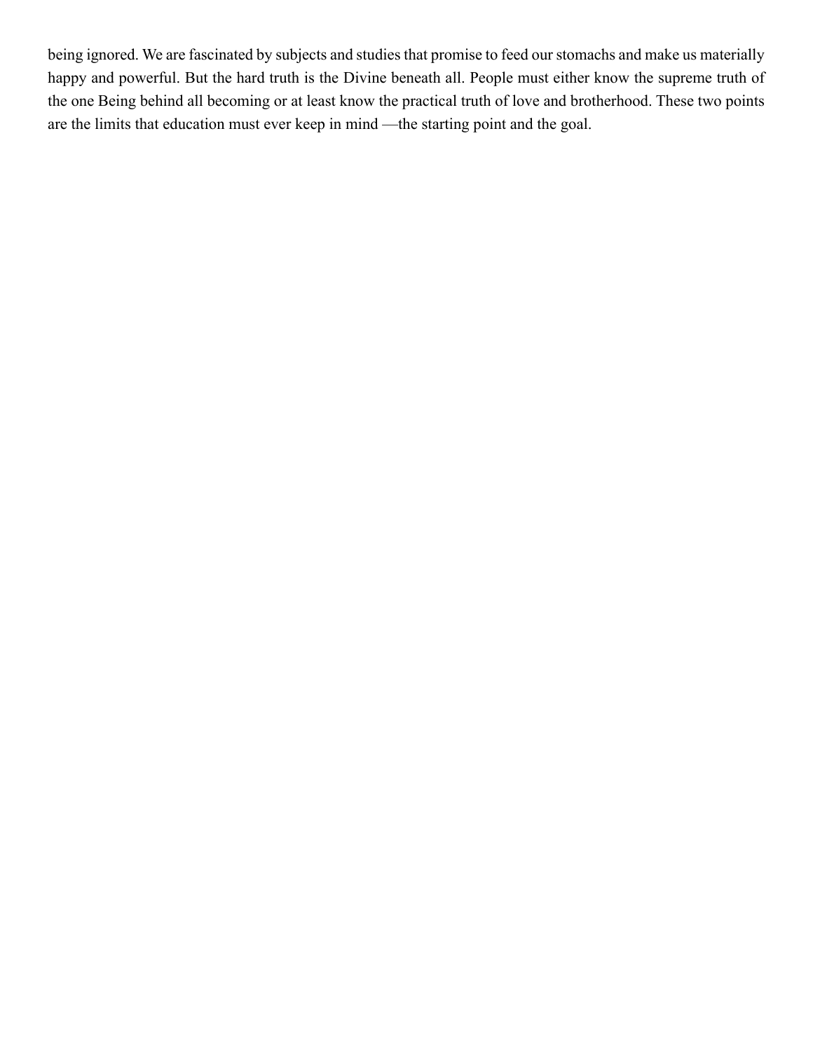being ignored. We are fascinated by subjects and studies that promise to feed our stomachs and make us materially happy and powerful. But the hard truth is the Divine beneath all. People must either know the supreme truth of the one Being behind all becoming or at least know the practical truth of love and brotherhood. These two points are the limits that education must ever keep in mind —the starting point and the goal.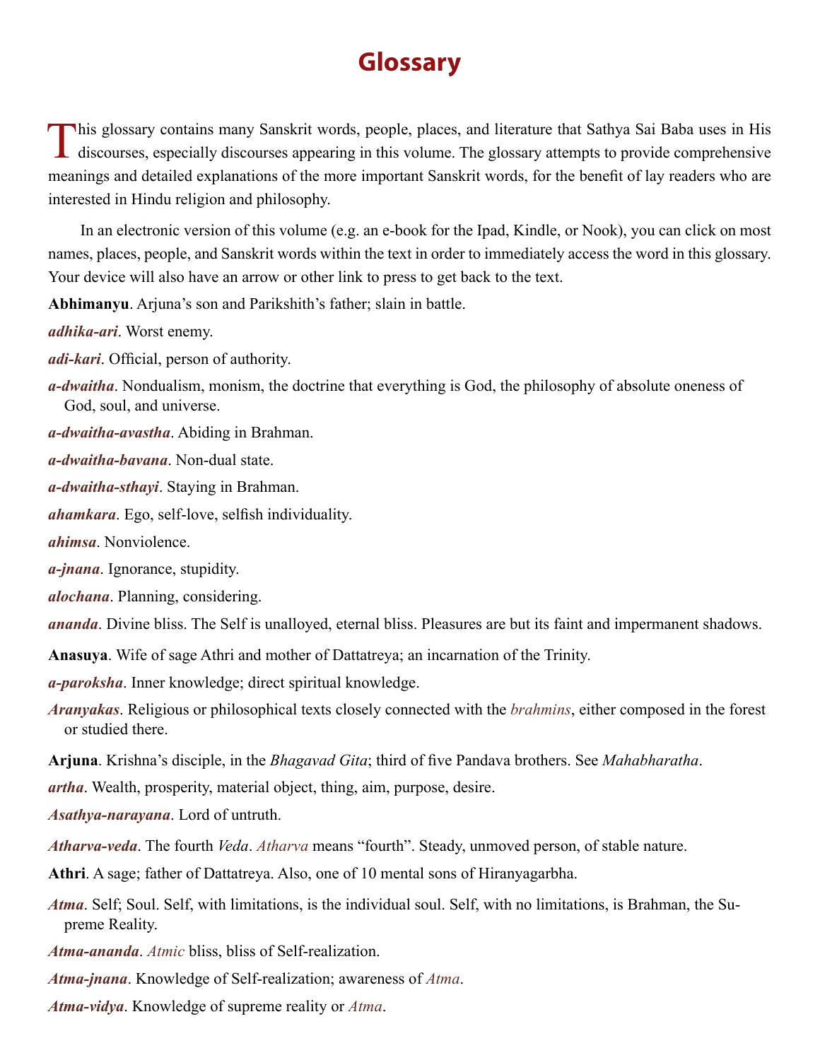# Glossary

This glossary contains many Sanskrit words, people, places, and literature that Sathya Sai Baba uses in His discourses, especially discourses appearing in this volume. The glossary attempts to provide comprehensive meanings and detailed explanations of the more important Sanskrit words, for the benefit of lay readers who are interested in Hindu religion and philosophy.

In an electronic version of this volume (e.g. an e-book for the Ipad, Kindle, or Nook), you can click on most names, places, people, and Sanskrit words within the text in order to immediately access the word in this glossary. Your device will also have an arrow or other link to press to get back to the text.

**Abhimanyu**. Arjuna's son and Parikshith's father; slain in battle.

***adhika-ari***. Worst enemy.

***adi-kari***. Official, person of authority.

***a-dwaitha***. Nondualism, monism, the doctrine that everything is God, the philosophy of absolute oneness of God, soul, and universe.

***a-dwaitha-avastha***. Abiding in Brahman.

***a-dwaitha-bavana***. Non-dual state.

***a-dwaitha-sthayi***. Staying in Brahman.

***ahamkara***. Ego, self-love, selfish individuality.

***ahimsa***. Nonviolence.

***a-jnana***. Ignorance, stupidity.

***alochana***. Planning, considering.

***ananda***. Divine bliss. The Self is unalloyed, eternal bliss. Pleasures are but its faint and impermanent shadows.

**Anasuya**. Wife of sage Athri and mother of Dattatreya; an incarnation of the Trinity.

***a-paroksha***. Inner knowledge; direct spiritual knowledge.

***Aranyakas***. Religious or philosophical texts closely connected with the *brahmins*, either composed in the forest or studied there.

**Arjuna**. Krishna's disciple, in the *Bhagavad Gita*; third of five Pandava brothers. See *Mahabharatha*.

***artha***. Wealth, prosperity, material object, thing, aim, purpose, desire.

***Asathya-narayana***. Lord of untruth.

***Atharva-veda***. The fourth *Veda*. *Atharva* means "fourth". Steady, unmoved person, of stable nature.

**Athri**. A sage; father of Dattatreya. Also, one of 10 mental sons of Hiranyagarbha.

***Atma***. Self; Soul. Self, with limitations, is the individual soul. Self, with no limitations, is Brahman, the Supreme Reality.

***Atma-ananda***. *Atmic* bliss, bliss of Self-realization.

***Atma-jnana***. Knowledge of Self-realization; awareness of *Atma*.

***Atma-vidya***. Knowledge of supreme reality or *Atma*.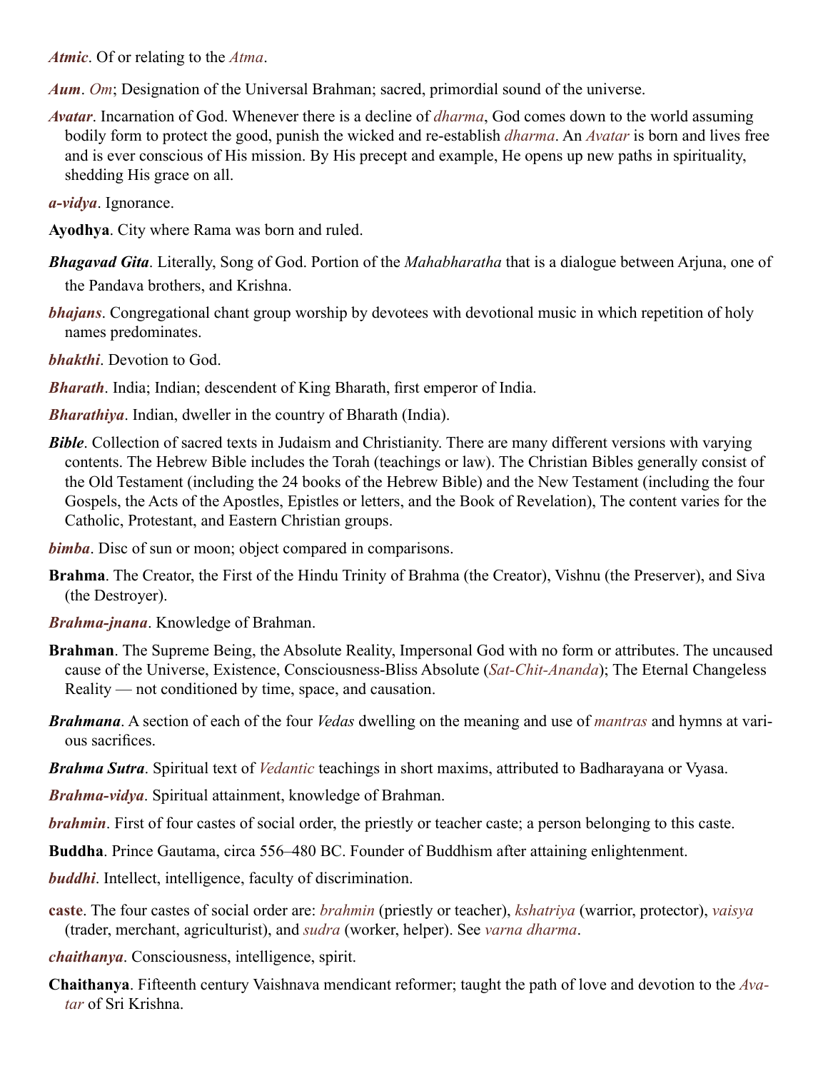***Atmic***. Of or relating to the *Atma*.

***Aum***. *Om*; Designation of the Universal Brahman; sacred, primordial sound of the universe.

***Avatar***. Incarnation of God. Whenever there is a decline of *dharma*, God comes down to the world assuming bodily form to protect the good, punish the wicked and re-establish *dharma*. An *Avatar* is born and lives free and is ever conscious of His mission. By His precept and example, He opens up new paths in spirituality, shedding His grace on all.

***a-vidya***. Ignorance.

**Ayodhya**. City where Rama was born and ruled.

***Bhagavad Gita***. Literally, Song of God. Portion of the *Mahabharatha* that is a dialogue between Arjuna, one of the Pandava brothers, and Krishna.

***bhajans***. Congregational chant group worship by devotees with devotional music in which repetition of holy names predominates.

***bhakthi***. Devotion to God.

***Bharath***. India; Indian; descendent of King Bharath, first emperor of India.

***Bharathiya***. Indian, dweller in the country of Bharath (India).

***Bible***. Collection of sacred texts in Judaism and Christianity. There are many different versions with varying contents. The Hebrew Bible includes the Torah (teachings or law). The Christian Bibles generally consist of the Old Testament (including the 24 books of the Hebrew Bible) and the New Testament (including the four Gospels, the Acts of the Apostles, Epistles or letters, and the Book of Revelation), The content varies for the Catholic, Protestant, and Eastern Christian groups.

***bimba***. Disc of sun or moon; object compared in comparisons.

**Brahma**. The Creator, the First of the Hindu Trinity of Brahma (the Creator), Vishnu (the Preserver), and Siva (the Destroyer).

***Brahma-jnana***. Knowledge of Brahman.

**Brahman**. The Supreme Being, the Absolute Reality, Impersonal God with no form or attributes. The uncaused cause of the Universe, Existence, Consciousness-Bliss Absolute (*Sat-Chit-Ananda*); The Eternal Changeless Reality — not conditioned by time, space, and causation.

***Brahmana***. A section of each of the four *Vedas* dwelling on the meaning and use of *mantras* and hymns at various sacrifices.

***Brahma Sutra***. Spiritual text of *Vedantic* teachings in short maxims, attributed to Badharayana or Vyasa.

***Brahma-vidya***. Spiritual attainment, knowledge of Brahman.

***brahmin***. First of four castes of social order, the priestly or teacher caste; a person belonging to this caste.

**Buddha**. Prince Gautama, circa 556–480 BC. Founder of Buddhism after attaining enlightenment.

***buddhi***. Intellect, intelligence, faculty of discrimination.

**caste**. The four castes of social order are: *brahmin* (priestly or teacher), *kshatriya* (warrior, protector), *vaisya* (trader, merchant, agriculturist), and *sudra* (worker, helper). See *varna dharma*.

***chaithanya***. Consciousness, intelligence, spirit.

**Chaithanya**. Fifteenth century Vaishnava mendicant reformer; taught the path of love and devotion to the *Avatar* of Sri Krishna.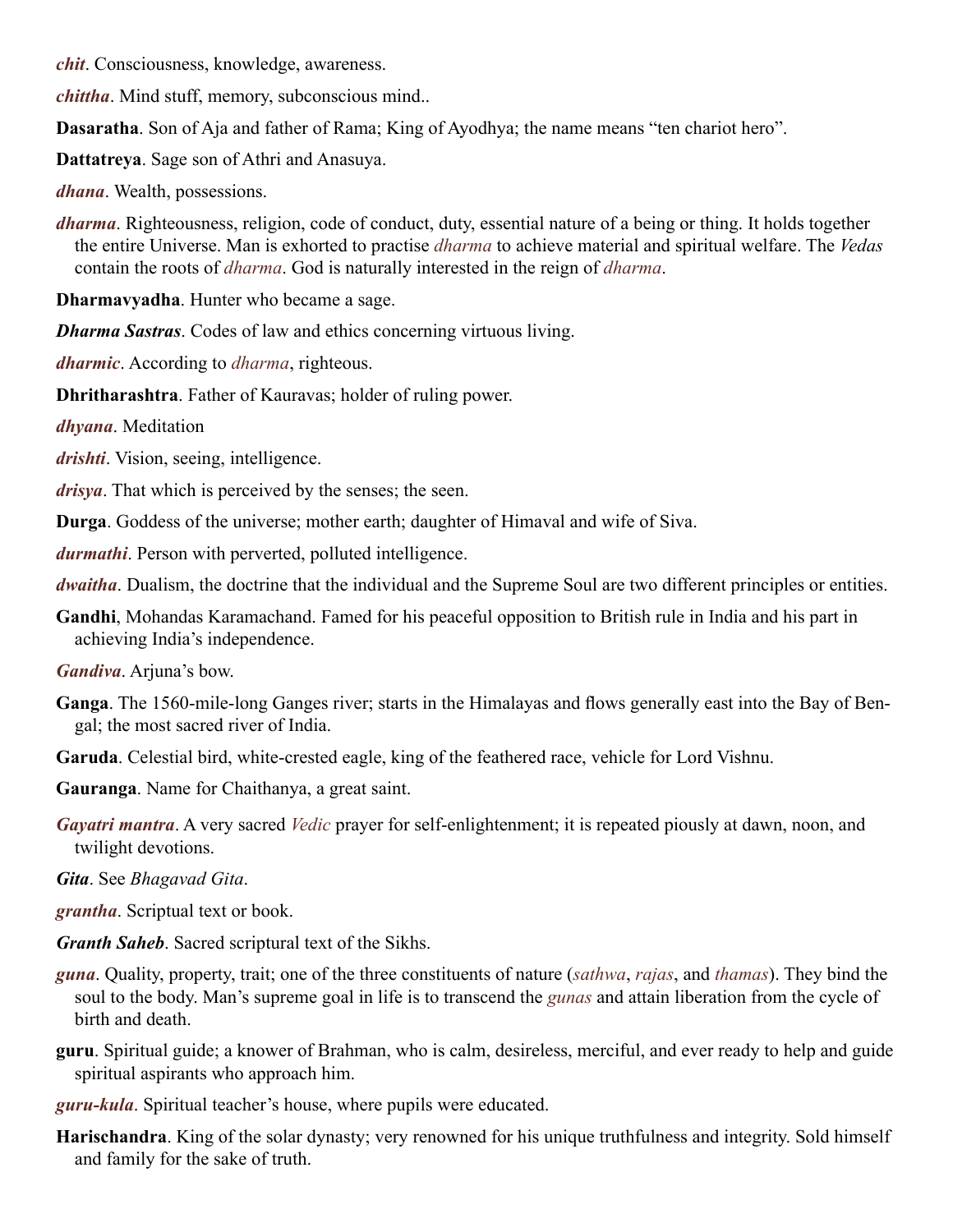***chit***. Consciousness, knowledge, awareness.

***chittha***. Mind stuff, memory, subconscious mind..

**Dasaratha**. Son of Aja and father of Rama; King of Ayodhya; the name means "ten chariot hero".

**Dattatreya**. Sage son of Athri and Anasuya.

***dhana***. Wealth, possessions.

***dharma***. Righteousness, religion, code of conduct, duty, essential nature of a being or thing. It holds together the entire Universe. Man is exhorted to practise *dharma* to achieve material and spiritual welfare. The *Vedas* contain the roots of *dharma*. God is naturally interested in the reign of *dharma*.

**Dharmavyadha**. Hunter who became a sage.

***Dharma Sastras***. Codes of law and ethics concerning virtuous living.

***dharmic***. According to *dharma*, righteous.

**Dhritharashtra**. Father of Kauravas; holder of ruling power.

***dhyana***. Meditation

***drishti***. Vision, seeing, intelligence.

***drisya***. That which is perceived by the senses; the seen.

**Durga**. Goddess of the universe; mother earth; daughter of Himaval and wife of Siva.

***durmathi***. Person with perverted, polluted intelligence.

***dwaitha***. Dualism, the doctrine that the individual and the Supreme Soul are two different principles or entities.

**Gandhi**, Mohandas Karamachand. Famed for his peaceful opposition to British rule in India and his part in achieving India's independence.

***Gandiva***. Arjuna's bow.

**Ganga**. The 1560-mile-long Ganges river; starts in the Himalayas and flows generally east into the Bay of Bengal; the most sacred river of India.

**Garuda**. Celestial bird, white-crested eagle, king of the feathered race, vehicle for Lord Vishnu.

**Gauranga**. Name for Chaithanya, a great saint.

***Gayatri mantra***. A very sacred *Vedic* prayer for self-enlightenment; it is repeated piously at dawn, noon, and twilight devotions.

***Gita***. See *Bhagavad Gita*.

***grantha***. Scriptual text or book.

***Granth Saheb***. Sacred scriptural text of the Sikhs.

***guna***. Quality, property, trait; one of the three constituents of nature (*sathwa*, *rajas*, and *thamas*). They bind the soul to the body. Man's supreme goal in life is to transcend the *gunas* and attain liberation from the cycle of birth and death.

**guru**. Spiritual guide; a knower of Brahman, who is calm, desireless, merciful, and ever ready to help and guide spiritual aspirants who approach him.

***guru-kula***. Spiritual teacher's house, where pupils were educated.

**Harischandra**. King of the solar dynasty; very renowned for his unique truthfulness and integrity. Sold himself and family for the sake of truth.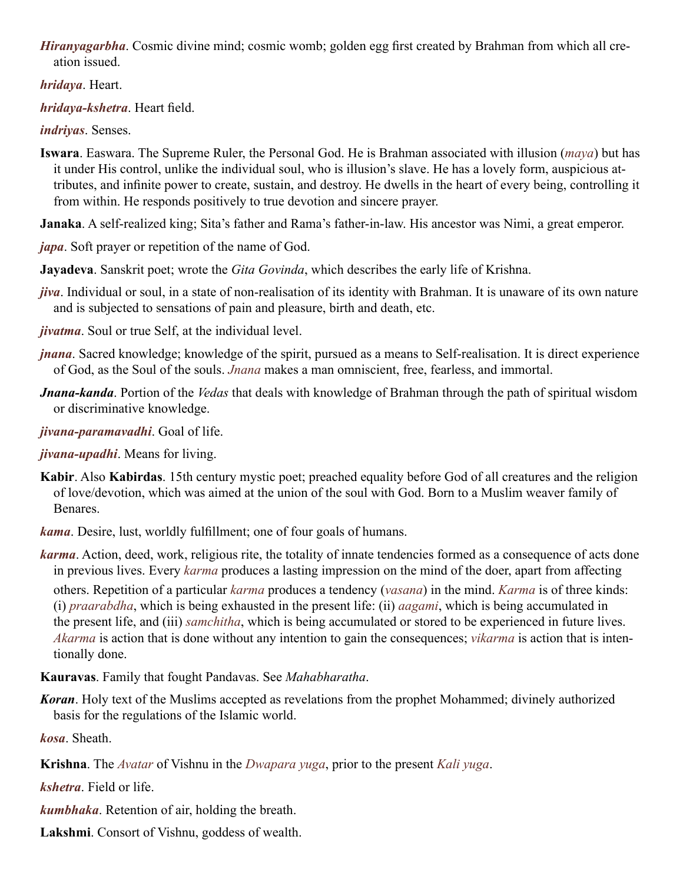***Hiranyagarbha***. Cosmic divine mind; cosmic womb; golden egg first created by Brahman from which all creation issued.

***hridaya***. Heart.

***hridaya-kshetra***. Heart field.

***indriyas***. Senses.

**Iswara**. Easwara. The Supreme Ruler, the Personal God. He is Brahman associated with illusion (*maya*) but has it under His control, unlike the individual soul, who is illusion's slave. He has a lovely form, auspicious attributes, and infinite power to create, sustain, and destroy. He dwells in the heart of every being, controlling it from within. He responds positively to true devotion and sincere prayer.

**Janaka**. A self-realized king; Sita's father and Rama's father-in-law. His ancestor was Nimi, a great emperor.

***japa***. Soft prayer or repetition of the name of God.

**Jayadeva**. Sanskrit poet; wrote the *Gita Govinda*, which describes the early life of Krishna.

***jiva***. Individual or soul, in a state of non-realisation of its identity with Brahman. It is unaware of its own nature and is subjected to sensations of pain and pleasure, birth and death, etc.

***jivatma***. Soul or true Self, at the individual level.

***jnana***. Sacred knowledge; knowledge of the spirit, pursued as a means to Self-realisation. It is direct experience of God, as the Soul of the souls. *Jnana* makes a man omniscient, free, fearless, and immortal.

***Jnana-kanda***. Portion of the *Vedas* that deals with knowledge of Brahman through the path of spiritual wisdom or discriminative knowledge.

***jivana-paramavadhi***. Goal of life.

***jivana-upadhi***. Means for living.

**Kabir**. Also **Kabirdas**. 15th century mystic poet; preached equality before God of all creatures and the religion of love/devotion, which was aimed at the union of the soul with God. Born to a Muslim weaver family of Benares.

***kama***. Desire, lust, worldly fulfillment; one of four goals of humans.

***karma***. Action, deed, work, religious rite, the totality of innate tendencies formed as a consequence of acts done in previous lives. Every *karma* produces a lasting impression on the mind of the doer, apart from affecting others. Repetition of a particular *karma* produces a tendency (*vasana*) in the mind. *Karma* is of three kinds: (i) *praarabdha*, which is being exhausted in the present life: (ii) *aagami*, which is being accumulated in the present life, and (iii) *samchitha*, which is being accumulated or stored to be experienced in future lives. *Akarma* is action that is done without any intention to gain the consequences; *vikarma* is action that is intentionally done.

**Kauravas**. Family that fought Pandavas. See *Mahabharatha*.

***Koran***. Holy text of the Muslims accepted as revelations from the prophet Mohammed; divinely authorized basis for the regulations of the Islamic world.

***kosa***. Sheath.

**Krishna**. The *Avatar* of Vishnu in the *Dwapara yuga*, prior to the present *Kali yuga*.

***kshetra***. Field or life.

***kumbhaka***. Retention of air, holding the breath.

**Lakshmi**. Consort of Vishnu, goddess of wealth.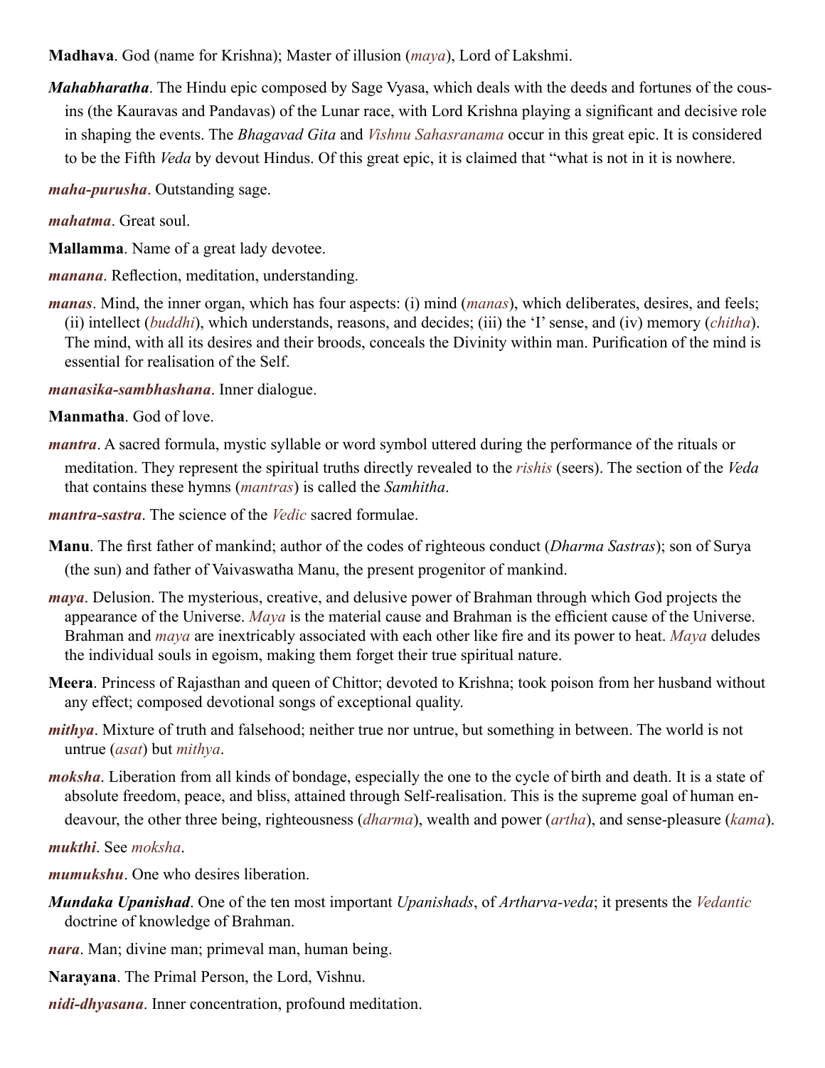**Madhava**. God (name for Krishna); Master of illusion (*maya*), Lord of Lakshmi.

***Mahabharatha***. The Hindu epic composed by Sage Vyasa, which deals with the deeds and fortunes of the cousins (the Kauravas and Pandavas) of the Lunar race, with Lord Krishna playing a significant and decisive role in shaping the events. The *Bhagavad Gita* and *Vishnu Sahasranama* occur in this great epic. It is considered to be the Fifth *Veda* by devout Hindus. Of this great epic, it is claimed that "what is not in it is nowhere.

***maha-purusha***. Outstanding sage.

***mahatma***. Great soul.

**Mallamma**. Name of a great lady devotee.

***manana***. Reflection, meditation, understanding.

***manas***. Mind, the inner organ, which has four aspects: (i) mind (*manas*), which deliberates, desires, and feels; (ii) intellect (*buddhi*), which understands, reasons, and decides; (iii) the 'I' sense, and (iv) memory (*chitha*). The mind, with all its desires and their broods, conceals the Divinity within man. Purification of the mind is essential for realisation of the Self.

***manasika-sambhashana***. Inner dialogue.

**Manmatha**. God of love.

***mantra***. A sacred formula, mystic syllable or word symbol uttered during the performance of the rituals or meditation. They represent the spiritual truths directly revealed to the *rishis* (seers). The section of the *Veda* that contains these hymns (*mantras*) is called the *Samhitha*.

***mantra-sastra***. The science of the *Vedic* sacred formulae.

**Manu**. The first father of mankind; author of the codes of righteous conduct (*Dharma Sastras*); son of Surya (the sun) and father of Vaivaswatha Manu, the present progenitor of mankind.

***maya***. Delusion. The mysterious, creative, and delusive power of Brahman through which God projects the appearance of the Universe. *Maya* is the material cause and Brahman is the efficient cause of the Universe. Brahman and *maya* are inextricably associated with each other like fire and its power to heat. *Maya* deludes the individual souls in egoism, making them forget their true spiritual nature.

**Meera**. Princess of Rajasthan and queen of Chittor; devoted to Krishna; took poison from her husband without any effect; composed devotional songs of exceptional quality.

***mithya***. Mixture of truth and falsehood; neither true nor untrue, but something in between. The world is not untrue (*asat*) but *mithya*.

***moksha***. Liberation from all kinds of bondage, especially the one to the cycle of birth and death. It is a state of absolute freedom, peace, and bliss, attained through Self-realisation. This is the supreme goal of human endeavour, the other three being, righteousness (*dharma*), wealth and power (*artha*), and sense-pleasure (*kama*).

***mukthi***. See *moksha*.

***mumukshu***. One who desires liberation.

***Mundaka Upanishad***. One of the ten most important *Upanishads*, of *Artharva-veda*; it presents the *Vedantic* doctrine of knowledge of Brahman.

***nara***. Man; divine man; primeval man, human being.

**Narayana**. The Primal Person, the Lord, Vishnu.

***nidi-dhyasana***. Inner concentration, profound meditation.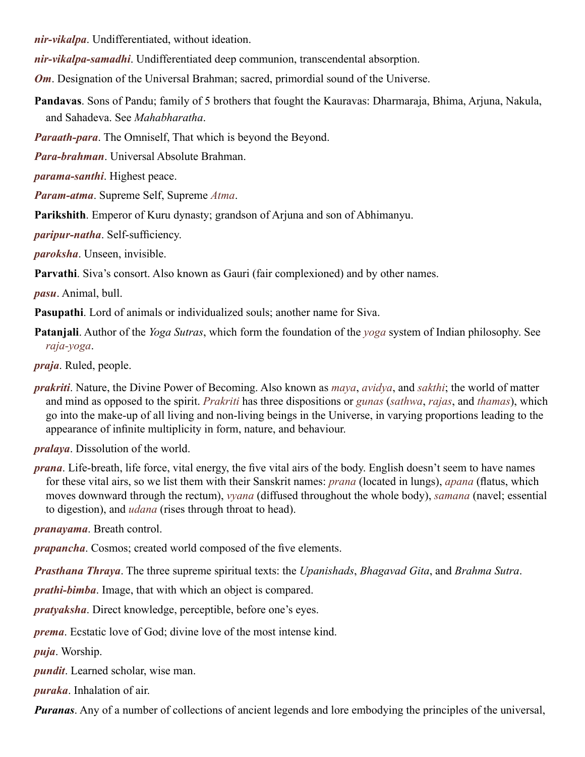***nir-vikalpa***. Undifferentiated, without ideation.

***nir-vikalpa-samadhi***. Undifferentiated deep communion, transcendental absorption.

***Om***. Designation of the Universal Brahman; sacred, primordial sound of the Universe.

**Pandavas**. Sons of Pandu; family of 5 brothers that fought the Kauravas: Dharmaraja, Bhima, Arjuna, Nakula, and Sahadeva. See *Mahabharatha*.

***Paraath-para***. The Omniself, That which is beyond the Beyond.

***Para-brahman***. Universal Absolute Brahman.

***parama-santhi***. Highest peace.

***Param-atma***. Supreme Self, Supreme *Atma*.

**Parikshith**. Emperor of Kuru dynasty; grandson of Arjuna and son of Abhimanyu.

***paripur-natha***. Self-sufficiency.

***paroksha***. Unseen, invisible.

**Parvathi**. Siva's consort. Also known as Gauri (fair complexioned) and by other names.

***pasu***. Animal, bull.

**Pasupathi**. Lord of animals or individualized souls; another name for Siva.

**Patanjali**. Author of the *Yoga Sutras*, which form the foundation of the *yoga* system of Indian philosophy. See *raja-yoga*.

***praja***. Ruled, people.

***prakriti***. Nature, the Divine Power of Becoming. Also known as *maya*, *avidya*, and *sakthi*; the world of matter and mind as opposed to the spirit. *Prakriti* has three dispositions or *gunas* (*sathwa*, *rajas*, and *thamas*), which go into the make-up of all living and non-living beings in the Universe, in varying proportions leading to the appearance of infinite multiplicity in form, nature, and behaviour.

***pralaya***. Dissolution of the world.

***prana***. Life-breath, life force, vital energy, the five vital airs of the body. English doesn't seem to have names for these vital airs, so we list them with their Sanskrit names: *prana* (located in lungs), *apana* (flatus, which moves downward through the rectum), *vyana* (diffused throughout the whole body), *samana* (navel; essential to digestion), and *udana* (rises through throat to head).

***pranayama***. Breath control.

***prapancha***. Cosmos; created world composed of the five elements.

***Prasthana Thraya***. The three supreme spiritual texts: the *Upanishads*, *Bhagavad Gita*, and *Brahma Sutra*.

***prathi-bimba***. Image, that with which an object is compared.

***pratyaksha***. Direct knowledge, perceptible, before one's eyes.

***prema***. Ecstatic love of God; divine love of the most intense kind.

***puja***. Worship.

***pundit***. Learned scholar, wise man.

***puraka***. Inhalation of air.

***Puranas***. Any of a number of collections of ancient legends and lore embodying the principles of the universal,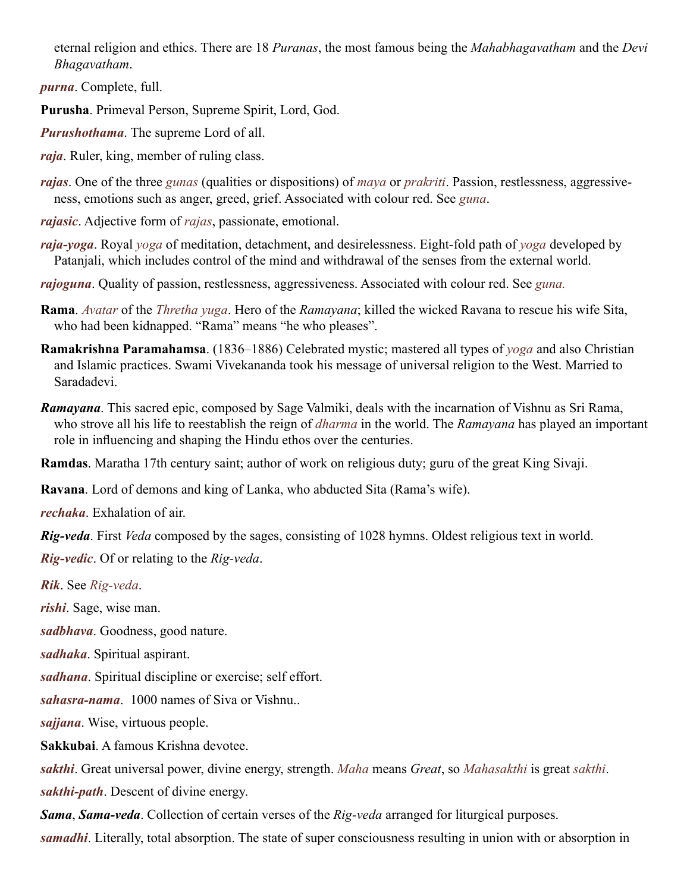eternal religion and ethics. There are 18 *Puranas*, the most famous being the *Mahabhagavatham* and the *Devi Bhagavatham*.

***purna***. Complete, full.

**Purusha**. Primeval Person, Supreme Spirit, Lord, God.

***Purushothama***. The supreme Lord of all.

***raja***. Ruler, king, member of ruling class.

***rajas***. One of the three *gunas* (qualities or dispositions) of *maya* or *prakriti*. Passion, restlessness, aggressiveness, emotions such as anger, greed, grief. Associated with colour red. See *guna*.

***rajasic***. Adjective form of *rajas*, passionate, emotional.

***raja-yoga***. Royal *yoga* of meditation, detachment, and desirelessness. Eight-fold path of *yoga* developed by Patanjali, which includes control of the mind and withdrawal of the senses from the external world.

***rajoguna***. Quality of passion, restlessness, aggressiveness. Associated with colour red. See *guna.*

**Rama**. *Avatar* of the *Thretha yuga*. Hero of the *Ramayana*; killed the wicked Ravana to rescue his wife Sita, who had been kidnapped. "Rama" means "he who pleases".

**Ramakrishna Paramahamsa**. (1836–1886) Celebrated mystic; mastered all types of *yoga* and also Christian and Islamic practices. Swami Vivekananda took his message of universal religion to the West. Married to Saradadevi.

***Ramayana***. This sacred epic, composed by Sage Valmiki, deals with the incarnation of Vishnu as Sri Rama, who strove all his life to reestablish the reign of *dharma* in the world. The *Ramayana* has played an important role in influencing and shaping the Hindu ethos over the centuries.

**Ramdas**. Maratha 17th century saint; author of work on religious duty; guru of the great King Sivaji.

**Ravana**. Lord of demons and king of Lanka, who abducted Sita (Rama's wife).

***rechaka***. Exhalation of air.

***Rig-veda***. First *Veda* composed by the sages, consisting of 1028 hymns. Oldest religious text in world.

***Rig-vedic***. Of or relating to the *Rig-veda*.

***Rik***. See *Rig-veda*.

***rishi***. Sage, wise man.

***sadbhava***. Goodness, good nature.

***sadhaka***. Spiritual aspirant.

***sadhana***. Spiritual discipline or exercise; self effort.

***sahasra-nama***. 1000 names of Siva or Vishnu..

***sajjana***. Wise, virtuous people.

**Sakkubai**. A famous Krishna devotee.

***sakthi***. Great universal power, divine energy, strength. *Maha* means *Great*, so *Mahasakthi* is great *sakthi*.

***sakthi-path***. Descent of divine energy.

***Sama***, ***Sama-veda***. Collection of certain verses of the *Rig-veda* arranged for liturgical purposes.

***samadhi***. Literally, total absorption. The state of super consciousness resulting in union with or absorption in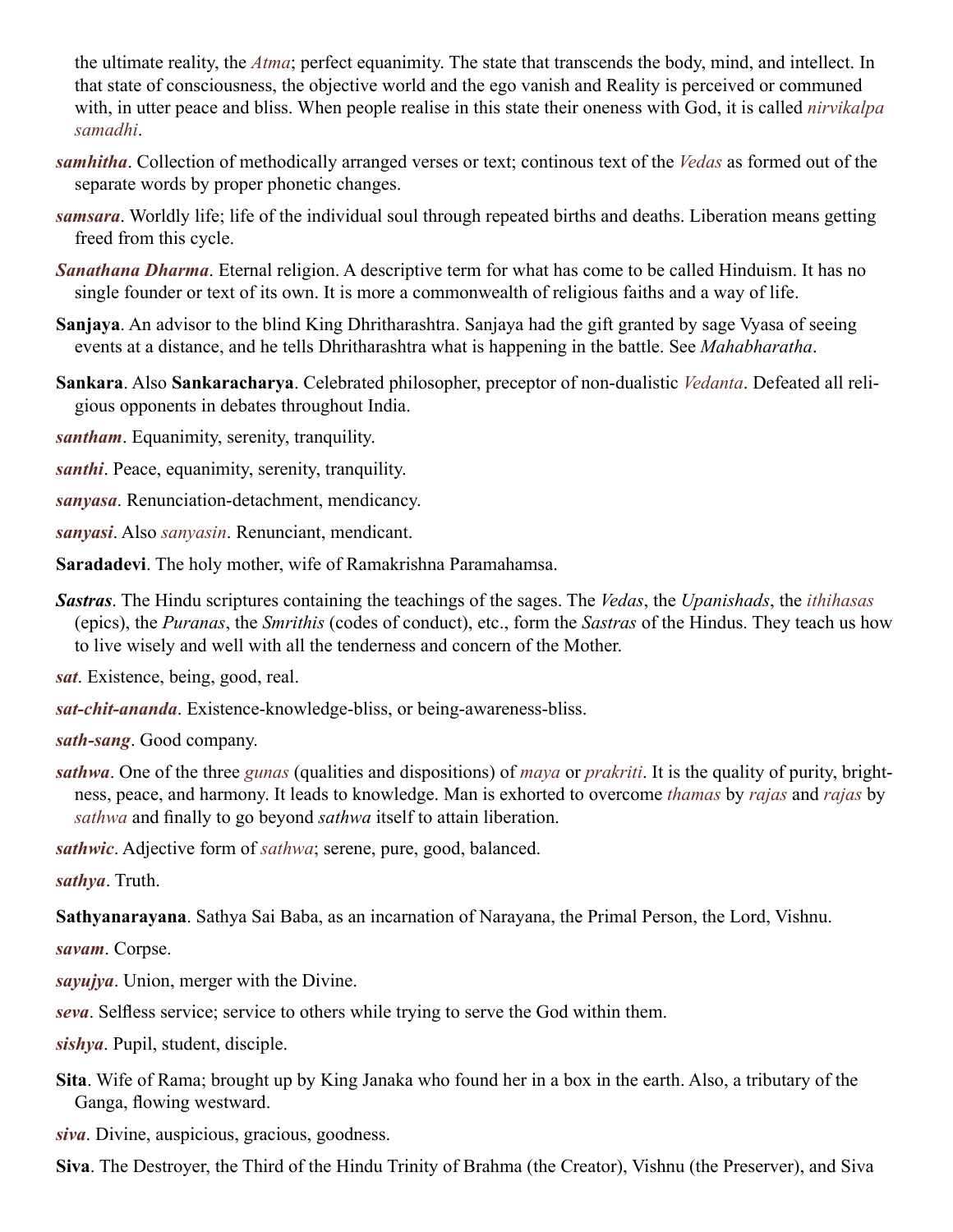the ultimate reality, the *Atma*; perfect equanimity. The state that transcends the body, mind, and intellect. In that state of consciousness, the objective world and the ego vanish and Reality is perceived or communed with, in utter peace and bliss. When people realise in this state their oneness with God, it is called *nirvikalpa samadhi*.

***samhitha***. Collection of methodically arranged verses or text; continous text of the *Vedas* as formed out of the separate words by proper phonetic changes.

***samsara***. Worldly life; life of the individual soul through repeated births and deaths. Liberation means getting freed from this cycle.

***Sanathana Dharma***. Eternal religion. A descriptive term for what has come to be called Hinduism. It has no single founder or text of its own. It is more a commonwealth of religious faiths and a way of life.

**Sanjaya**. An advisor to the blind King Dhritharashtra. Sanjaya had the gift granted by sage Vyasa of seeing events at a distance, and he tells Dhritharashtra what is happening in the battle. See *Mahabharatha*.

**Sankara**. Also **Sankaracharya**. Celebrated philosopher, preceptor of non-dualistic *Vedanta*. Defeated all religious opponents in debates throughout India.

***santham***. Equanimity, serenity, tranquility.

***santhi***. Peace, equanimity, serenity, tranquility.

***sanyasa***. Renunciation-detachment, mendicancy.

***sanyasi***. Also *sanyasin*. Renunciant, mendicant.

**Saradadevi**. The holy mother, wife of Ramakrishna Paramahamsa.

***Sastras***. The Hindu scriptures containing the teachings of the sages. The *Vedas*, the *Upanishads*, the *ithihasas* (epics), the *Puranas*, the *Smrithis* (codes of conduct), etc., form the *Sastras* of the Hindus. They teach us how to live wisely and well with all the tenderness and concern of the Mother.

***sat***. Existence, being, good, real.

***sat-chit-ananda***. Existence-knowledge-bliss, or being-awareness-bliss.

***sath-sang***. Good company.

***sathwa***. One of the three *gunas* (qualities and dispositions) of *maya* or *prakriti*. It is the quality of purity, brightness, peace, and harmony. It leads to knowledge. Man is exhorted to overcome *thamas* by *rajas* and *rajas* by *sathwa* and finally to go beyond *sathwa* itself to attain liberation.

***sathwic***. Adjective form of *sathwa*; serene, pure, good, balanced.

***sathya***. Truth.

**Sathyanarayana**. Sathya Sai Baba, as an incarnation of Narayana, the Primal Person, the Lord, Vishnu.

***savam***. Corpse.

***sayujya***. Union, merger with the Divine.

***seva***. Selfless service; service to others while trying to serve the God within them.

***sishya***. Pupil, student, disciple.

**Sita**. Wife of Rama; brought up by King Janaka who found her in a box in the earth. Also, a tributary of the Ganga, flowing westward.

***siva***. Divine, auspicious, gracious, goodness.

**Siva**. The Destroyer, the Third of the Hindu Trinity of Brahma (the Creator), Vishnu (the Preserver), and Siva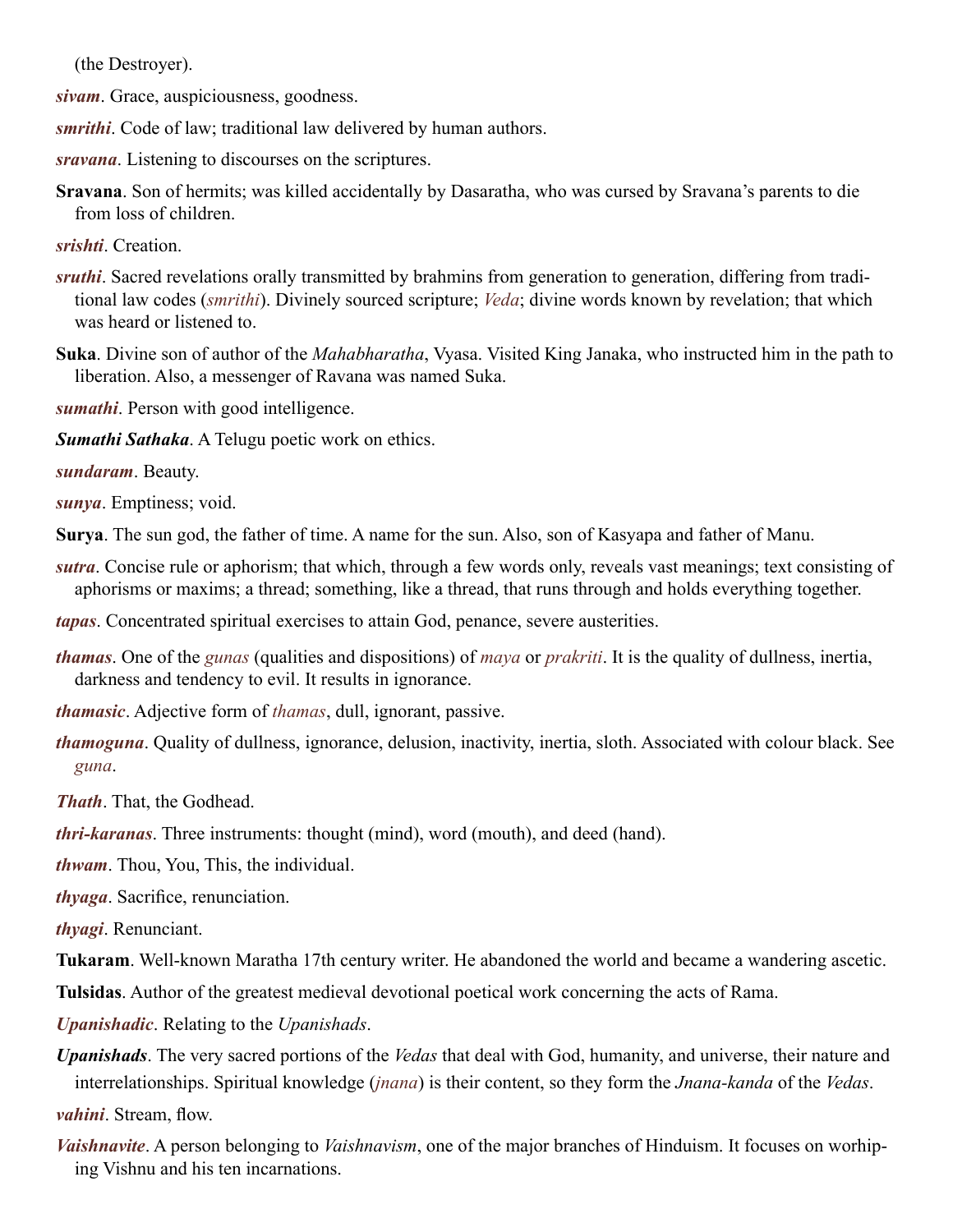(the Destroyer).

***sivam***. Grace, auspiciousness, goodness.

***smrithi***. Code of law; traditional law delivered by human authors.

***sravana***. Listening to discourses on the scriptures.

**Sravana**. Son of hermits; was killed accidentally by Dasaratha, who was cursed by Sravana's parents to die from loss of children.

***srishti***. Creation.

***sruthi***. Sacred revelations orally transmitted by brahmins from generation to generation, differing from traditional law codes (*smrithi*). Divinely sourced scripture; *Veda*; divine words known by revelation; that which was heard or listened to.

**Suka**. Divine son of author of the *Mahabharatha*, Vyasa. Visited King Janaka, who instructed him in the path to liberation. Also, a messenger of Ravana was named Suka.

***sumathi***. Person with good intelligence.

***Sumathi Sathaka***. A Telugu poetic work on ethics.

***sundaram***. Beauty.

***sunya***. Emptiness; void.

**Surya**. The sun god, the father of time. A name for the sun. Also, son of Kasyapa and father of Manu.

***sutra***. Concise rule or aphorism; that which, through a few words only, reveals vast meanings; text consisting of aphorisms or maxims; a thread; something, like a thread, that runs through and holds everything together.

***tapas***. Concentrated spiritual exercises to attain God, penance, severe austerities.

***thamas***. One of the *gunas* (qualities and dispositions) of *maya* or *prakriti*. It is the quality of dullness, inertia, darkness and tendency to evil. It results in ignorance.

***thamasic***. Adjective form of *thamas*, dull, ignorant, passive.

***thamoguna***. Quality of dullness, ignorance, delusion, inactivity, inertia, sloth. Associated with colour black. See *guna*.

***Thath***. That, the Godhead.

***thri-karanas***. Three instruments: thought (mind), word (mouth), and deed (hand).

***thwam***. Thou, You, This, the individual.

***thyaga***. Sacrifice, renunciation.

***thyagi***. Renunciant.

**Tukaram**. Well-known Maratha 17th century writer. He abandoned the world and became a wandering ascetic.

**Tulsidas**. Author of the greatest medieval devotional poetical work concerning the acts of Rama.

***Upanishadic***. Relating to the *Upanishads*.

***Upanishads***. The very sacred portions of the *Vedas* that deal with God, humanity, and universe, their nature and interrelationships. Spiritual knowledge (*jnana*) is their content, so they form the *Jnana-kanda* of the *Vedas*.

***vahini***. Stream, flow.

***Vaishnavite***. A person belonging to *Vaishnavism*, one of the major branches of Hinduism. It focuses on worhiping Vishnu and his ten incarnations.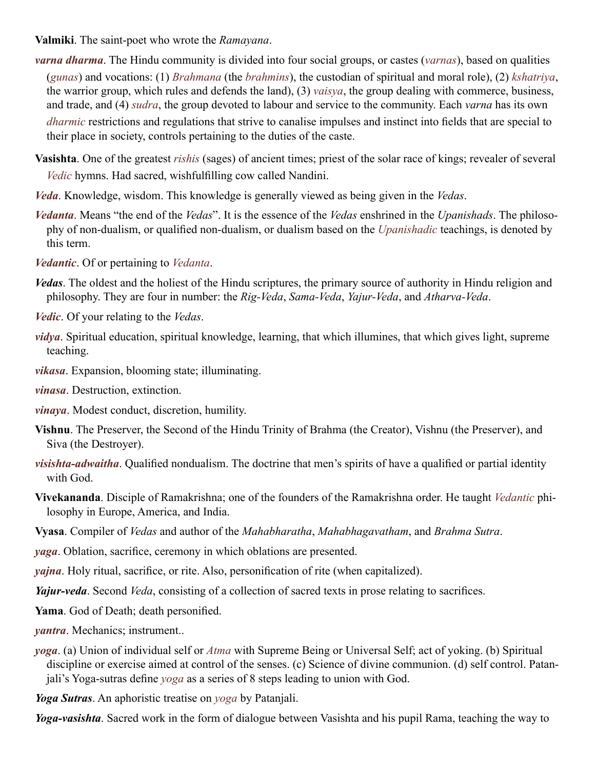**Valmiki**. The saint-poet who wrote the *Ramayana*.

***varna dharma***. The Hindu community is divided into four social groups, or castes (*varnas*), based on qualities (*gunas*) and vocations: (1) *Brahmana* (the *brahmins*), the custodian of spiritual and moral role), (2) *kshatriya*, the warrior group, which rules and defends the land), (3) *vaisya*, the group dealing with commerce, business, and trade, and (4) *sudra*, the group devoted to labour and service to the community. Each *varna* has its own *dharmic* restrictions and regulations that strive to canalise impulses and instinct into fields that are special to their place in society, controls pertaining to the duties of the caste.

**Vasishta**. One of the greatest *rishis* (sages) of ancient times; priest of the solar race of kings; revealer of several *Vedic* hymns. Had sacred, wishfulfilling cow called Nandini.

***Veda***. Knowledge, wisdom. This knowledge is generally viewed as being given in the *Vedas*.

***Vedanta***. Means "the end of the *Vedas*". It is the essence of the *Vedas* enshrined in the *Upanishads*. The philosophy of non-dualism, or qualified non-dualism, or dualism based on the *Upanishadic* teachings, is denoted by this term.

***Vedantic***. Of or pertaining to *Vedanta*.

***Vedas***. The oldest and the holiest of the Hindu scriptures, the primary source of authority in Hindu religion and philosophy. They are four in number: the *Rig-Veda*, *Sama-Veda*, *Yajur-Veda*, and *Atharva-Veda*.

***Vedic***. Of your relating to the *Vedas*.

***vidya***. Spiritual education, spiritual knowledge, learning, that which illumines, that which gives light, supreme teaching.

***vikasa***. Expansion, blooming state; illuminating.

***vinasa***. Destruction, extinction.

***vinaya***. Modest conduct, discretion, humility.

**Vishnu**. The Preserver, the Second of the Hindu Trinity of Brahma (the Creator), Vishnu (the Preserver), and Siva (the Destroyer).

***visishta-adwaitha***. Qualified nondualism. The doctrine that men's spirits of have a qualified or partial identity with God.

**Vivekananda**. Disciple of Ramakrishna; one of the founders of the Ramakrishna order. He taught *Vedantic* philosophy in Europe, America, and India.

**Vyasa**. Compiler of *Vedas* and author of the *Mahabharatha*, *Mahabhagavatham*, and *Brahma Sutra*.

***yaga***. Oblation, sacrifice, ceremony in which oblations are presented.

***yajna***. Holy ritual, sacrifice, or rite. Also, personification of rite (when capitalized).

***Yajur-veda***. Second *Veda*, consisting of a collection of sacred texts in prose relating to sacrifices.

**Yama**. God of Death; death personified.

***yantra***. Mechanics; instrument..

***yoga***. (a) Union of individual self or *Atma* with Supreme Being or Universal Self; act of yoking. (b) Spiritual discipline or exercise aimed at control of the senses. (c) Science of divine communion. (d) self control. Patanjali's Yoga-sutras define *yoga* as a series of 8 steps leading to union with God.

***Yoga Sutras***. An aphoristic treatise on *yoga* by Patanjali.

***Yoga-vasishta***. Sacred work in the form of dialogue between Vasishta and his pupil Rama, teaching the way to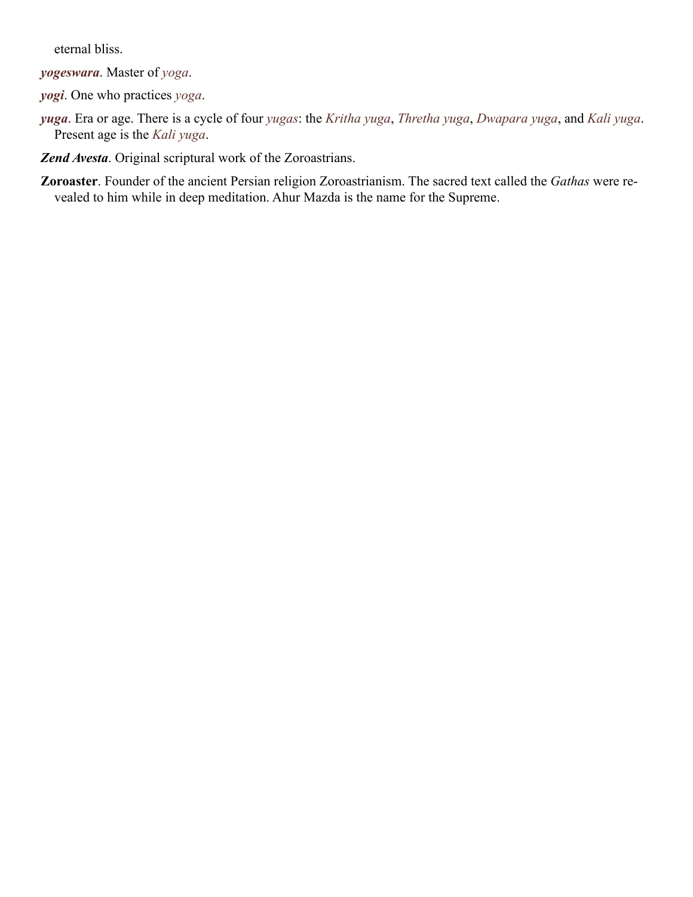eternal bliss.

***yogeswara***. Master of *yoga*.

***yogi***. One who practices *yoga*.

***yuga***. Era or age. There is a cycle of four *yugas*: the *Kritha yuga*, *Thretha yuga*, *Dwapara yuga*, and *Kali yuga*. Present age is the *Kali yuga*.

***Zend Avesta***. Original scriptural work of the Zoroastrians.

**Zoroaster**. Founder of the ancient Persian religion Zoroastrianism. The sacred text called the *Gathas* were revealed to him while in deep meditation. Ahur Mazda is the name for the Supreme.